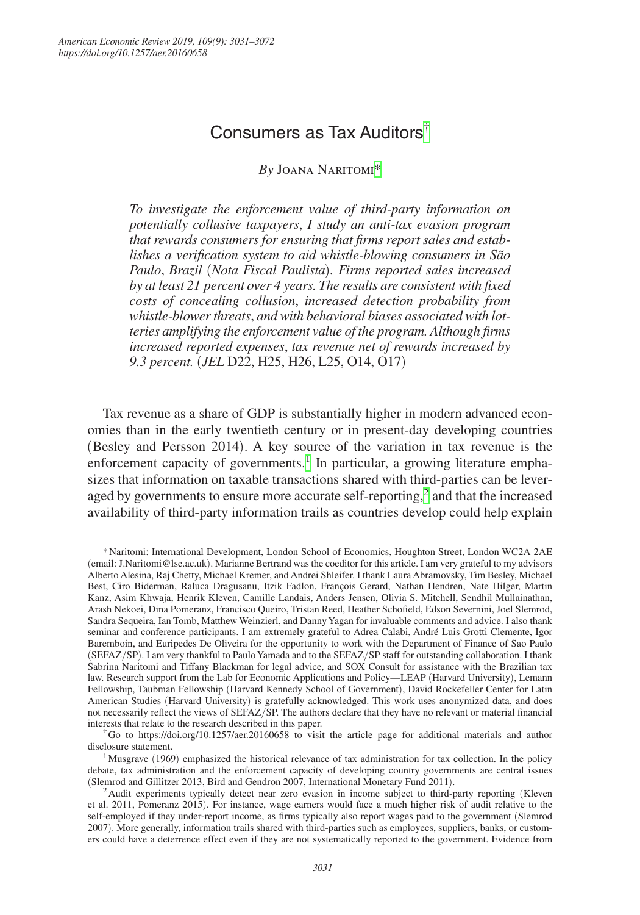# Consumers as Tax Auditors[†]

*By* Joana Naritomi[*]

*To investigate the enforcement value of third-party information on potentially collusive taxpayers, I study an anti-tax evasion program that rewards consumers for ensuring that firms report sales and establishes a verification system to aid whistle-blowing consumers in São Paulo, Brazil (Nota Fiscal Paulista). Firms reported sales increased by at least 21 percent over 4 years. The results are consistent with fixed costs of concealing collusion, increased detection probability from whistle-blower threats, and with behavioral biases associated with lotteries amplifying the enforcement value of the program. Although firms increased reported expenses, tax revenue net of rewards increased by 9.3 percent.* (*JEL* D22, H25, H26, L25, O14, O17)

Tax revenue as a share of GDP is substantially higher in modern advanced economies than in the early twentieth century or in present-day developing countries (Besley and Persson 2014). A key source of the variation in tax revenue is the enforcement capacity of governments.[1] In particular, a growing literature emphasizes that information on taxable transactions shared with third-parties can be leveraged by governments to ensure more accurate self-reporting,[2] and that the increased availability of third-party information trails as countries develop could help explain

[*] Naritomi: International Development, London School of Economics, Houghton Street, London WC2A 2AE (email: J.Naritomi@lse.ac.uk). Marianne Bertrand was the coeditor for this article. I am very grateful to my advisors Alberto Alesina, Raj Chetty, Michael Kremer, and Andrei Shleifer. I thank Laura Abramovsky, Tim Besley, Michael Best, Ciro Biderman, Raluca Dragusanu, Itzik Fadlon, François Gerard, Nathan Hendren, Nate Hilger, Martin Kanz, Asim Khwaja, Henrik Kleven, Camille Landais, Anders Jensen, Olivia S. Mitchell, Sendhil Mullainathan, Arash Nekoei, Dina Pomeranz, Francisco Queiro, Tristan Reed, Heather Schofield, Edson Severnini, Joel Slemrod, Sandra Sequeira, Ian Tomb, Matthew Weinzierl, and Danny Yagan for invaluable comments and advice. I also thank seminar and conference participants. I am extremely grateful to Adrea Calabi, André Luis Grotti Clemente, Igor Baremboin, and Euripedes De Oliveira for the opportunity to work with the Department of Finance of Sao Paulo (SEFAZ/SP). I am very thankful to Paulo Yamada and to the SEFAZ/SP staff for outstanding collaboration. I thank Sabrina Naritomi and Tiffany Blackman for legal advice, and SOX Consult for assistance with the Brazilian tax law. Research support from the Lab for Economic Applications and Policy—LEAP (Harvard University), Lemann Fellowship, Taubman Fellowship (Harvard Kennedy School of Government), David Rockefeller Center for Latin American Studies (Harvard University) is gratefully acknowledged. This work uses anonymized data, and does not necessarily reflect the views of SEFAZ/SP. The authors declare that they have no relevant or material financial interests that relate to the research described in this paper.

[†] Go to https://doi.org/10.1257/aer.20160658 to visit the article page for additional materials and author disclosure statement.

[1] Musgrave (1969) emphasized the historical relevance of tax administration for tax collection. In the policy debate, tax administration and the enforcement capacity of developing country governments are central issues (Slemrod and Gillitzer 2013, Bird and Gendron 2007, International Monetary Fund 2011).

[2] Audit experiments typically detect near zero evasion in income subject to third-party reporting (Kleven et al. 2011, Pomeranz 2015). For instance, wage earners would face a much higher risk of audit relative to the self-employed if they under-report income, as firms typically also report wages paid to the government (Slemrod 2007). More generally, information trails shared with third-parties such as employees, suppliers, banks, or customers could have a deterrence effect even if they are not systematically reported to the government. Evidence from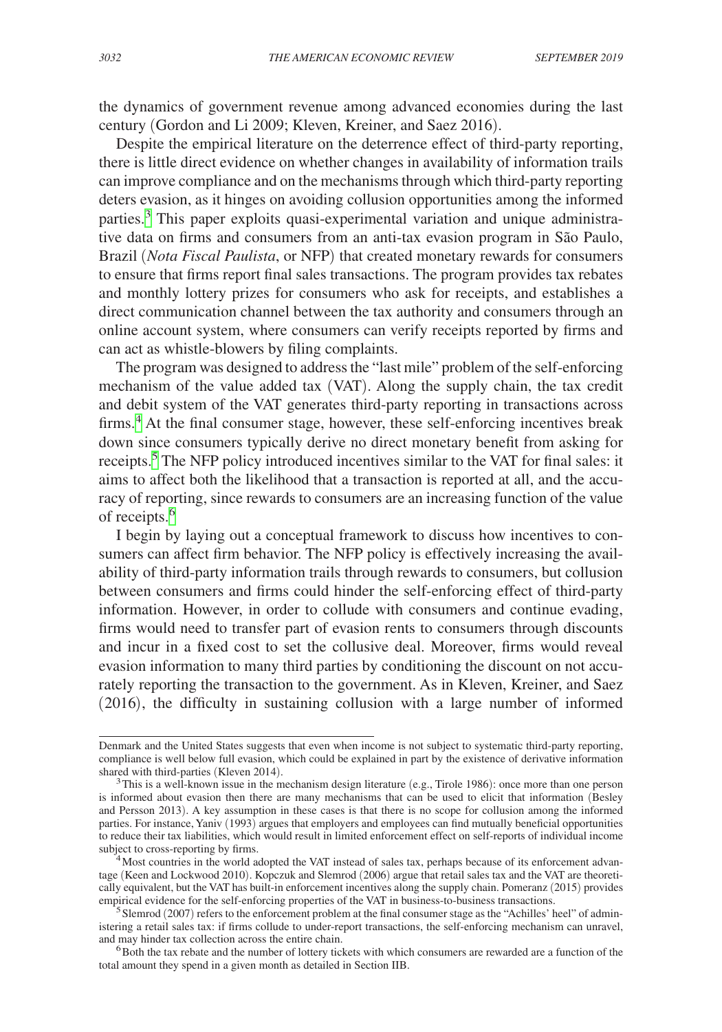the dynamics of government revenue among advanced economies during the last century (Gordon and Li 2009; Kleven, Kreiner, and Saez 2016).

Despite the empirical literature on the deterrence effect of third-party reporting, there is little direct evidence on whether changes in availability of information trails can improve compliance and on the mechanisms through which third-party reporting deters evasion, as it hinges on avoiding collusion opportunities among the informed parties.[3] This paper exploits quasi-experimental variation and unique administrative data on firms and consumers from an anti-tax evasion program in São Paulo, Brazil (*Nota Fiscal Paulista*, or NFP) that created monetary rewards for consumers to ensure that firms report final sales transactions. The program provides tax rebates and monthly lottery prizes for consumers who ask for receipts, and establishes a direct communication channel between the tax authority and consumers through an online account system, where consumers can verify receipts reported by firms and can act as whistle-blowers by filing complaints.

The program was designed to address the "last mile" problem of the self-enforcing mechanism of the value added tax (VAT). Along the supply chain, the tax credit and debit system of the VAT generates third-party reporting in transactions across firms.[4] At the final consumer stage, however, these self-enforcing incentives break down since consumers typically derive no direct monetary benefit from asking for receipts.[5] The NFP policy introduced incentives similar to the VAT for final sales: it aims to affect both the likelihood that a transaction is reported at all, and the accuracy of reporting, since rewards to consumers are an increasing function of the value of receipts.[6]

I begin by laying out a conceptual framework to discuss how incentives to consumers can affect firm behavior. The NFP policy is effectively increasing the availability of third-party information trails through rewards to consumers, but collusion between consumers and firms could hinder the self-enforcing effect of third-party information. However, in order to collude with consumers and continue evading, firms would need to transfer part of evasion rents to consumers through discounts and incur in a fixed cost to set the collusive deal. Moreover, firms would reveal evasion information to many third parties by conditioning the discount on not accurately reporting the transaction to the government. As in Kleven, Kreiner, and Saez (2016), the difficulty in sustaining collusion with a large number of informed

Denmark and the United States suggests that even when income is not subject to systematic third-party reporting, compliance is well below full evasion, which could be explained in part by the existence of derivative information shared with third-parties (Kleven 2014).

[3] This is a well-known issue in the mechanism design literature (e.g., Tirole 1986): once more than one person is informed about evasion then there are many mechanisms that can be used to elicit that information (Besley and Persson 2013). A key assumption in these cases is that there is no scope for collusion among the informed parties. For instance, Yaniv (1993) argues that employers and employees can find mutually beneficial opportunities to reduce their tax liabilities, which would result in limited enforcement effect on self-reports of individual income subject to cross-reporting by firms.

[4] Most countries in the world adopted the VAT instead of sales tax, perhaps because of its enforcement advantage (Keen and Lockwood 2010). Kopczuk and Slemrod (2006) argue that retail sales tax and the VAT are theoretically equivalent, but the VAT has built-in enforcement incentives along the supply chain. Pomeranz (2015) provides empirical evidence for the self-enforcing properties of the VAT in business-to-business transactions.

[5] Slemrod (2007) refers to the enforcement problem at the final consumer stage as the "Achilles' heel" of administering a retail sales tax: if firms collude to under-report transactions, the self-enforcing mechanism can unravel, and may hinder tax collection across the entire chain.

[6] Both the tax rebate and the number of lottery tickets with which consumers are rewarded are a function of the total amount they spend in a given month as detailed in Section IIB.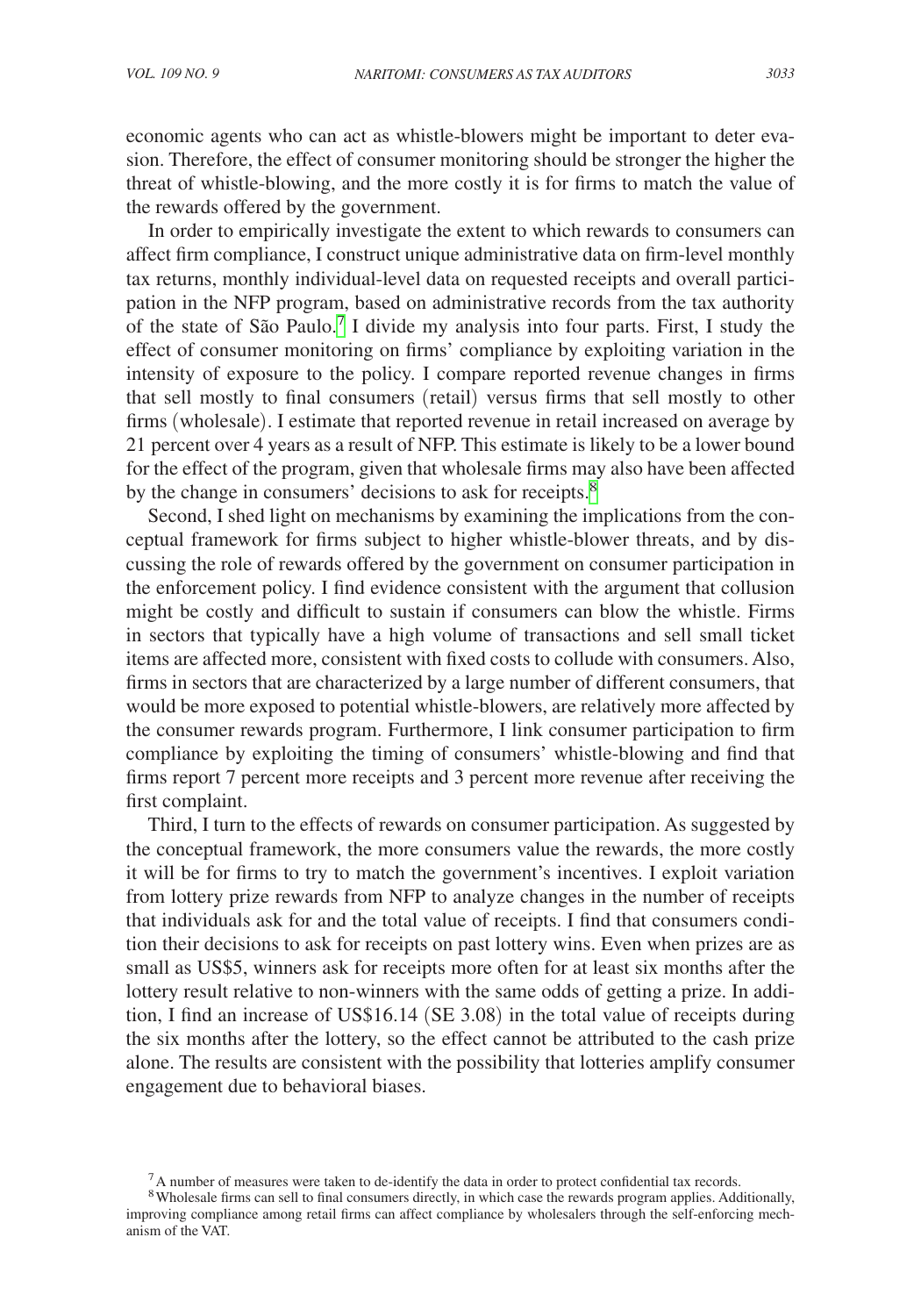economic agents who can act as whistle-blowers might be important to deter evasion. Therefore, the effect of consumer monitoring should be stronger the higher the threat of whistle-blowing, and the more costly it is for firms to match the value of the rewards offered by the government.

In order to empirically investigate the extent to which rewards to consumers can affect firm compliance, I construct unique administrative data on firm-level monthly tax returns, monthly individual-level data on requested receipts and overall participation in the NFP program, based on administrative records from the tax authority of the state of São Paulo.[7] I divide my analysis into four parts. First, I study the effect of consumer monitoring on firms' compliance by exploiting variation in the intensity of exposure to the policy. I compare reported revenue changes in firms that sell mostly to final consumers (retail) versus firms that sell mostly to other firms (wholesale). I estimate that reported revenue in retail increased on average by 21 percent over 4 years as a result of NFP. This estimate is likely to be a lower bound for the effect of the program, given that wholesale firms may also have been affected by the change in consumers' decisions to ask for receipts.[8]

Second, I shed light on mechanisms by examining the implications from the conceptual framework for firms subject to higher whistle-blower threats, and by discussing the role of rewards offered by the government on consumer participation in the enforcement policy. I find evidence consistent with the argument that collusion might be costly and difficult to sustain if consumers can blow the whistle. Firms in sectors that typically have a high volume of transactions and sell small ticket items are affected more, consistent with fixed costs to collude with consumers. Also, firms in sectors that are characterized by a large number of different consumers, that would be more exposed to potential whistle-blowers, are relatively more affected by the consumer rewards program. Furthermore, I link consumer participation to firm compliance by exploiting the timing of consumers' whistle-blowing and find that firms report 7 percent more receipts and 3 percent more revenue after receiving the first complaint.

Third, I turn to the effects of rewards on consumer participation. As suggested by the conceptual framework, the more consumers value the rewards, the more costly it will be for firms to try to match the government's incentives. I exploit variation from lottery prize rewards from NFP to analyze changes in the number of receipts that individuals ask for and the total value of receipts. I find that consumers condition their decisions to ask for receipts on past lottery wins. Even when prizes are as small as US$5, winners ask for receipts more often for at least six months after the lottery result relative to non-winners with the same odds of getting a prize. In addition, I find an increase of US$16.14 (SE 3.08) in the total value of receipts during the six months after the lottery, so the effect cannot be attributed to the cash prize alone. The results are consistent with the possibility that lotteries amplify consumer engagement due to behavioral biases.

[7] A number of measures were taken to de-identify the data in order to protect confidential tax records.

[8] Wholesale firms can sell to final consumers directly, in which case the rewards program applies. Additionally, improving compliance among retail firms can affect compliance by wholesalers through the self-enforcing mechanism of the VAT.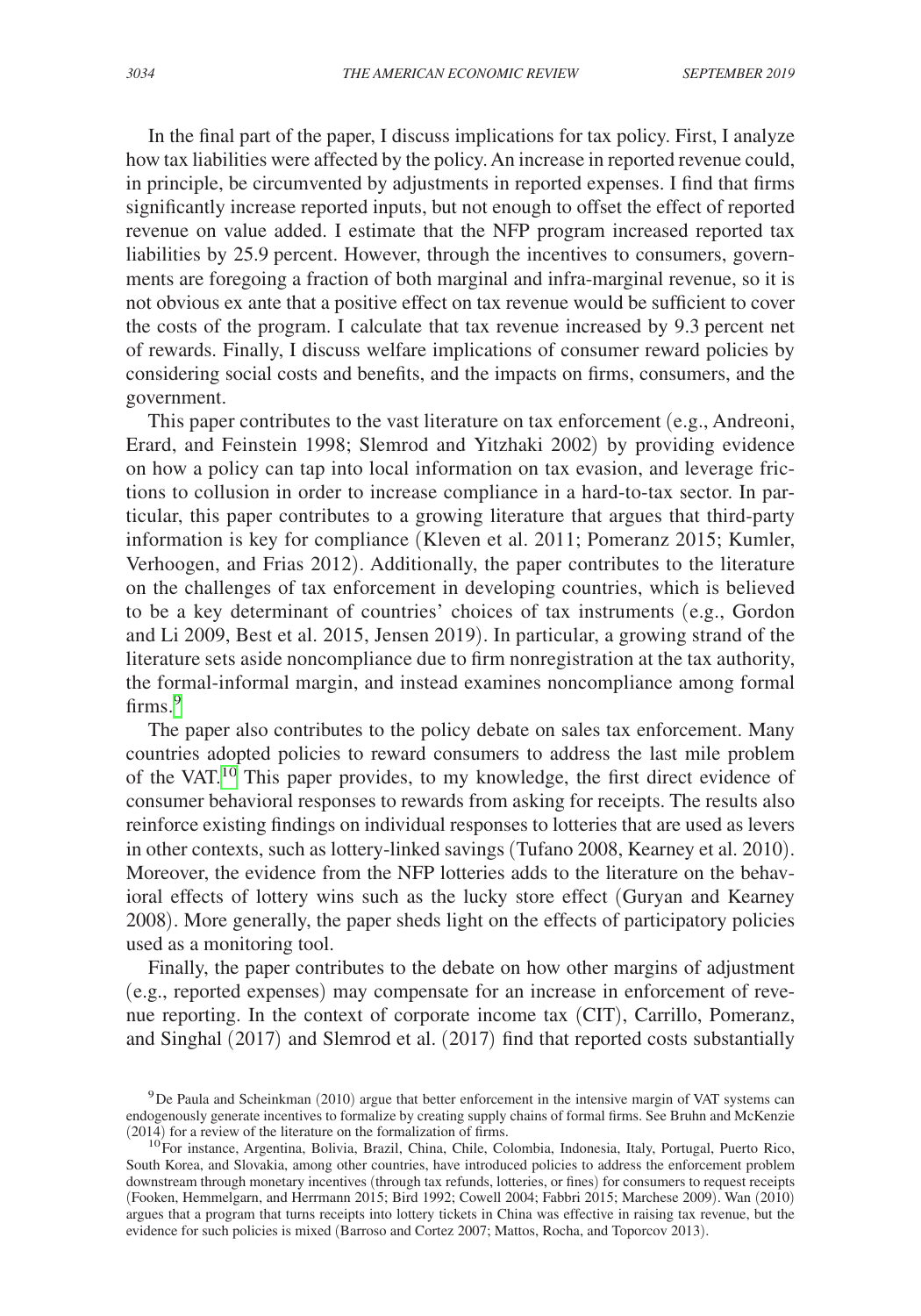In the final part of the paper, I discuss implications for tax policy. First, I analyze how tax liabilities were affected by the policy. An increase in reported revenue could, in principle, be circumvented by adjustments in reported expenses. I find that firms significantly increase reported inputs, but not enough to offset the effect of reported revenue on value added. I estimate that the NFP program increased reported tax liabilities by 25.9 percent. However, through the incentives to consumers, governments are foregoing a fraction of both marginal and infra-marginal revenue, so it is not obvious ex ante that a positive effect on tax revenue would be sufficient to cover the costs of the program. I calculate that tax revenue increased by 9.3 percent net of rewards. Finally, I discuss welfare implications of consumer reward policies by considering social costs and benefits, and the impacts on firms, consumers, and the government.

This paper contributes to the vast literature on tax enforcement (e.g., Andreoni, Erard, and Feinstein 1998; Slemrod and Yitzhaki 2002) by providing evidence on how a policy can tap into local information on tax evasion, and leverage frictions to collusion in order to increase compliance in a hard-to-tax sector. In particular, this paper contributes to a growing literature that argues that third-party information is key for compliance (Kleven et al. 2011; Pomeranz 2015; Kumler, Verhoogen, and Frias 2012). Additionally, the paper contributes to the literature on the challenges of tax enforcement in developing countries, which is believed to be a key determinant of countries' choices of tax instruments (e.g., Gordon and Li 2009, Best et al. 2015, Jensen 2019). In particular, a growing strand of the literature sets aside noncompliance due to firm nonregistration at the tax authority, the formal-informal margin, and instead examines noncompliance among formal firms.[9]

The paper also contributes to the policy debate on sales tax enforcement. Many countries adopted policies to reward consumers to address the last mile problem of the VAT.[10] This paper provides, to my knowledge, the first direct evidence of consumer behavioral responses to rewards from asking for receipts. The results also reinforce existing findings on individual responses to lotteries that are used as levers in other contexts, such as lottery-linked savings (Tufano 2008, Kearney et al. 2010). Moreover, the evidence from the NFP lotteries adds to the literature on the behavioral effects of lottery wins such as the lucky store effect (Guryan and Kearney 2008). More generally, the paper sheds light on the effects of participatory policies used as a monitoring tool.

Finally, the paper contributes to the debate on how other margins of adjustment (e.g., reported expenses) may compensate for an increase in enforcement of revenue reporting. In the context of corporate income tax (CIT), Carrillo, Pomeranz, and Singhal (2017) and Slemrod et al. (2017) find that reported costs substantially

[9] De Paula and Scheinkman (2010) argue that better enforcement in the intensive margin of VAT systems can endogenously generate incentives to formalize by creating supply chains of formal firms. See Bruhn and McKenzie (2014) for a review of the literature on the formalization of firms.

[10] For instance, Argentina, Bolivia, Brazil, China, Chile, Colombia, Indonesia, Italy, Portugal, Puerto Rico, South Korea, and Slovakia, among other countries, have introduced policies to address the enforcement problem downstream through monetary incentives (through tax refunds, lotteries, or fines) for consumers to request receipts (Fooken, Hemmelgarn, and Herrmann 2015; Bird 1992; Cowell 2004; Fabbri 2015; Marchese 2009). Wan (2010) argues that a program that turns receipts into lottery tickets in China was effective in raising tax revenue, but the evidence for such policies is mixed (Barroso and Cortez 2007; Mattos, Rocha, and Toporcov 2013).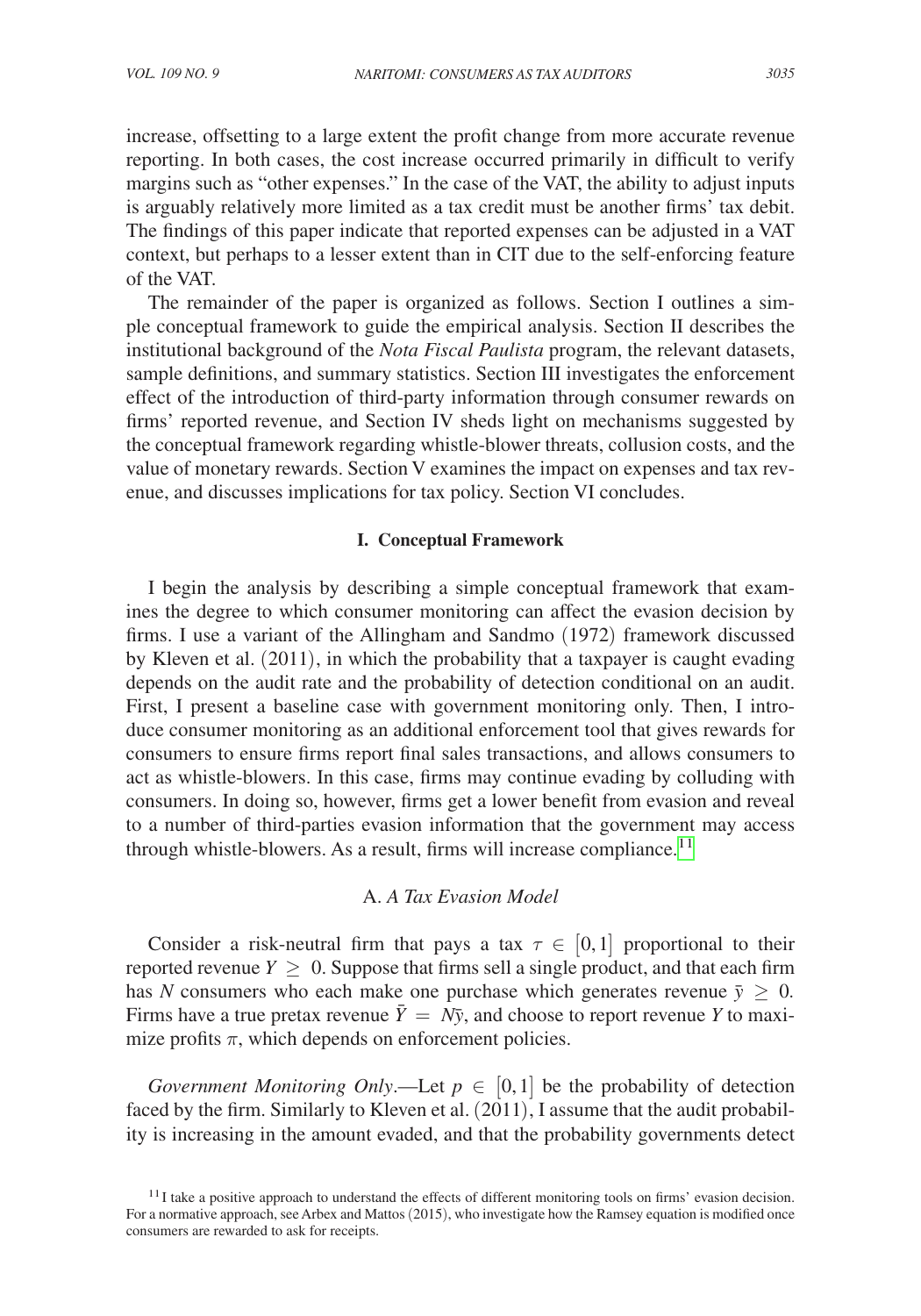increase, offsetting to a large extent the profit change from more accurate revenue reporting. In both cases, the cost increase occurred primarily in difficult to verify margins such as "other expenses." In the case of the VAT, the ability to adjust inputs is arguably relatively more limited as a tax credit must be another firms' tax debit. The findings of this paper indicate that reported expenses can be adjusted in a VAT context, but perhaps to a lesser extent than in CIT due to the self-enforcing feature of the VAT.

The remainder of the paper is organized as follows. Section I outlines a simple conceptual framework to guide the empirical analysis. Section II describes the institutional background of the *Nota Fiscal Paulista* program, the relevant datasets, sample definitions, and summary statistics. Section III investigates the enforcement effect of the introduction of third-party information through consumer rewards on firms' reported revenue, and Section IV sheds light on mechanisms suggested by the conceptual framework regarding whistle-blower threats, collusion costs, and the value of monetary rewards. Section V examines the impact on expenses and tax revenue, and discusses implications for tax policy. Section VI concludes.

## I. Conceptual Framework

I begin the analysis by describing a simple conceptual framework that examines the degree to which consumer monitoring can affect the evasion decision by firms. I use a variant of the Allingham and Sandmo (1972) framework discussed by Kleven et al. (2011), in which the probability that a taxpayer is caught evading depends on the audit rate and the probability of detection conditional on an audit. First, I present a baseline case with government monitoring only. Then, I introduce consumer monitoring as an additional enforcement tool that gives rewards for consumers to ensure firms report final sales transactions, and allows consumers to act as whistle-blowers. In this case, firms may continue evading by colluding with consumers. In doing so, however, firms get a lower benefit from evasion and reveal to a number of third-parties evasion information that the government may access through whistle-blowers. As a result, firms will increase compliance.[11]

### A. *A Tax Evasion Model*

Consider a risk-neutral firm that pays a tax $\tau \in [0,1]$ proportional to their reported revenue $Y \geq 0$. Suppose that firms sell a single product, and that each firm has $N$ consumers who each make one purchase which generates revenue $\bar{y} \geq 0$. Firms have a true pretax revenue $\bar{Y} = N\bar{y}$, and choose to report revenue $Y$ to maximize profits $\pi$, which depends on enforcement policies.

*Government Monitoring Only*.—Let $p \in [0,1]$ be the probability of detection faced by the firm. Similarly to Kleven et al. (2011), I assume that the audit probability is increasing in the amount evaded, and that the probability governments detect

[11] I take a positive approach to understand the effects of different monitoring tools on firms' evasion decision. For a normative approach, see Arbex and Mattos (2015), who investigate how the Ramsey equation is modified once consumers are rewarded to ask for receipts.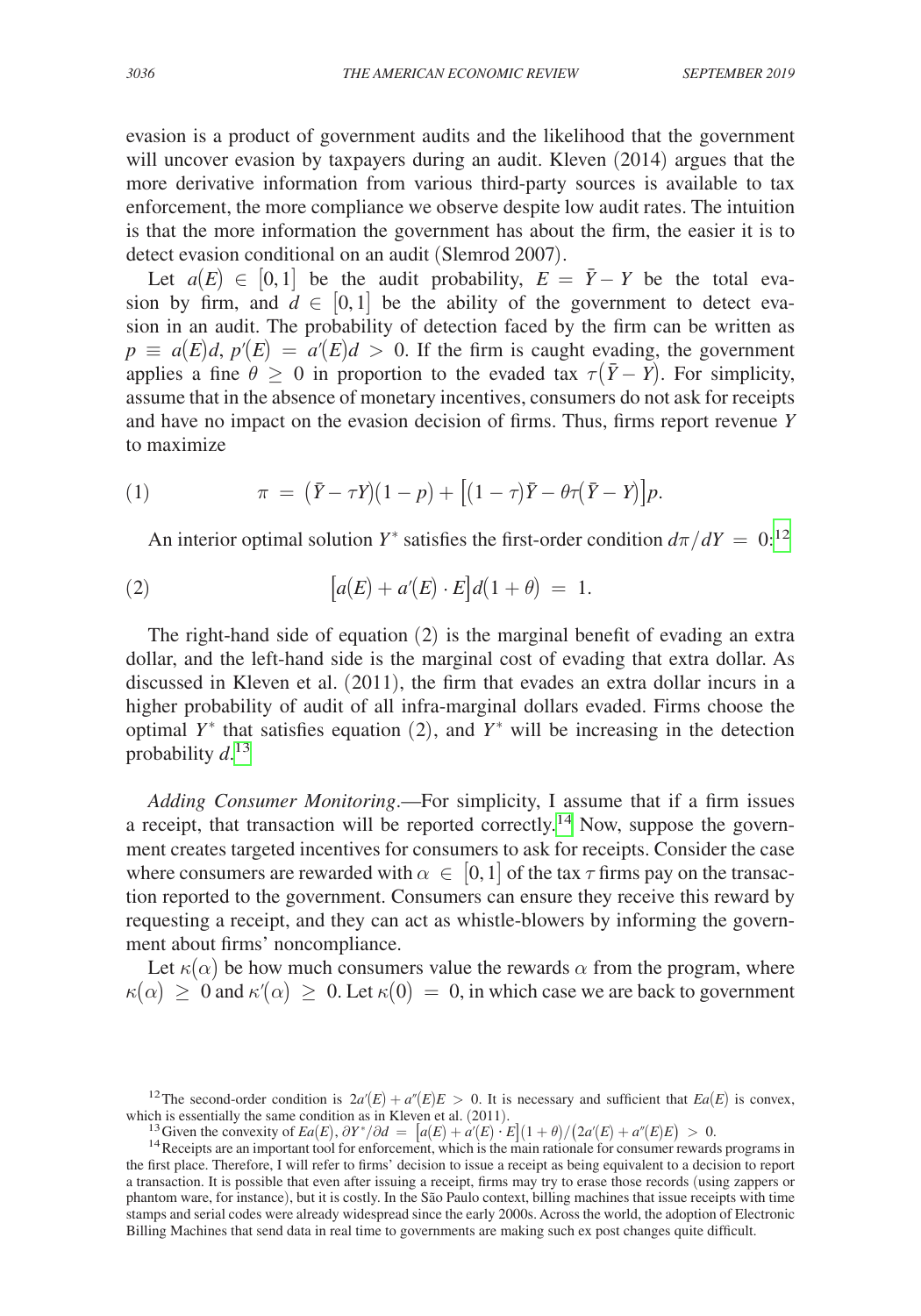evasion is a product of government audits and the likelihood that the government will uncover evasion by taxpayers during an audit. Kleven (2014) argues that the more derivative information from various third-party sources is available to tax enforcement, the more compliance we observe despite low audit rates. The intuition is that the more information the government has about the firm, the easier it is to detect evasion conditional on an audit (Slemrod 2007).

Let $a(E) \in [0,1]$ be the audit probability, $E = \bar{Y} - Y$ be the total evasion by firm, and $d \in [0,1]$ be the ability of the government to detect evasion in an audit. The probability of detection faced by the firm can be written as $p \equiv a(E)d$, $p'(E) = a'(E)d > 0$. If the firm is caught evading, the government applies a fine $\theta \geq 0$ in proportion to the evaded tax $\tau(\bar{Y} - Y)$. For simplicity, assume that in the absence of monetary incentives, consumers do not ask for receipts and have no impact on the evasion decision of firms. Thus, firms report revenue $Y$ to maximize

$$\pi = (\bar{Y} - \tau Y)(1 - p) + \left[(1 - \tau)\bar{Y} - \theta\tau(\bar{Y} - Y)\right]p. \tag{1}$$

An interior optimal solution $Y^*$ satisfies the first-order condition $d\pi/dY = 0$:[12]

$$\left[a(E) + a'(E) \cdot E\right]d(1 + \theta) = 1. \tag{2}$$

The right-hand side of equation (2) is the marginal benefit of evading an extra dollar, and the left-hand side is the marginal cost of evading that extra dollar. As discussed in Kleven et al. (2011), the firm that evades an extra dollar incurs in a higher probability of audit of all infra-marginal dollars evaded. Firms choose the optimal $Y^*$ that satisfies equation (2), and $Y^*$ will be increasing in the detection probability $d$.[13]

*Adding Consumer Monitoring*.—For simplicity, I assume that if a firm issues a receipt, that transaction will be reported correctly.[14] Now, suppose the government creates targeted incentives for consumers to ask for receipts. Consider the case where consumers are rewarded with $\alpha \in [0,1]$ of the tax $\tau$ firms pay on the transaction reported to the government. Consumers can ensure they receive this reward by requesting a receipt, and they can act as whistle-blowers by informing the government about firms' noncompliance.

Let $\kappa(\alpha)$ be how much consumers value the rewards $\alpha$ from the program, where $\kappa(\alpha) \geq 0$ and $\kappa'(\alpha) \geq 0$. Let $\kappa(0) = 0$, in which case we are back to government

[12] The second-order condition is $2a'(E) + a''(E)E > 0$. It is necessary and sufficient that $Ea(E)$ is convex, which is essentially the same condition as in Kleven et al. (2011).

[13] Given the convexity of $Ea(E)$, $\partial Y^*/\partial d = \left[a(E) + a'(E) \cdot E\right](1 + \theta)/\left(2a'(E) + a''(E)E\right) > 0$.

[14] Receipts are an important tool for enforcement, which is the main rationale for consumer rewards programs in the first place. Therefore, I will refer to firms' decision to issue a receipt as being equivalent to a decision to report a transaction. It is possible that even after issuing a receipt, firms may try to erase those records (using zappers or phantom ware, for instance), but it is costly. In the São Paulo context, billing machines that issue receipts with time stamps and serial codes were already widespread since the early 2000s. Across the world, the adoption of Electronic Billing Machines that send data in real time to governments are making such ex post changes quite difficult.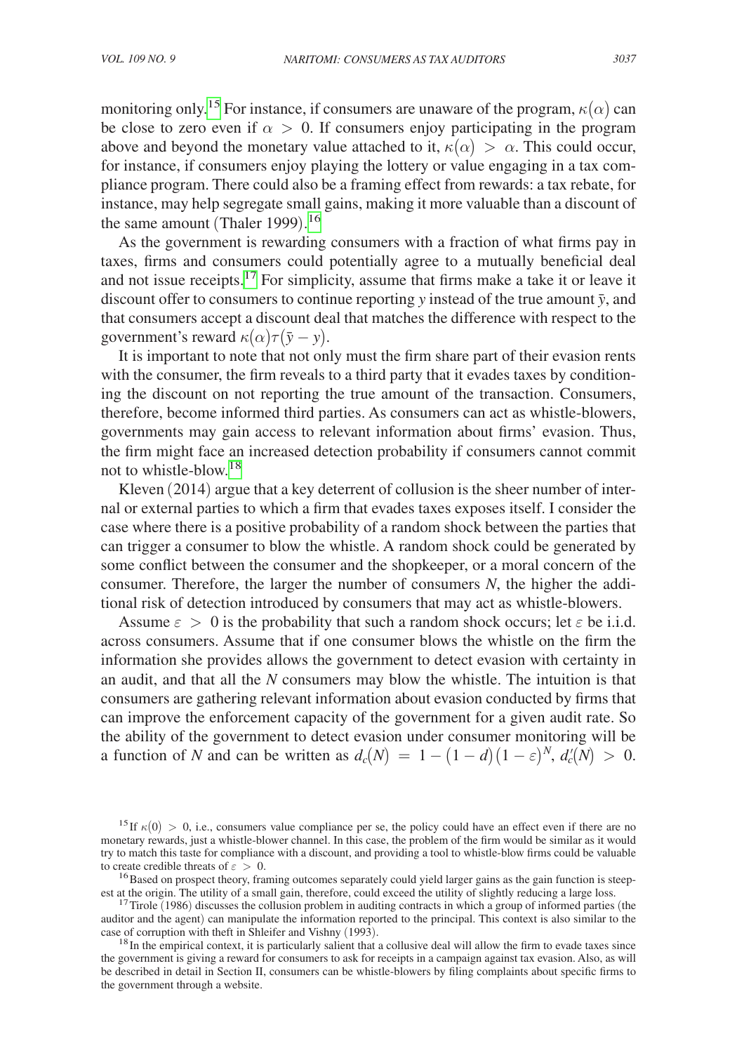monitoring only.[15] For instance, if consumers are unaware of the program, $\kappa(\alpha)$ can be close to zero even if $\alpha > 0$. If consumers enjoy participating in the program above and beyond the monetary value attached to it, $\kappa(\alpha) > \alpha$. This could occur, for instance, if consumers enjoy playing the lottery or value engaging in a tax compliance program. There could also be a framing effect from rewards: a tax rebate, for instance, may help segregate small gains, making it more valuable than a discount of the same amount (Thaler 1999).[16]

As the government is rewarding consumers with a fraction of what firms pay in taxes, firms and consumers could potentially agree to a mutually beneficial deal and not issue receipts.[17] For simplicity, assume that firms make a take it or leave it discount offer to consumers to continue reporting $y$ instead of the true amount $\bar{y}$, and that consumers accept a discount deal that matches the difference with respect to the government's reward $\kappa(\alpha)\tau(\bar{y} - y)$.

It is important to note that not only must the firm share part of their evasion rents with the consumer, the firm reveals to a third party that it evades taxes by conditioning the discount on not reporting the true amount of the transaction. Consumers, therefore, become informed third parties. As consumers can act as whistle-blowers, governments may gain access to relevant information about firms' evasion. Thus, the firm might face an increased detection probability if consumers cannot commit not to whistle-blow.[18]

Kleven (2014) argue that a key deterrent of collusion is the sheer number of internal or external parties to which a firm that evades taxes exposes itself. I consider the case where there is a positive probability of a random shock between the parties that can trigger a consumer to blow the whistle. A random shock could be generated by some conflict between the consumer and the shopkeeper, or a moral concern of the consumer. Therefore, the larger the number of consumers $N$, the higher the additional risk of detection introduced by consumers that may act as whistle-blowers.

Assume $\varepsilon > 0$ is the probability that such a random shock occurs; let $\varepsilon$ be i.i.d. across consumers. Assume that if one consumer blows the whistle on the firm the information she provides allows the government to detect evasion with certainty in an audit, and that all the $N$ consumers may blow the whistle. The intuition is that consumers are gathering relevant information about evasion conducted by firms that can improve the enforcement capacity of the government for a given audit rate. So the ability of the government to detect evasion under consumer monitoring will be a function of $N$ and can be written as $d_c(N) = 1 - (1 - d)(1 - \varepsilon)^N$, $d_c'(N) > 0$.

---

[15] If $\kappa(0) > 0$, i.e., consumers value compliance per se, the policy could have an effect even if there are no monetary rewards, just a whistle-blower channel. In this case, the problem of the firm would be similar as it would try to match this taste for compliance with a discount, and providing a tool to whistle-blow firms could be valuable to create credible threats of $\varepsilon > 0$.

[16] Based on prospect theory, framing outcomes separately could yield larger gains as the gain function is steepest at the origin. The utility of a small gain, therefore, could exceed the utility of slightly reducing a large loss.

[17] Tirole (1986) discusses the collusion problem in auditing contracts in which a group of informed parties (the auditor and the agent) can manipulate the information reported to the principal. This context is also similar to the case of corruption with theft in Shleifer and Vishny (1993).

[18] In the empirical context, it is particularly salient that a collusive deal will allow the firm to evade taxes since the government is giving a reward for consumers to ask for receipts in a campaign against tax evasion. Also, as will be described in detail in Section II, consumers can be whistle-blowers by filing complaints about specific firms to the government through a website.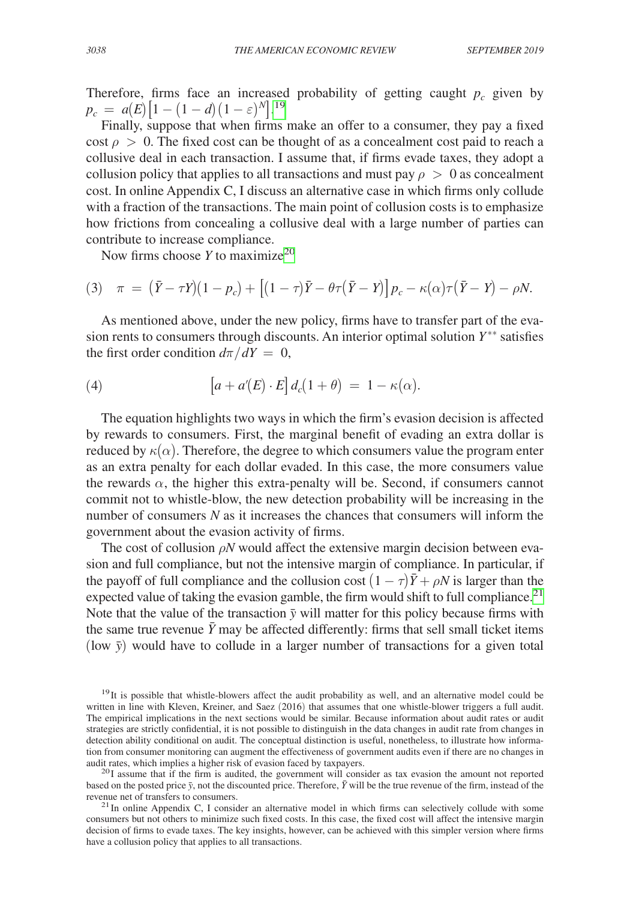Therefore, firms face an increased probability of getting caught $p_c$ given by $p_c = a(E)\left[1-(1-d)(1-\varepsilon)^N\right]$.[19]

Finally, suppose that when firms make an offer to a consumer, they pay a fixed cost $\rho > 0$. The fixed cost can be thought of as a concealment cost paid to reach a collusive deal in each transaction. I assume that, if firms evade taxes, they adopt a collusion policy that applies to all transactions and must pay $\rho > 0$ as concealment cost. In online Appendix C, I discuss an alternative case in which firms only collude with a fraction of the transactions. The main point of collusion costs is to emphasize how frictions from concealing a collusive deal with a large number of parties can contribute to increase compliance.

Now firms choose $Y$ to maximize[20]

$$(3) \quad \pi = (\bar{Y} - \tau Y)(1 - p_c) + \left[(1-\tau)\bar{Y} - \theta\tau(\bar{Y} - Y)\right]p_c - \kappa(\alpha)\tau(\bar{Y} - Y) - \rho N.$$

As mentioned above, under the new policy, firms have to transfer part of the evasion rents to consumers through discounts. An interior optimal solution $Y^{**}$ satisfies the first order condition $d\pi/dY = 0$,

$$(4) \quad \left[a + a'(E)\cdot E\right]d_c(1+\theta) = 1 - \kappa(\alpha).$$

The equation highlights two ways in which the firm's evasion decision is affected by rewards to consumers. First, the marginal benefit of evading an extra dollar is reduced by $\kappa(\alpha)$. Therefore, the degree to which consumers value the program enter as an extra penalty for each dollar evaded. In this case, the more consumers value the rewards $\alpha$, the higher this extra-penalty will be. Second, if consumers cannot commit not to whistle-blow, the new detection probability will be increasing in the number of consumers $N$ as it increases the chances that consumers will inform the government about the evasion activity of firms.

The cost of collusion $\rho N$ would affect the extensive margin decision between evasion and full compliance, but not the intensive margin of compliance. In particular, if the payoff of full compliance and the collusion cost $(1-\tau)\bar{Y} + \rho N$ is larger than the expected value of taking the evasion gamble, the firm would shift to full compliance.[21] Note that the value of the transaction $\bar{y}$ will matter for this policy because firms with the same true revenue $\bar{Y}$ may be affected differently: firms that sell small ticket items (low $\bar{y}$) would have to collude in a larger number of transactions for a given total

[19] It is possible that whistle-blowers affect the audit probability as well, and an alternative model could be written in line with Kleven, Kreiner, and Saez (2016) that assumes that one whistle-blower triggers a full audit. The empirical implications in the next sections would be similar. Because information about audit rates or audit strategies are strictly confidential, it is not possible to distinguish in the data changes in audit rate from changes in detection ability conditional on audit. The conceptual distinction is useful, nonetheless, to illustrate how information from consumer monitoring can augment the effectiveness of government audits even if there are no changes in audit rates, which implies a higher risk of evasion faced by taxpayers.

[20] I assume that if the firm is audited, the government will consider as tax evasion the amount not reported based on the posted price $\bar{y}$, not the discounted price. Therefore, $\bar{Y}$ will be the true revenue of the firm, instead of the revenue net of transfers to consumers.

[21] In online Appendix C, I consider an alternative model in which firms can selectively collude with some consumers but not others to minimize such fixed costs. In this case, the fixed cost will affect the intensive margin decision of firms to evade taxes. The key insights, however, can be achieved with this simpler version where firms have a collusion policy that applies to all transactions.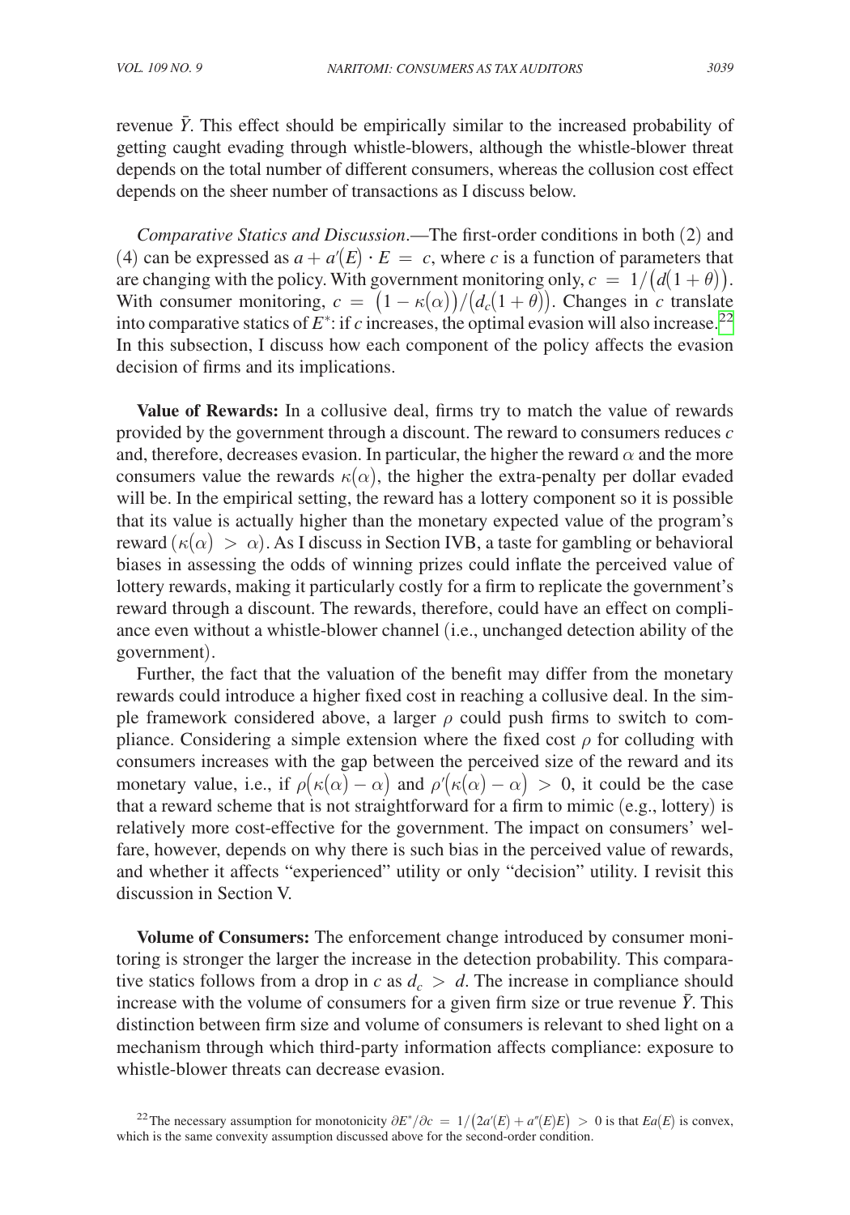revenue $\bar{Y}$. This effect should be empirically similar to the increased probability of getting caught evading through whistle-blowers, although the whistle-blower threat depends on the total number of different consumers, whereas the collusion cost effect depends on the sheer number of transactions as I discuss below.

*Comparative Statics and Discussion*.—The first-order conditions in both (2) and (4) can be expressed as $a + a'(E) \cdot E = c$, where $c$ is a function of parameters that are changing with the policy. With government monitoring only, $c = 1/\big(d(1+\theta)\big)$. With consumer monitoring, $c = \big(1-\kappa(\alpha)\big)/\big(d_c(1+\theta)\big)$. Changes in $c$ translate into comparative statics of $E^*$: if $c$ increases, the optimal evasion will also increase.[22] In this subsection, I discuss how each component of the policy affects the evasion decision of firms and its implications.

**Value of Rewards:** In a collusive deal, firms try to match the value of rewards provided by the government through a discount. The reward to consumers reduces $c$ and, therefore, decreases evasion. In particular, the higher the reward $\alpha$ and the more consumers value the rewards $\kappa(\alpha)$, the higher the extra-penalty per dollar evaded will be. In the empirical setting, the reward has a lottery component so it is possible that its value is actually higher than the monetary expected value of the program's reward $(\kappa(\alpha) > \alpha)$. As I discuss in Section IVB, a taste for gambling or behavioral biases in assessing the odds of winning prizes could inflate the perceived value of lottery rewards, making it particularly costly for a firm to replicate the government's reward through a discount. The rewards, therefore, could have an effect on compliance even without a whistle-blower channel (i.e., unchanged detection ability of the government).

Further, the fact that the valuation of the benefit may differ from the monetary rewards could introduce a higher fixed cost in reaching a collusive deal. In the simple framework considered above, a larger $\rho$ could push firms to switch to compliance. Considering a simple extension where the fixed cost $\rho$ for colluding with consumers increases with the gap between the perceived size of the reward and its monetary value, i.e., if $\rho\big(\kappa(\alpha) - \alpha\big)$ and $\rho'\big(\kappa(\alpha) - \alpha\big) > 0$, it could be the case that a reward scheme that is not straightforward for a firm to mimic (e.g., lottery) is relatively more cost-effective for the government. The impact on consumers' welfare, however, depends on why there is such bias in the perceived value of rewards, and whether it affects "experienced" utility or only "decision" utility. I revisit this discussion in Section V.

**Volume of Consumers:** The enforcement change introduced by consumer monitoring is stronger the larger the increase in the detection probability. This comparative statics follows from a drop in $c$ as $d_c > d$. The increase in compliance should increase with the volume of consumers for a given firm size or true revenue $\bar{Y}$. This distinction between firm size and volume of consumers is relevant to shed light on a mechanism through which third-party information affects compliance: exposure to whistle-blower threats can decrease evasion.

[22] The necessary assumption for monotonicity $\partial E^*/\partial c = 1/\big(2a'(E) + a''(E)E\big) > 0$ is that $Ea(E)$ is convex, which is the same convexity assumption discussed above for the second-order condition.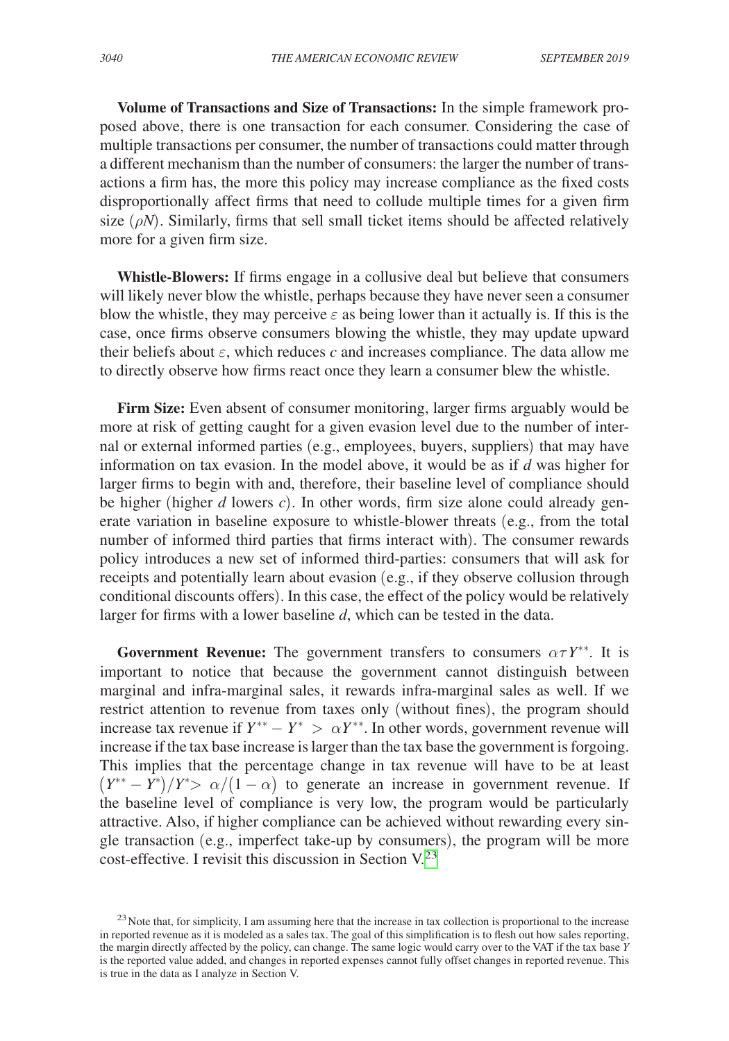**Volume of Transactions and Size of Transactions:** In the simple framework proposed above, there is one transaction for each consumer. Considering the case of multiple transactions per consumer, the number of transactions could matter through a different mechanism than the number of consumers: the larger the number of transactions a firm has, the more this policy may increase compliance as the fixed costs disproportionally affect firms that need to collude multiple times for a given firm size ($\rho N$). Similarly, firms that sell small ticket items should be affected relatively more for a given firm size.

**Whistle-Blowers:** If firms engage in a collusive deal but believe that consumers will likely never blow the whistle, perhaps because they have never seen a consumer blow the whistle, they may perceive $\varepsilon$ as being lower than it actually is. If this is the case, once firms observe consumers blowing the whistle, they may update upward their beliefs about $\varepsilon$, which reduces $c$ and increases compliance. The data allow me to directly observe how firms react once they learn a consumer blew the whistle.

**Firm Size:** Even absent of consumer monitoring, larger firms arguably would be more at risk of getting caught for a given evasion level due to the number of internal or external informed parties (e.g., employees, buyers, suppliers) that may have information on tax evasion. In the model above, it would be as if $d$ was higher for larger firms to begin with and, therefore, their baseline level of compliance should be higher (higher $d$ lowers $c$). In other words, firm size alone could already generate variation in baseline exposure to whistle-blower threats (e.g., from the total number of informed third parties that firms interact with). The consumer rewards policy introduces a new set of informed third-parties: consumers that will ask for receipts and potentially learn about evasion (e.g., if they observe collusion through conditional discounts offers). In this case, the effect of the policy would be relatively larger for firms with a lower baseline $d$, which can be tested in the data.

**Government Revenue:** The government transfers to consumers $\alpha\tau Y^{**}$. It is important to notice that because the government cannot distinguish between marginal and infra-marginal sales, it rewards infra-marginal sales as well. If we restrict attention to revenue from taxes only (without fines), the program should increase tax revenue if $Y^{**} - Y^{*} > \alpha Y^{**}$. In other words, government revenue will increase if the tax base increase is larger than the tax base the government is forgoing. This implies that the percentage change in tax revenue will have to be at least $\left(Y^{**} - Y^{*}\right)/Y^{*} > \alpha/\left(1-\alpha\right)$ to generate an increase in government revenue. If the baseline level of compliance is very low, the program would be particularly attractive. Also, if higher compliance can be achieved without rewarding every single transaction (e.g., imperfect take-up by consumers), the program will be more cost-effective. I revisit this discussion in Section V.[23]

[23] Note that, for simplicity, I am assuming here that the increase in tax collection is proportional to the increase in reported revenue as it is modeled as a sales tax. The goal of this simplification is to flesh out how sales reporting, the margin directly affected by the policy, can change. The same logic would carry over to the VAT if the tax base $Y$ is the reported value added, and changes in reported expenses cannot fully offset changes in reported revenue. This is true in the data as I analyze in Section V.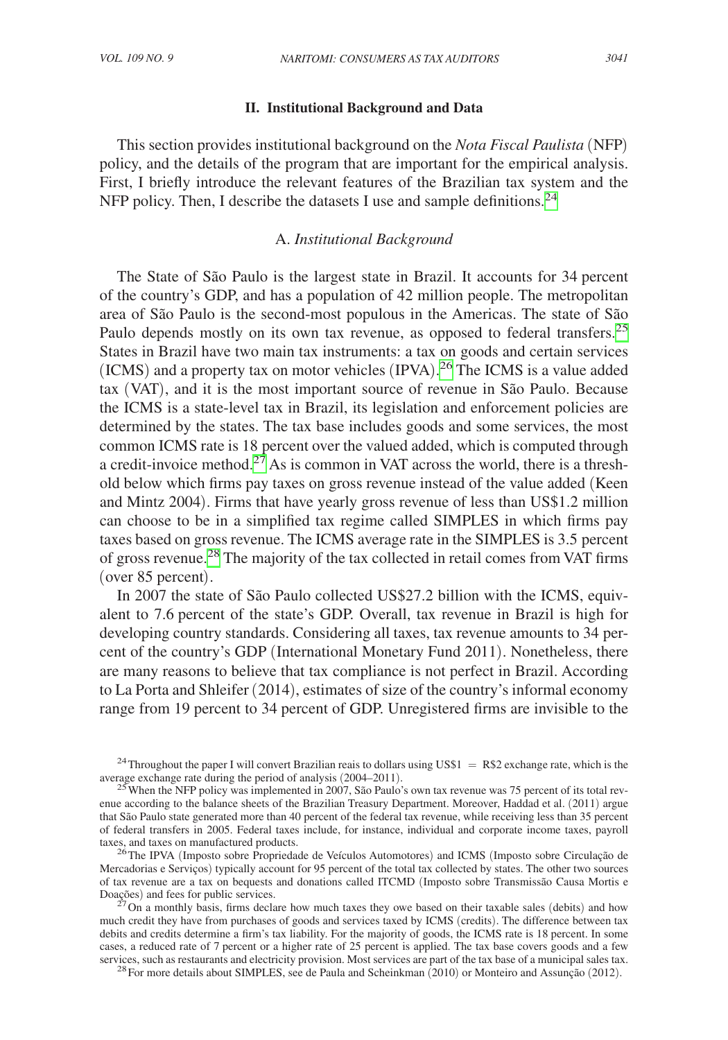## II. Institutional Background and Data

This section provides institutional background on the *Nota Fiscal Paulista* (NFP) policy, and the details of the program that are important for the empirical analysis. First, I briefly introduce the relevant features of the Brazilian tax system and the NFP policy. Then, I describe the datasets I use and sample definitions.[24]

### A. *Institutional Background*

The State of São Paulo is the largest state in Brazil. It accounts for 34 percent of the country's GDP, and has a population of 42 million people. The metropolitan area of São Paulo is the second-most populous in the Americas. The state of São Paulo depends mostly on its own tax revenue, as opposed to federal transfers.[25] States in Brazil have two main tax instruments: a tax on goods and certain services (ICMS) and a property tax on motor vehicles (IPVA).[26] The ICMS is a value added tax (VAT), and it is the most important source of revenue in São Paulo. Because the ICMS is a state-level tax in Brazil, its legislation and enforcement policies are determined by the states. The tax base includes goods and some services, the most common ICMS rate is 18 percent over the valued added, which is computed through a credit-invoice method.[27] As is common in VAT across the world, there is a threshold below which firms pay taxes on gross revenue instead of the value added (Keen and Mintz 2004). Firms that have yearly gross revenue of less than US$1.2 million can choose to be in a simplified tax regime called SIMPLES in which firms pay taxes based on gross revenue. The ICMS average rate in the SIMPLES is 3.5 percent of gross revenue.[28] The majority of the tax collected in retail comes from VAT firms (over 85 percent).

In 2007 the state of São Paulo collected US$27.2 billion with the ICMS, equivalent to 7.6 percent of the state's GDP. Overall, tax revenue in Brazil is high for developing country standards. Considering all taxes, tax revenue amounts to 34 percent of the country's GDP (International Monetary Fund 2011). Nonetheless, there are many reasons to believe that tax compliance is not perfect in Brazil. According to La Porta and Shleifer (2014), estimates of size of the country's informal economy range from 19 percent to 34 percent of GDP. Unregistered firms are invisible to the

---

[24] Throughout the paper I will convert Brazilian reais to dollars using US$1 = R$2 exchange rate, which is the average exchange rate during the period of analysis (2004–2011).

[25] When the NFP policy was implemented in 2007, São Paulo's own tax revenue was 75 percent of its total revenue according to the balance sheets of the Brazilian Treasury Department. Moreover, Haddad et al. (2011) argue that São Paulo state generated more than 40 percent of the federal tax revenue, while receiving less than 35 percent of federal transfers in 2005. Federal taxes include, for instance, individual and corporate income taxes, payroll taxes, and taxes on manufactured products.

[26] The IPVA (Imposto sobre Propriedade de Veículos Automotores) and ICMS (Imposto sobre Circulação de Mercadorias e Serviços) typically account for 95 percent of the total tax collected by states. The other two sources of tax revenue are a tax on bequests and donations called ITCMD (Imposto sobre Transmissão Causa Mortis e Doações) and fees for public services.

[27] On a monthly basis, firms declare how much taxes they owe based on their taxable sales (debits) and how much credit they have from purchases of goods and services taxed by ICMS (credits). The difference between tax debits and credits determine a firm's tax liability. For the majority of goods, the ICMS rate is 18 percent. In some cases, a reduced rate of 7 percent or a higher rate of 25 percent is applied. The tax base covers goods and a few services, such as restaurants and electricity provision. Most services are part of the tax base of a municipal sales tax.

[28] For more details about SIMPLES, see de Paula and Scheinkman (2010) or Monteiro and Assunção (2012).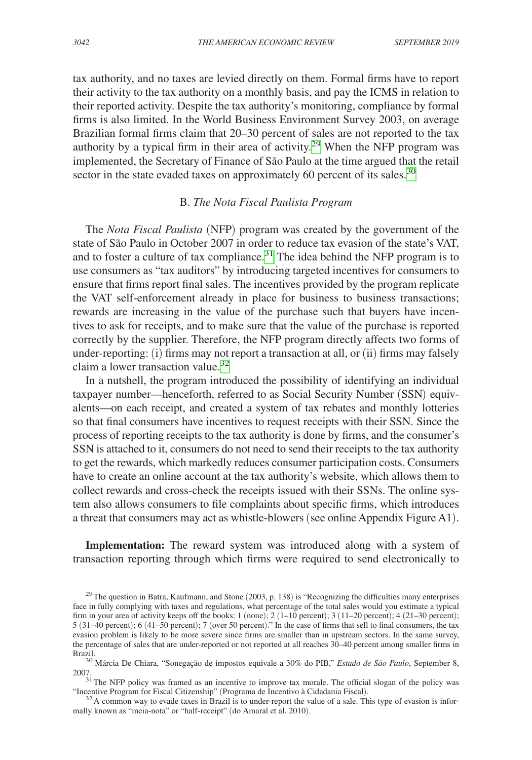tax authority, and no taxes are levied directly on them. Formal firms have to report their activity to the tax authority on a monthly basis, and pay the ICMS in relation to their reported activity. Despite the tax authority's monitoring, compliance by formal firms is also limited. In the World Business Environment Survey 2003, on average Brazilian formal firms claim that 20–30 percent of sales are not reported to the tax authority by a typical firm in their area of activity.[29] When the NFP program was implemented, the Secretary of Finance of São Paulo at the time argued that the retail sector in the state evaded taxes on approximately 60 percent of its sales.[30]

### B. *The Nota Fiscal Paulista Program*

The *Nota Fiscal Paulista* (NFP) program was created by the government of the state of São Paulo in October 2007 in order to reduce tax evasion of the state's VAT, and to foster a culture of tax compliance.[31] The idea behind the NFP program is to use consumers as "tax auditors" by introducing targeted incentives for consumers to ensure that firms report final sales. The incentives provided by the program replicate the VAT self-enforcement already in place for business to business transactions; rewards are increasing in the value of the purchase such that buyers have incentives to ask for receipts, and to make sure that the value of the purchase is reported correctly by the supplier. Therefore, the NFP program directly affects two forms of under-reporting: (i) firms may not report a transaction at all, or (ii) firms may falsely claim a lower transaction value.[32]

In a nutshell, the program introduced the possibility of identifying an individual taxpayer number—henceforth, referred to as Social Security Number (SSN) equivalents—on each receipt, and created a system of tax rebates and monthly lotteries so that final consumers have incentives to request receipts with their SSN. Since the process of reporting receipts to the tax authority is done by firms, and the consumer's SSN is attached to it, consumers do not need to send their receipts to the tax authority to get the rewards, which markedly reduces consumer participation costs. Consumers have to create an online account at the tax authority's website, which allows them to collect rewards and cross-check the receipts issued with their SSNs. The online system also allows consumers to file complaints about specific firms, which introduces a threat that consumers may act as whistle-blowers (see online Appendix Figure A1).

**Implementation:** The reward system was introduced along with a system of transaction reporting through which firms were required to send electronically to

[29] The question in Batra, Kaufmann, and Stone (2003, p. 138) is "Recognizing the difficulties many enterprises face in fully complying with taxes and regulations, what percentage of the total sales would you estimate a typical firm in your area of activity keeps off the books: 1 (none); 2 (1–10 percent); 3 (11–20 percent); 4 (21–30 percent); 5 (31–40 percent); 6 (41–50 percent); 7 (over 50 percent)." In the case of firms that sell to final consumers, the tax evasion problem is likely to be more severe since firms are smaller than in upstream sectors. In the same survey, the percentage of sales that are under-reported or not reported at all reaches 30–40 percent among smaller firms in Brazil.

[30] Márcia De Chiara, "Sonegação de impostos equivale a 30% do PIB," *Estado de São Paulo*, September 8, 2007.

[31] The NFP policy was framed as an incentive to improve tax morale. The official slogan of the policy was "Incentive Program for Fiscal Citizenship" (Programa de Incentivo à Cidadania Fiscal).

[32] A common way to evade taxes in Brazil is to under-report the value of a sale. This type of evasion is informally known as "meia-nota" or "half-receipt" (do Amaral et al. 2010).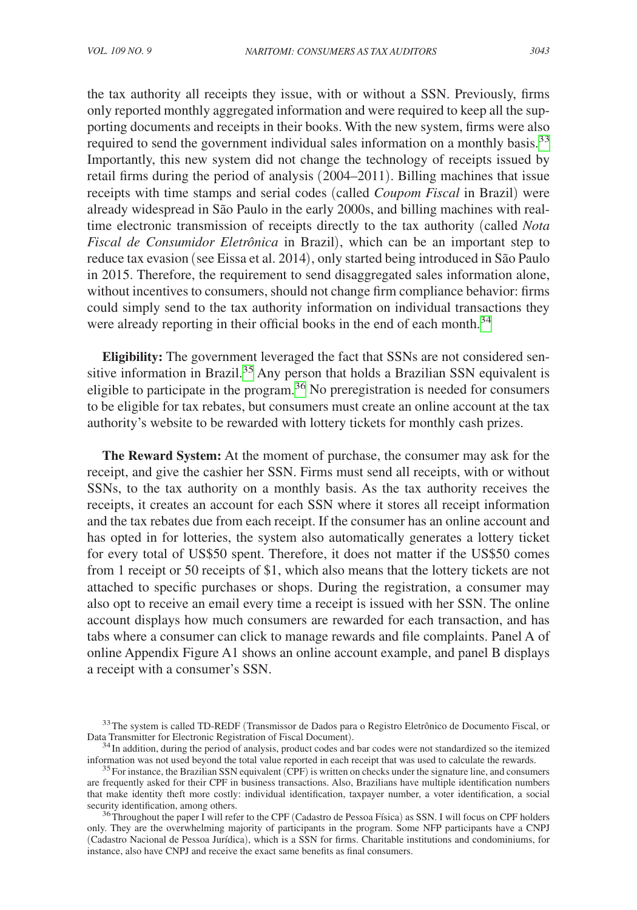the tax authority all receipts they issue, with or without a SSN. Previously, firms only reported monthly aggregated information and were required to keep all the supporting documents and receipts in their books. With the new system, firms were also required to send the government individual sales information on a monthly basis.[33] Importantly, this new system did not change the technology of receipts issued by retail firms during the period of analysis (2004–2011). Billing machines that issue receipts with time stamps and serial codes (called *Coupom Fiscal* in Brazil) were already widespread in São Paulo in the early 2000s, and billing machines with real-time electronic transmission of receipts directly to the tax authority (called *Nota Fiscal de Consumidor Eletrônica* in Brazil), which can be an important step to reduce tax evasion (see Eissa et al. 2014), only started being introduced in São Paulo in 2015. Therefore, the requirement to send disaggregated sales information alone, without incentives to consumers, should not change firm compliance behavior: firms could simply send to the tax authority information on individual transactions they were already reporting in their official books in the end of each month.[34]

**Eligibility:** The government leveraged the fact that SSNs are not considered sensitive information in Brazil.[35] Any person that holds a Brazilian SSN equivalent is eligible to participate in the program.[36] No preregistration is needed for consumers to be eligible for tax rebates, but consumers must create an online account at the tax authority's website to be rewarded with lottery tickets for monthly cash prizes.

**The Reward System:** At the moment of purchase, the consumer may ask for the receipt, and give the cashier her SSN. Firms must send all receipts, with or without SSNs, to the tax authority on a monthly basis. As the tax authority receives the receipts, it creates an account for each SSN where it stores all receipt information and the tax rebates due from each receipt. If the consumer has an online account and has opted in for lotteries, the system also automatically generates a lottery ticket for every total of US$50 spent. Therefore, it does not matter if the US$50 comes from 1 receipt or 50 receipts of $1, which also means that the lottery tickets are not attached to specific purchases or shops. During the registration, a consumer may also opt to receive an email every time a receipt is issued with her SSN. The online account displays how much consumers are rewarded for each transaction, and has tabs where a consumer can click to manage rewards and file complaints. Panel A of online Appendix Figure A1 shows an online account example, and panel B displays a receipt with a consumer's SSN.

[33] The system is called TD-REDF (Transmissor de Dados para o Registro Eletrônico de Documento Fiscal, or Data Transmitter for Electronic Registration of Fiscal Document).

[34] In addition, during the period of analysis, product codes and bar codes were not standardized so the itemized information was not used beyond the total value reported in each receipt that was used to calculate the rewards.

[35] For instance, the Brazilian SSN equivalent (CPF) is written on checks under the signature line, and consumers are frequently asked for their CPF in business transactions. Also, Brazilians have multiple identification numbers that make identity theft more costly: individual identification, taxpayer number, a voter identification, a social security identification, among others.

[36] Throughout the paper I will refer to the CPF (Cadastro de Pessoa Física) as SSN. I will focus on CPF holders only. They are the overwhelming majority of participants in the program. Some NFP participants have a CNPJ (Cadastro Nacional de Pessoa Jurídica), which is a SSN for firms. Charitable institutions and condominiums, for instance, also have CNPJ and receive the exact same benefits as final consumers.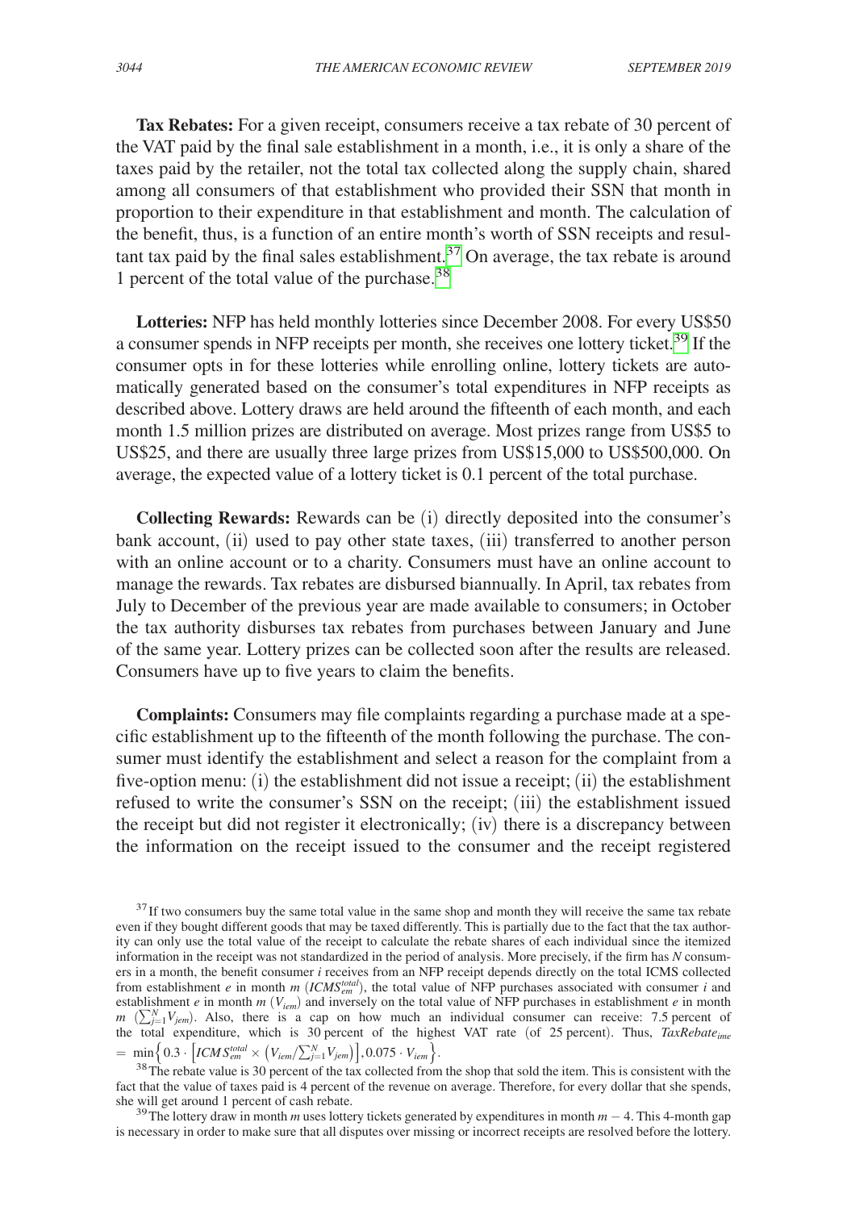**Tax Rebates:** For a given receipt, consumers receive a tax rebate of 30 percent of the VAT paid by the final sale establishment in a month, i.e., it is only a share of the taxes paid by the retailer, not the total tax collected along the supply chain, shared among all consumers of that establishment who provided their SSN that month in proportion to their expenditure in that establishment and month. The calculation of the benefit, thus, is a function of an entire month's worth of SSN receipts and resultant tax paid by the final sales establishment.[37] On average, the tax rebate is around 1 percent of the total value of the purchase.[38]

**Lotteries:** NFP has held monthly lotteries since December 2008. For every US$50 a consumer spends in NFP receipts per month, she receives one lottery ticket.[39] If the consumer opts in for these lotteries while enrolling online, lottery tickets are automatically generated based on the consumer's total expenditures in NFP receipts as described above. Lottery draws are held around the fifteenth of each month, and each month 1.5 million prizes are distributed on average. Most prizes range from US$5 to US$25, and there are usually three large prizes from US$15,000 to US$500,000. On average, the expected value of a lottery ticket is 0.1 percent of the total purchase.

**Collecting Rewards:** Rewards can be (i) directly deposited into the consumer's bank account, (ii) used to pay other state taxes, (iii) transferred to another person with an online account or to a charity. Consumers must have an online account to manage the rewards. Tax rebates are disbursed biannually. In April, tax rebates from July to December of the previous year are made available to consumers; in October the tax authority disburses tax rebates from purchases between January and June of the same year. Lottery prizes can be collected soon after the results are released. Consumers have up to five years to claim the benefits.

**Complaints:** Consumers may file complaints regarding a purchase made at a specific establishment up to the fifteenth of the month following the purchase. The consumer must identify the establishment and select a reason for the complaint from a five-option menu: (i) the establishment did not issue a receipt; (ii) the establishment refused to write the consumer's SSN on the receipt; (iii) the establishment issued the receipt but did not register it electronically; (iv) there is a discrepancy between the information on the receipt issued to the consumer and the receipt registered

[37] If two consumers buy the same total value in the same shop and month they will receive the same tax rebate even if they bought different goods that may be taxed differently. This is partially due to the fact that the tax authority can only use the total value of the receipt to calculate the rebate shares of each individual since the itemized information in the receipt was not standardized in the period of analysis. More precisely, if the firm has $N$ consumers in a month, the benefit consumer $i$ receives from an NFP receipt depends directly on the total ICMS collected from establishment $e$ in month $m$ ($ICMS^{total}_{em}$), the total value of NFP purchases associated with consumer $i$ and establishment $e$ in month $m$ ($V_{iem}$) and inversely on the total value of NFP purchases in establishment $e$ in month $m$ ($\sum_{j=1}^{N} V_{jem}$). Also, there is a cap on how much an individual consumer can receive: 7.5 percent of the total expenditure, which is 30 percent of the highest VAT rate (of 25 percent). Thus, $TaxRebate_{ime} = \min\left\{0.3 \cdot \left[ICMS^{total}_{em} \times \left(V_{iem}/\sum_{j=1}^{N} V_{jem}\right)\right], 0.075 \cdot V_{iem}\right\}$.

[38] The rebate value is 30 percent of the tax collected from the shop that sold the item. This is consistent with the fact that the value of taxes paid is 4 percent of the revenue on average. Therefore, for every dollar that she spends, she will get around 1 percent of cash rebate.

[39] The lottery draw in month $m$ uses lottery tickets generated by expenditures in month $m - 4$. This 4-month gap is necessary in order to make sure that all disputes over missing or incorrect receipts are resolved before the lottery.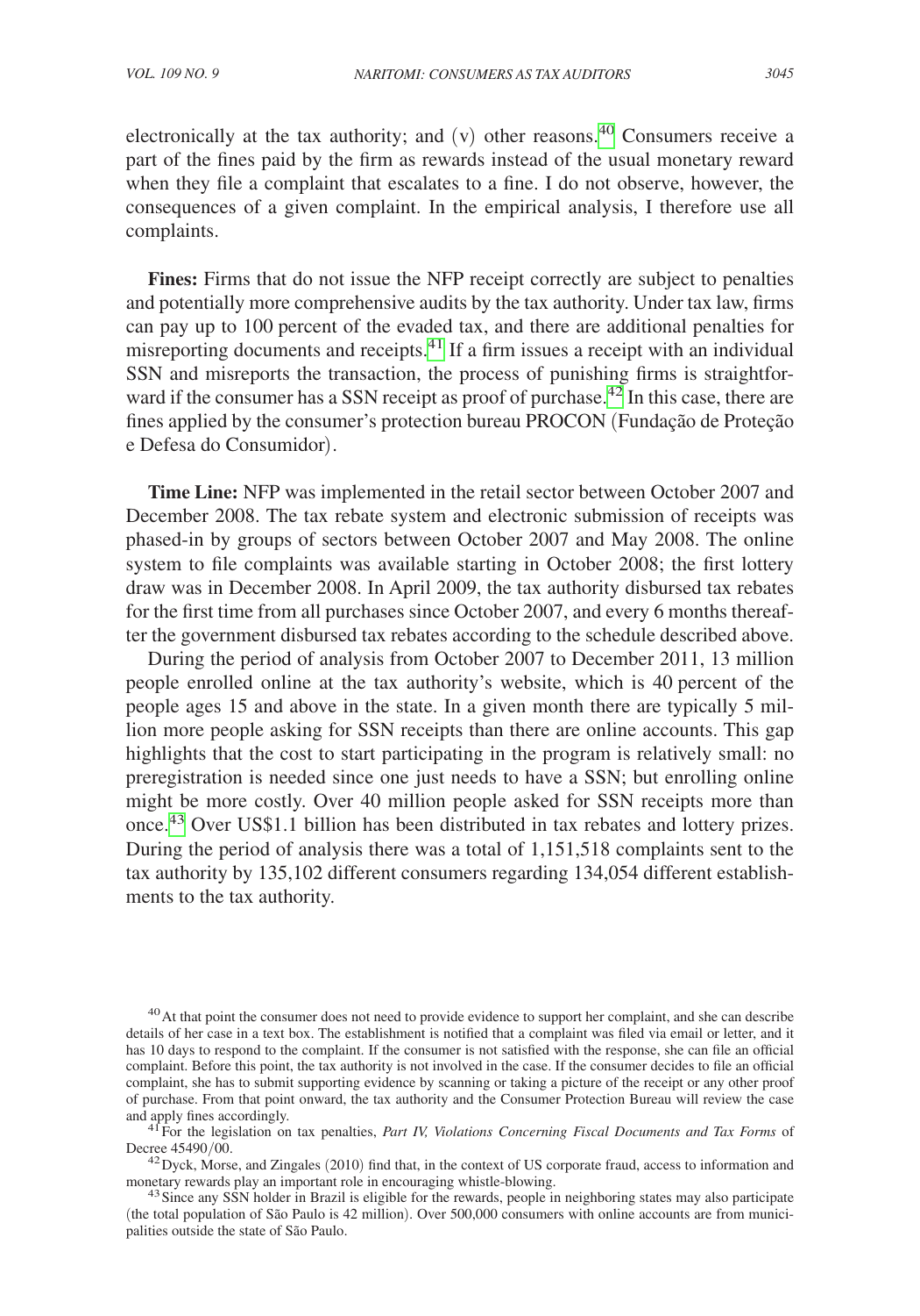electronically at the tax authority; and (v) other reasons.[40] Consumers receive a part of the fines paid by the firm as rewards instead of the usual monetary reward when they file a complaint that escalates to a fine. I do not observe, however, the consequences of a given complaint. In the empirical analysis, I therefore use all complaints.

**Fines:** Firms that do not issue the NFP receipt correctly are subject to penalties and potentially more comprehensive audits by the tax authority. Under tax law, firms can pay up to 100 percent of the evaded tax, and there are additional penalties for misreporting documents and receipts.[41] If a firm issues a receipt with an individual SSN and misreports the transaction, the process of punishing firms is straightforward if the consumer has a SSN receipt as proof of purchase.[42] In this case, there are fines applied by the consumer's protection bureau PROCON (Fundação de Proteção e Defesa do Consumidor).

**Time Line:** NFP was implemented in the retail sector between October 2007 and December 2008. The tax rebate system and electronic submission of receipts was phased-in by groups of sectors between October 2007 and May 2008. The online system to file complaints was available starting in October 2008; the first lottery draw was in December 2008. In April 2009, the tax authority disbursed tax rebates for the first time from all purchases since October 2007, and every 6 months thereafter the government disbursed tax rebates according to the schedule described above.

During the period of analysis from October 2007 to December 2011, 13 million people enrolled online at the tax authority's website, which is 40 percent of the people ages 15 and above in the state. In a given month there are typically 5 million more people asking for SSN receipts than there are online accounts. This gap highlights that the cost to start participating in the program is relatively small: no preregistration is needed since one just needs to have a SSN; but enrolling online might be more costly. Over 40 million people asked for SSN receipts more than once.[43] Over US$1.1 billion has been distributed in tax rebates and lottery prizes. During the period of analysis there was a total of 1,151,518 complaints sent to the tax authority by 135,102 different consumers regarding 134,054 different establishments to the tax authority.

[40] At that point the consumer does not need to provide evidence to support her complaint, and she can describe details of her case in a text box. The establishment is notified that a complaint was filed via email or letter, and it has 10 days to respond to the complaint. If the consumer is not satisfied with the response, she can file an official complaint. Before this point, the tax authority is not involved in the case. If the consumer decides to file an official complaint, she has to submit supporting evidence by scanning or taking a picture of the receipt or any other proof of purchase. From that point onward, the tax authority and the Consumer Protection Bureau will review the case and apply fines accordingly.

[41] For the legislation on tax penalties, *Part IV, Violations Concerning Fiscal Documents and Tax Forms* of Decree 45490/00.

[42] Dyck, Morse, and Zingales (2010) find that, in the context of US corporate fraud, access to information and monetary rewards play an important role in encouraging whistle-blowing.

[43] Since any SSN holder in Brazil is eligible for the rewards, people in neighboring states may also participate (the total population of São Paulo is 42 million). Over 500,000 consumers with online accounts are from municipalities outside the state of São Paulo.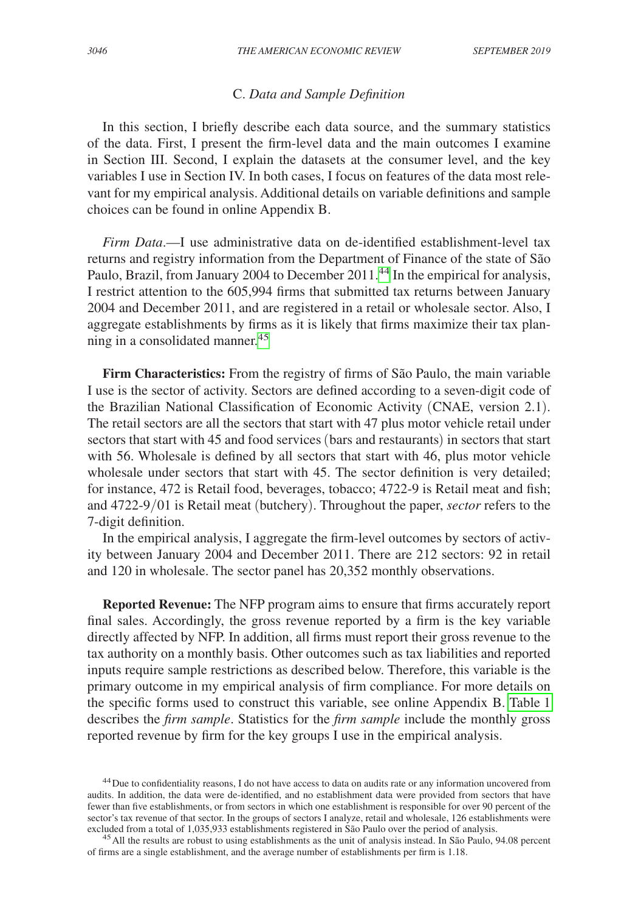### C. *Data and Sample Definition*

In this section, I briefly describe each data source, and the summary statistics of the data. First, I present the firm-level data and the main outcomes I examine in Section III. Second, I explain the datasets at the consumer level, and the key variables I use in Section IV. In both cases, I focus on features of the data most relevant for my empirical analysis. Additional details on variable definitions and sample choices can be found in online Appendix B.

*Firm Data*.—I use administrative data on de-identified establishment-level tax returns and registry information from the Department of Finance of the state of São Paulo, Brazil, from January 2004 to December 2011.[44] In the empirical for analysis, I restrict attention to the 605,994 firms that submitted tax returns between January 2004 and December 2011, and are registered in a retail or wholesale sector. Also, I aggregate establishments by firms as it is likely that firms maximize their tax planning in a consolidated manner.[45]

**Firm Characteristics:** From the registry of firms of São Paulo, the main variable I use is the sector of activity. Sectors are defined according to a seven-digit code of the Brazilian National Classification of Economic Activity (CNAE, version 2.1). The retail sectors are all the sectors that start with 47 plus motor vehicle retail under sectors that start with 45 and food services (bars and restaurants) in sectors that start with 56. Wholesale is defined by all sectors that start with 46, plus motor vehicle wholesale under sectors that start with 45. The sector definition is very detailed; for instance, 472 is Retail food, beverages, tobacco; 4722-9 is Retail meat and fish; and 4722-9/01 is Retail meat (butchery). Throughout the paper, *sector* refers to the 7-digit definition.

In the empirical analysis, I aggregate the firm-level outcomes by sectors of activity between January 2004 and December 2011. There are 212 sectors: 92 in retail and 120 in wholesale. The sector panel has 20,352 monthly observations.

**Reported Revenue:** The NFP program aims to ensure that firms accurately report final sales. Accordingly, the gross revenue reported by a firm is the key variable directly affected by NFP. In addition, all firms must report their gross revenue to the tax authority on a monthly basis. Other outcomes such as tax liabilities and reported inputs require sample restrictions as described below. Therefore, this variable is the primary outcome in my empirical analysis of firm compliance. For more details on the specific forms used to construct this variable, see online Appendix B. Table 1 describes the *firm sample*. Statistics for the *firm sample* include the monthly gross reported revenue by firm for the key groups I use in the empirical analysis.

[44] Due to confidentiality reasons, I do not have access to data on audits rate or any information uncovered from audits. In addition, the data were de-identified, and no establishment data were provided from sectors that have fewer than five establishments, or from sectors in which one establishment is responsible for over 90 percent of the sector's tax revenue of that sector. In the groups of sectors I analyze, retail and wholesale, 126 establishments were excluded from a total of 1,035,933 establishments registered in São Paulo over the period of analysis.

[45] All the results are robust to using establishments as the unit of analysis instead. In São Paulo, 94.08 percent of firms are a single establishment, and the average number of establishments per firm is 1.18.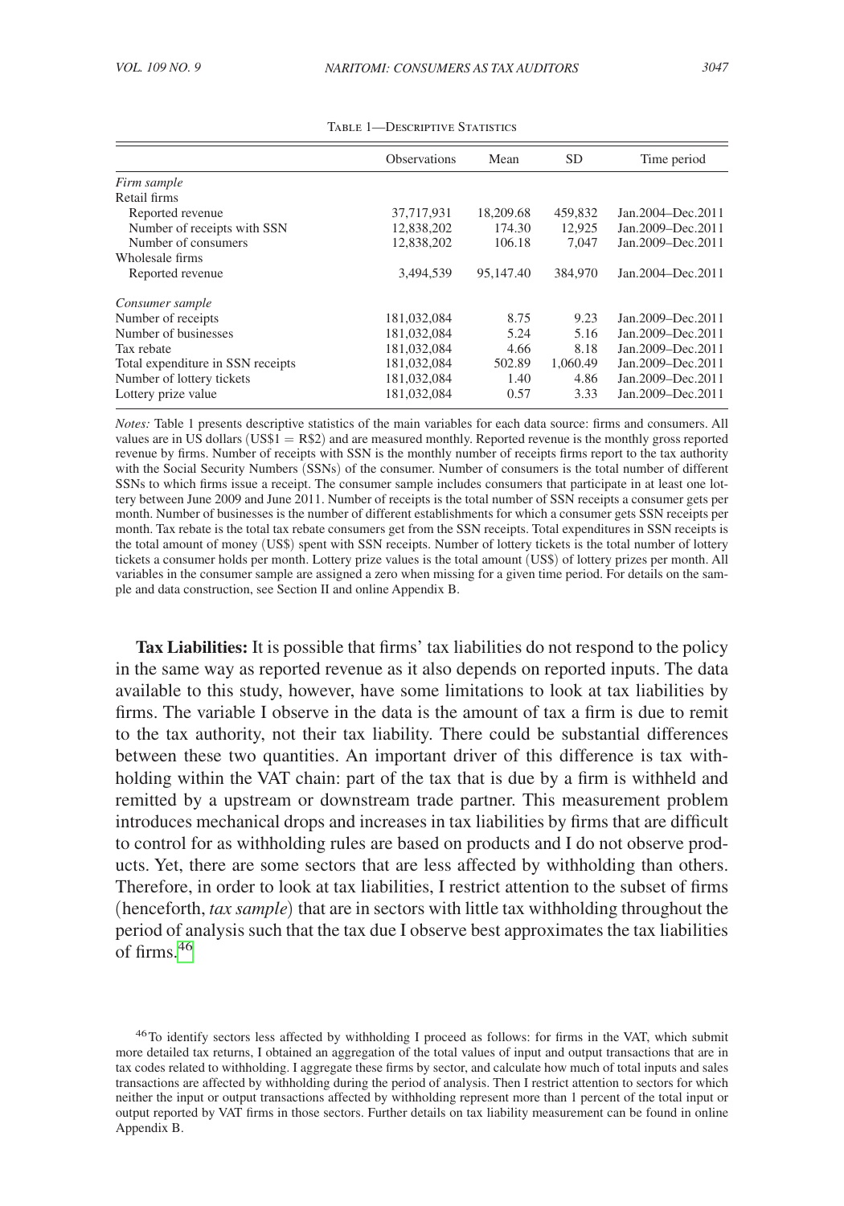Table 1—Descriptive Statistics

| | Observations | Mean | SD | Time period |
|---|---|---|---|---|
| *Firm sample* | | | | |
| Retail firms | | | | |
| Reported revenue | 37,717,931 | 18,209.68 | 459,832 | Jan.2004–Dec.2011 |
| Number of receipts with SSN | 12,838,202 | 174.30 | 12,925 | Jan.2009–Dec.2011 |
| Number of consumers | 12,838,202 | 106.18 | 7,047 | Jan.2009–Dec.2011 |
| Wholesale firms | | | | |
| Reported revenue | 3,494,539 | 95,147.40 | 384,970 | Jan.2004–Dec.2011 |
| *Consumer sample* | | | | |
| Number of receipts | 181,032,084 | 8.75 | 9.23 | Jan.2009–Dec.2011 |
| Number of businesses | 181,032,084 | 5.24 | 5.16 | Jan.2009–Dec.2011 |
| Tax rebate | 181,032,084 | 4.66 | 8.18 | Jan.2009–Dec.2011 |
| Total expenditure in SSN receipts | 181,032,084 | 502.89 | 1,060.49 | Jan.2009–Dec.2011 |
| Number of lottery tickets | 181,032,084 | 1.40 | 4.86 | Jan.2009–Dec.2011 |
| Lottery prize value | 181,032,084 | 0.57 | 3.33 | Jan.2009–Dec.2011 |

*Notes:* Table 1 presents descriptive statistics of the main variables for each data source: firms and consumers. All values are in US dollars (US$1 = R$2) and are measured monthly. Reported revenue is the monthly gross reported revenue by firms. Number of receipts with SSN is the monthly number of receipts firms report to the tax authority with the Social Security Numbers (SSNs) of the consumer. Number of consumers is the total number of different SSNs to which firms issue a receipt. The consumer sample includes consumers that participate in at least one lottery between June 2009 and June 2011. Number of receipts is the total number of SSN receipts a consumer gets per month. Number of businesses is the number of different establishments for which a consumer gets SSN receipts per month. Tax rebate is the total tax rebate consumers get from the SSN receipts. Total expenditures in SSN receipts is the total amount of money (US$) spent with SSN receipts. Number of lottery tickets is the total number of lottery tickets a consumer holds per month. Lottery prize values is the total amount (US$) of lottery prizes per month. All variables in the consumer sample are assigned a zero when missing for a given time period. For details on the sample and data construction, see Section II and online Appendix B.

**Tax Liabilities:** It is possible that firms' tax liabilities do not respond to the policy in the same way as reported revenue as it also depends on reported inputs. The data available to this study, however, have some limitations to look at tax liabilities by firms. The variable I observe in the data is the amount of tax a firm is due to remit to the tax authority, not their tax liability. There could be substantial differences between these two quantities. An important driver of this difference is tax withholding within the VAT chain: part of the tax that is due by a firm is withheld and remitted by a upstream or downstream trade partner. This measurement problem introduces mechanical drops and increases in tax liabilities by firms that are difficult to control for as withholding rules are based on products and I do not observe products. Yet, there are some sectors that are less affected by withholding than others. Therefore, in order to look at tax liabilities, I restrict attention to the subset of firms (henceforth, *tax sample*) that are in sectors with little tax withholding throughout the period of analysis such that the tax due I observe best approximates the tax liabilities of firms.[46]

[46] To identify sectors less affected by withholding I proceed as follows: for firms in the VAT, which submit more detailed tax returns, I obtained an aggregation of the total values of input and output transactions that are in tax codes related to withholding. I aggregate these firms by sector, and calculate how much of total inputs and sales transactions are affected by withholding during the period of analysis. Then I restrict attention to sectors for which neither the input or output transactions affected by withholding represent more than 1 percent of the total input or output reported by VAT firms in those sectors. Further details on tax liability measurement can be found in online Appendix B.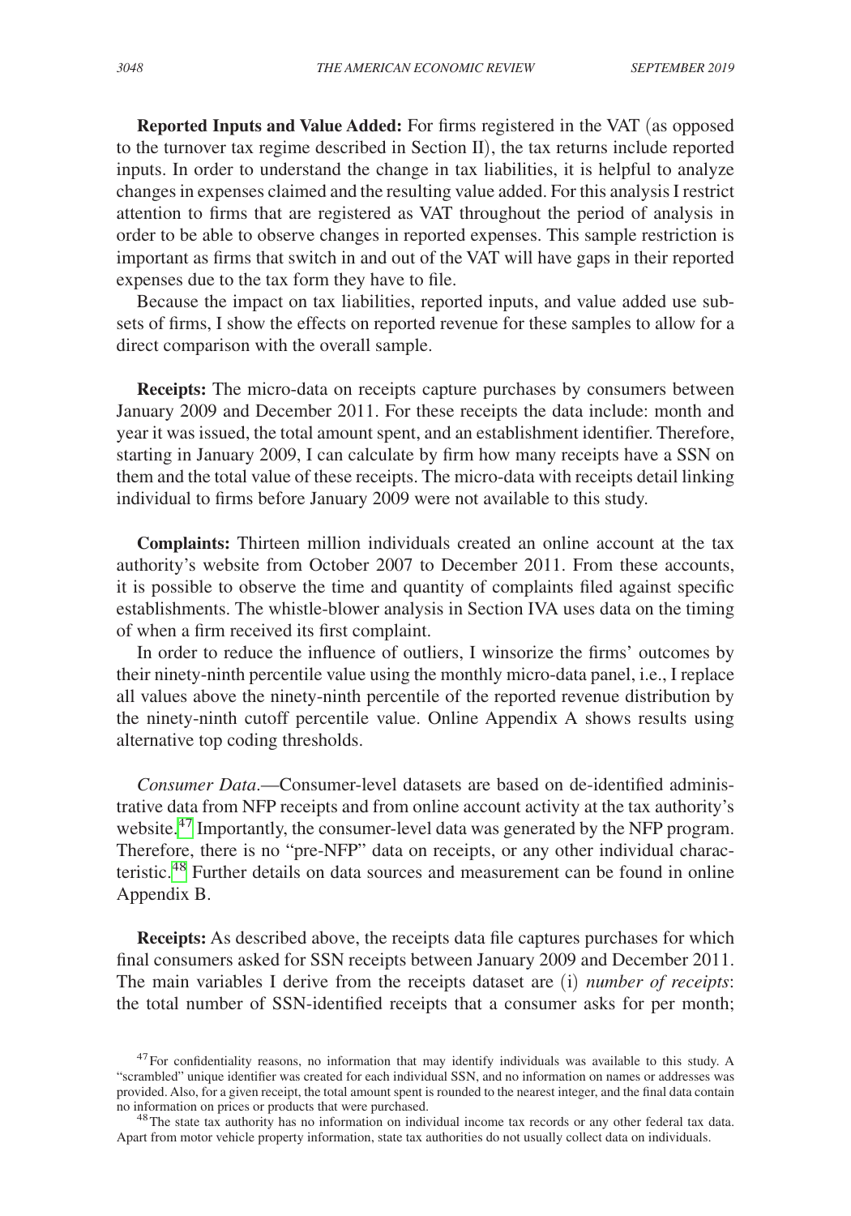**Reported Inputs and Value Added:** For firms registered in the VAT (as opposed to the turnover tax regime described in Section II), the tax returns include reported inputs. In order to understand the change in tax liabilities, it is helpful to analyze changes in expenses claimed and the resulting value added. For this analysis I restrict attention to firms that are registered as VAT throughout the period of analysis in order to be able to observe changes in reported expenses. This sample restriction is important as firms that switch in and out of the VAT will have gaps in their reported expenses due to the tax form they have to file.

Because the impact on tax liabilities, reported inputs, and value added use subsets of firms, I show the effects on reported revenue for these samples to allow for a direct comparison with the overall sample.

**Receipts:** The micro-data on receipts capture purchases by consumers between January 2009 and December 2011. For these receipts the data include: month and year it was issued, the total amount spent, and an establishment identifier. Therefore, starting in January 2009, I can calculate by firm how many receipts have a SSN on them and the total value of these receipts. The micro-data with receipts detail linking individual to firms before January 2009 were not available to this study.

**Complaints:** Thirteen million individuals created an online account at the tax authority's website from October 2007 to December 2011. From these accounts, it is possible to observe the time and quantity of complaints filed against specific establishments. The whistle-blower analysis in Section IVA uses data on the timing of when a firm received its first complaint.

In order to reduce the influence of outliers, I winsorize the firms' outcomes by their ninety-ninth percentile value using the monthly micro-data panel, i.e., I replace all values above the ninety-ninth percentile of the reported revenue distribution by the ninety-ninth cutoff percentile value. Online Appendix A shows results using alternative top coding thresholds.

*Consumer Data*.—Consumer-level datasets are based on de-identified administrative data from NFP receipts and from online account activity at the tax authority's website.[47] Importantly, the consumer-level data was generated by the NFP program. Therefore, there is no "pre-NFP" data on receipts, or any other individual characteristic.[48] Further details on data sources and measurement can be found in online Appendix B.

**Receipts:** As described above, the receipts data file captures purchases for which final consumers asked for SSN receipts between January 2009 and December 2011. The main variables I derive from the receipts dataset are (i) *number of receipts*: the total number of SSN-identified receipts that a consumer asks for per month;

[47] For confidentiality reasons, no information that may identify individuals was available to this study. A "scrambled" unique identifier was created for each individual SSN, and no information on names or addresses was provided. Also, for a given receipt, the total amount spent is rounded to the nearest integer, and the final data contain no information on prices or products that were purchased.

[48] The state tax authority has no information on individual income tax records or any other federal tax data. Apart from motor vehicle property information, state tax authorities do not usually collect data on individuals.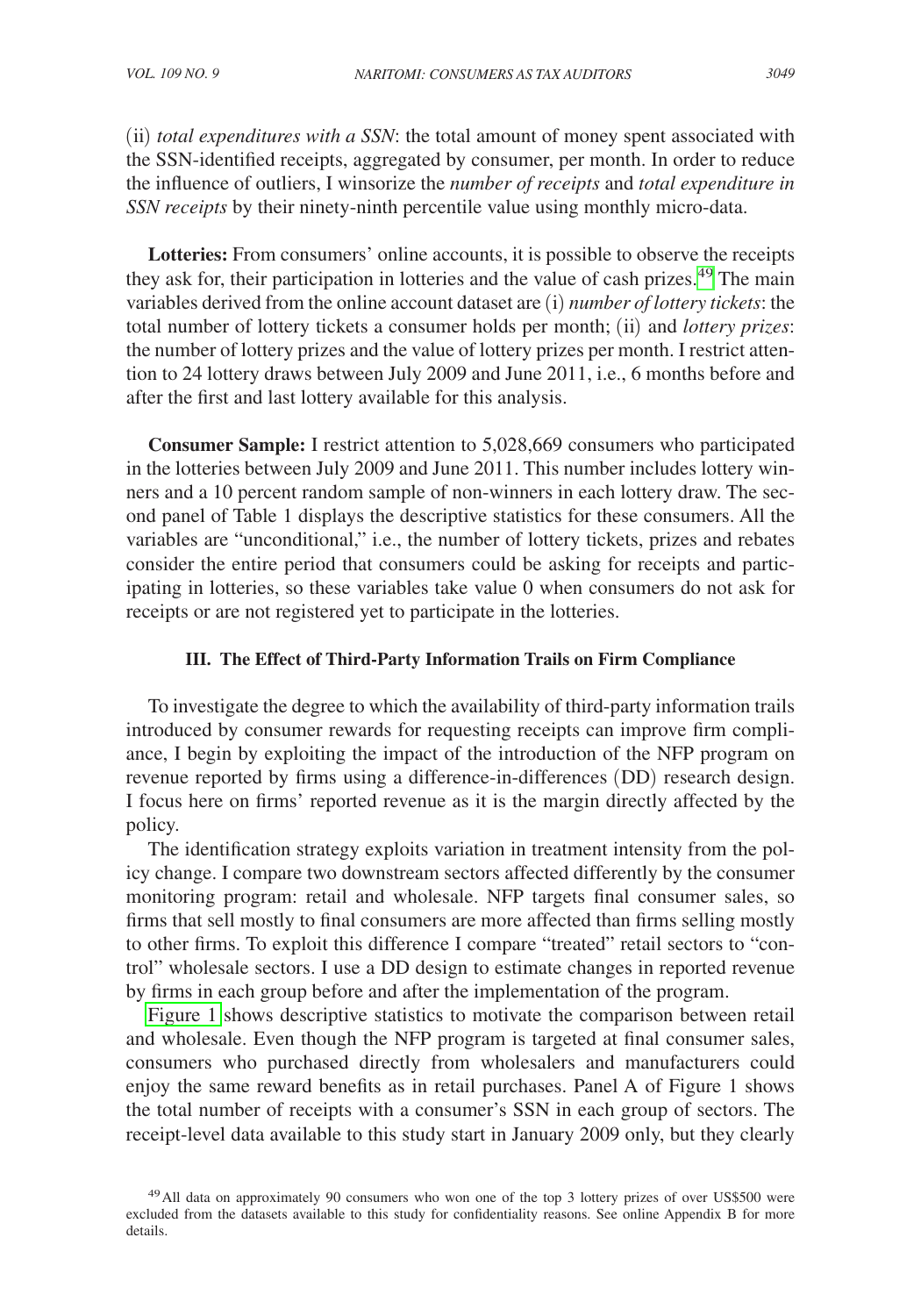(ii) *total expenditures with a SSN*: the total amount of money spent associated with the SSN-identified receipts, aggregated by consumer, per month. In order to reduce the influence of outliers, I winsorize the *number of receipts* and *total expenditure in SSN receipts* by their ninety-ninth percentile value using monthly micro-data.

**Lotteries:** From consumers' online accounts, it is possible to observe the receipts they ask for, their participation in lotteries and the value of cash prizes.[49] The main variables derived from the online account dataset are (i) *number of lottery tickets*: the total number of lottery tickets a consumer holds per month; (ii) and *lottery prizes*: the number of lottery prizes and the value of lottery prizes per month. I restrict attention to 24 lottery draws between July 2009 and June 2011, i.e., 6 months before and after the first and last lottery available for this analysis.

**Consumer Sample:** I restrict attention to 5,028,669 consumers who participated in the lotteries between July 2009 and June 2011. This number includes lottery winners and a 10 percent random sample of non-winners in each lottery draw. The second panel of Table 1 displays the descriptive statistics for these consumers. All the variables are "unconditional," i.e., the number of lottery tickets, prizes and rebates consider the entire period that consumers could be asking for receipts and participating in lotteries, so these variables take value 0 when consumers do not ask for receipts or are not registered yet to participate in the lotteries.

## III. The Effect of Third-Party Information Trails on Firm Compliance

To investigate the degree to which the availability of third-party information trails introduced by consumer rewards for requesting receipts can improve firm compliance, I begin by exploiting the impact of the introduction of the NFP program on revenue reported by firms using a difference-in-differences (DD) research design. I focus here on firms' reported revenue as it is the margin directly affected by the policy.

The identification strategy exploits variation in treatment intensity from the policy change. I compare two downstream sectors affected differently by the consumer monitoring program: retail and wholesale. NFP targets final consumer sales, so firms that sell mostly to final consumers are more affected than firms selling mostly to other firms. To exploit this difference I compare "treated" retail sectors to "control" wholesale sectors. I use a DD design to estimate changes in reported revenue by firms in each group before and after the implementation of the program.

Figure 1 shows descriptive statistics to motivate the comparison between retail and wholesale. Even though the NFP program is targeted at final consumer sales, consumers who purchased directly from wholesalers and manufacturers could enjoy the same reward benefits as in retail purchases. Panel A of Figure 1 shows the total number of receipts with a consumer's SSN in each group of sectors. The receipt-level data available to this study start in January 2009 only, but they clearly

[49] All data on approximately 90 consumers who won one of the top 3 lottery prizes of over US$500 were excluded from the datasets available to this study for confidentiality reasons. See online Appendix B for more details.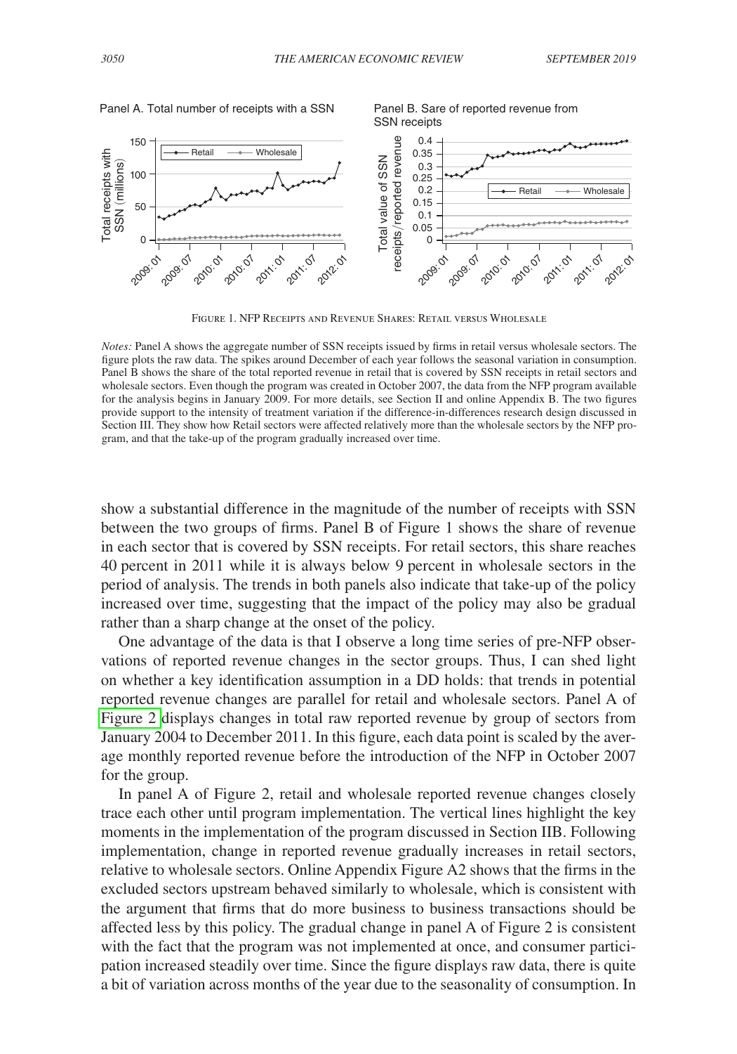Panel A. Total number of receipts with a SSN

Panel B. Sare of reported revenue from SSN receipts

Figure 1. NFP Receipts and Revenue Shares: Retail versus Wholesale

*Notes:* Panel A shows the aggregate number of SSN receipts issued by firms in retail versus wholesale sectors. The figure plots the raw data. The spikes around December of each year follows the seasonal variation in consumption. Panel B shows the share of the total reported revenue in retail that is covered by SSN receipts in retail sectors and wholesale sectors. Even though the program was created in October 2007, the data from the NFP program available for the analysis begins in January 2009. For more details, see Section II and online Appendix B. The two figures provide support to the intensity of treatment variation if the difference-in-differences research design discussed in Section III. They show how Retail sectors were affected relatively more than the wholesale sectors by the NFP program, and that the take-up of the program gradually increased over time.

show a substantial difference in the magnitude of the number of receipts with SSN between the two groups of firms. Panel B of Figure 1 shows the share of revenue in each sector that is covered by SSN receipts. For retail sectors, this share reaches 40 percent in 2011 while it is always below 9 percent in wholesale sectors in the period of analysis. The trends in both panels also indicate that take-up of the policy increased over time, suggesting that the impact of the policy may also be gradual rather than a sharp change at the onset of the policy.

One advantage of the data is that I observe a long time series of pre-NFP observations of reported revenue changes in the sector groups. Thus, I can shed light on whether a key identification assumption in a DD holds: that trends in potential reported revenue changes are parallel for retail and wholesale sectors. Panel A of Figure 2 displays changes in total raw reported revenue by group of sectors from January 2004 to December 2011. In this figure, each data point is scaled by the average monthly reported revenue before the introduction of the NFP in October 2007 for the group.

In panel A of Figure 2, retail and wholesale reported revenue changes closely trace each other until program implementation. The vertical lines highlight the key moments in the implementation of the program discussed in Section IIB. Following implementation, change in reported revenue gradually increases in retail sectors, relative to wholesale sectors. Online Appendix Figure A2 shows that the firms in the excluded sectors upstream behaved similarly to wholesale, which is consistent with the argument that firms that do more business to business transactions should be affected less by this policy. The gradual change in panel A of Figure 2 is consistent with the fact that the program was not implemented at once, and consumer participation increased steadily over time. Since the figure displays raw data, there is quite a bit of variation across months of the year due to the seasonality of consumption. In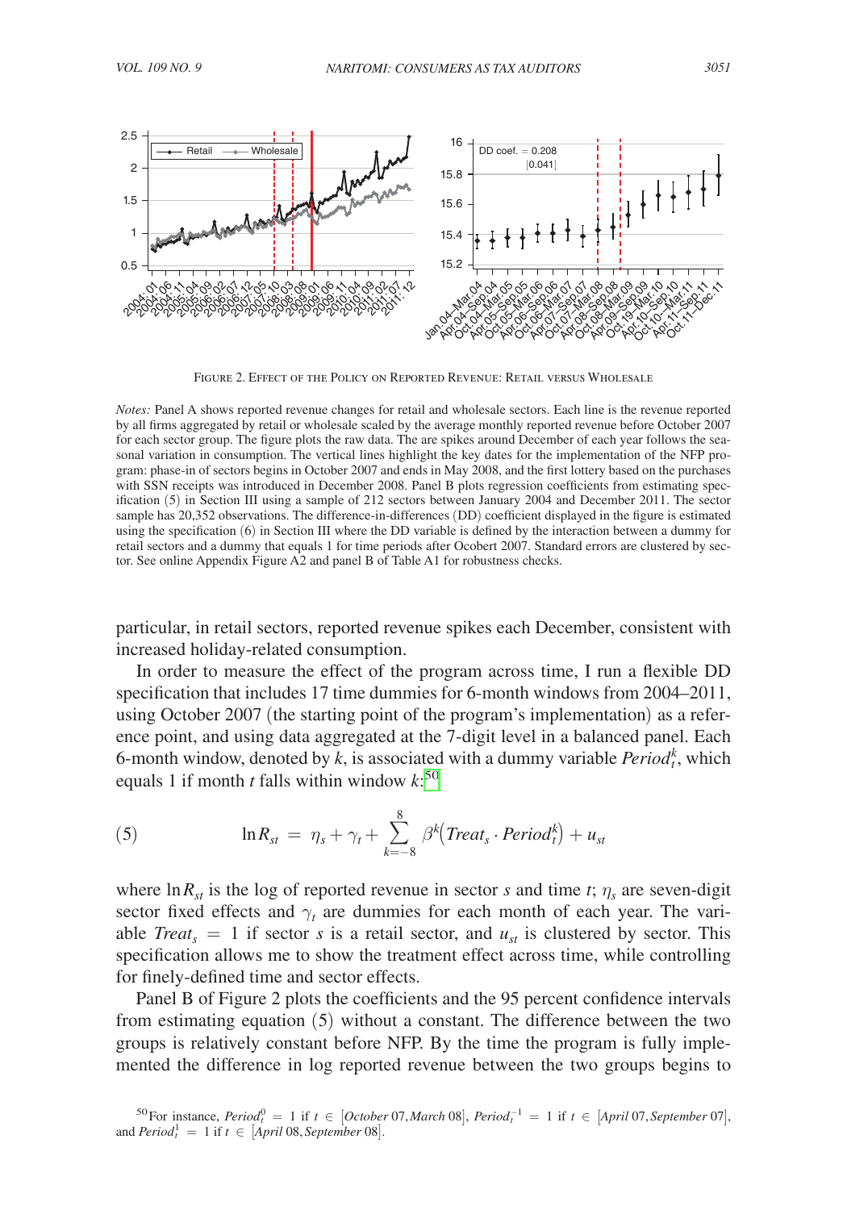Figure 2. Effect of the Policy on Reported Revenue: Retail versus Wholesale

*Notes:* Panel A shows reported revenue changes for retail and wholesale sectors. Each line is the revenue reported by all firms aggregated by retail or wholesale scaled by the average monthly reported revenue before October 2007 for each sector group. The figure plots the raw data. The are spikes around December of each year follows the seasonal variation in consumption. The vertical lines highlight the key dates for the implementation of the NFP program: phase-in of sectors begins in October 2007 and ends in May 2008, and the first lottery based on the purchases with SSN receipts was introduced in December 2008. Panel B plots regression coefficients from estimating specification (5) in Section III using a sample of 212 sectors between January 2004 and December 2011. The sector sample has 20,352 observations. The difference-in-differences (DD) coefficient displayed in the figure is estimated using the specification (6) in Section III where the DD variable is defined by the interaction between a dummy for retail sectors and a dummy that equals 1 for time periods after Ocobert 2007. Standard errors are clustered by sector. See online Appendix Figure A2 and panel B of Table A1 for robustness checks.

particular, in retail sectors, reported revenue spikes each December, consistent with increased holiday-related consumption.

In order to measure the effect of the program across time, I run a flexible DD specification that includes 17 time dummies for 6-month windows from 2004–2011, using October 2007 (the starting point of the program's implementation) as a reference point, and using data aggregated at the 7-digit level in a balanced panel. Each 6-month window, denoted by $k$, is associated with a dummy variable $Period_t^k$, which equals 1 if month $t$ falls within window $k$:[50]

$$\ln R_{st} = \eta_s + \gamma_t + \sum_{k=-8}^{8} \beta^k \left(Treat_s \cdot Period_t^k\right) + u_{st} \tag{5}$$

where $\ln R_{st}$ is the log of reported revenue in sector $s$ and time $t$; $\eta_s$ are seven-digit sector fixed effects and $\gamma_t$ are dummies for each month of each year. The variable $Treat_s = 1$ if sector $s$ is a retail sector, and $u_{st}$ is clustered by sector. This specification allows me to show the treatment effect across time, while controlling for finely-defined time and sector effects.

Panel B of Figure 2 plots the coefficients and the 95 percent confidence intervals from estimating equation (5) without a constant. The difference between the two groups is relatively constant before NFP. By the time the program is fully implemented the difference in log reported revenue between the two groups begins to

[50] For instance, $Period_t^0 = 1$ if $t \in [October\,07, March\,08]$, $Period_t^{-1} = 1$ if $t \in [April\,07, September\,07]$, and $Period_t^1 = 1$ if $t \in [April\,08, September\,08]$.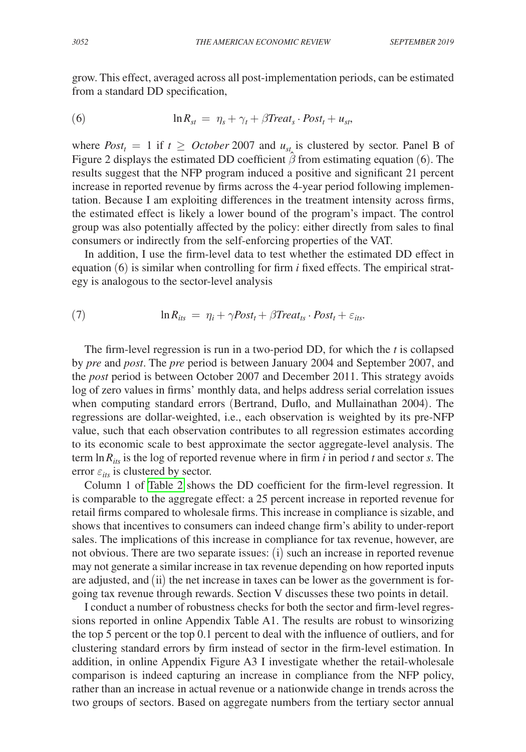grow. This effect, averaged across all post-implementation periods, can be estimated from a standard DD specification,

$$\ln R_{st} \;=\; \eta_s + \gamma_t + \beta Treat_s \cdot Post_t + u_{st}, \tag{6}$$

where $Post_t = 1$ if $t \geq October$ 2007 and $u_{st}$ is clustered by sector. Panel B of Figure 2 displays the estimated DD coefficient $\hat{\beta}$ from estimating equation (6). The results suggest that the NFP program induced a positive and significant 21 percent increase in reported revenue by firms across the 4-year period following implementation. Because I am exploiting differences in the treatment intensity across firms, the estimated effect is likely a lower bound of the program's impact. The control group was also potentially affected by the policy: either directly from sales to final consumers or indirectly from the self-enforcing properties of the VAT.

In addition, I use the firm-level data to test whether the estimated DD effect in equation (6) is similar when controlling for firm $i$ fixed effects. The empirical strategy is analogous to the sector-level analysis

$$\ln R_{its} \;=\; \eta_i + \gamma Post_t + \beta Treat_{ts} \cdot Post_t + \varepsilon_{its}. \tag{7}$$

The firm-level regression is run in a two-period DD, for which the $t$ is collapsed by *pre* and *post*. The *pre* period is between January 2004 and September 2007, and the *post* period is between October 2007 and December 2011. This strategy avoids log of zero values in firms' monthly data, and helps address serial correlation issues when computing standard errors (Bertrand, Duflo, and Mullainathan 2004). The regressions are dollar-weighted, i.e., each observation is weighted by its pre-NFP value, such that each observation contributes to all regression estimates according to its economic scale to best approximate the sector aggregate-level analysis. The term $\ln R_{its}$ is the log of reported revenue where in firm $i$ in period $t$ and sector $s$. The error $\varepsilon_{its}$ is clustered by sector.

Column 1 of Table 2 shows the DD coefficient for the firm-level regression. It is comparable to the aggregate effect: a 25 percent increase in reported revenue for retail firms compared to wholesale firms. This increase in compliance is sizable, and shows that incentives to consumers can indeed change firm's ability to under-report sales. The implications of this increase in compliance for tax revenue, however, are not obvious. There are two separate issues: (i) such an increase in reported revenue may not generate a similar increase in tax revenue depending on how reported inputs are adjusted, and (ii) the net increase in taxes can be lower as the government is forgoing tax revenue through rewards. Section V discusses these two points in detail.

I conduct a number of robustness checks for both the sector and firm-level regressions reported in online Appendix Table A1. The results are robust to winsorizing the top 5 percent or the top 0.1 percent to deal with the influence of outliers, and for clustering standard errors by firm instead of sector in the firm-level estimation. In addition, in online Appendix Figure A3 I investigate whether the retail-wholesale comparison is indeed capturing an increase in compliance from the NFP policy, rather than an increase in actual revenue or a nationwide change in trends across the two groups of sectors. Based on aggregate numbers from the tertiary sector annual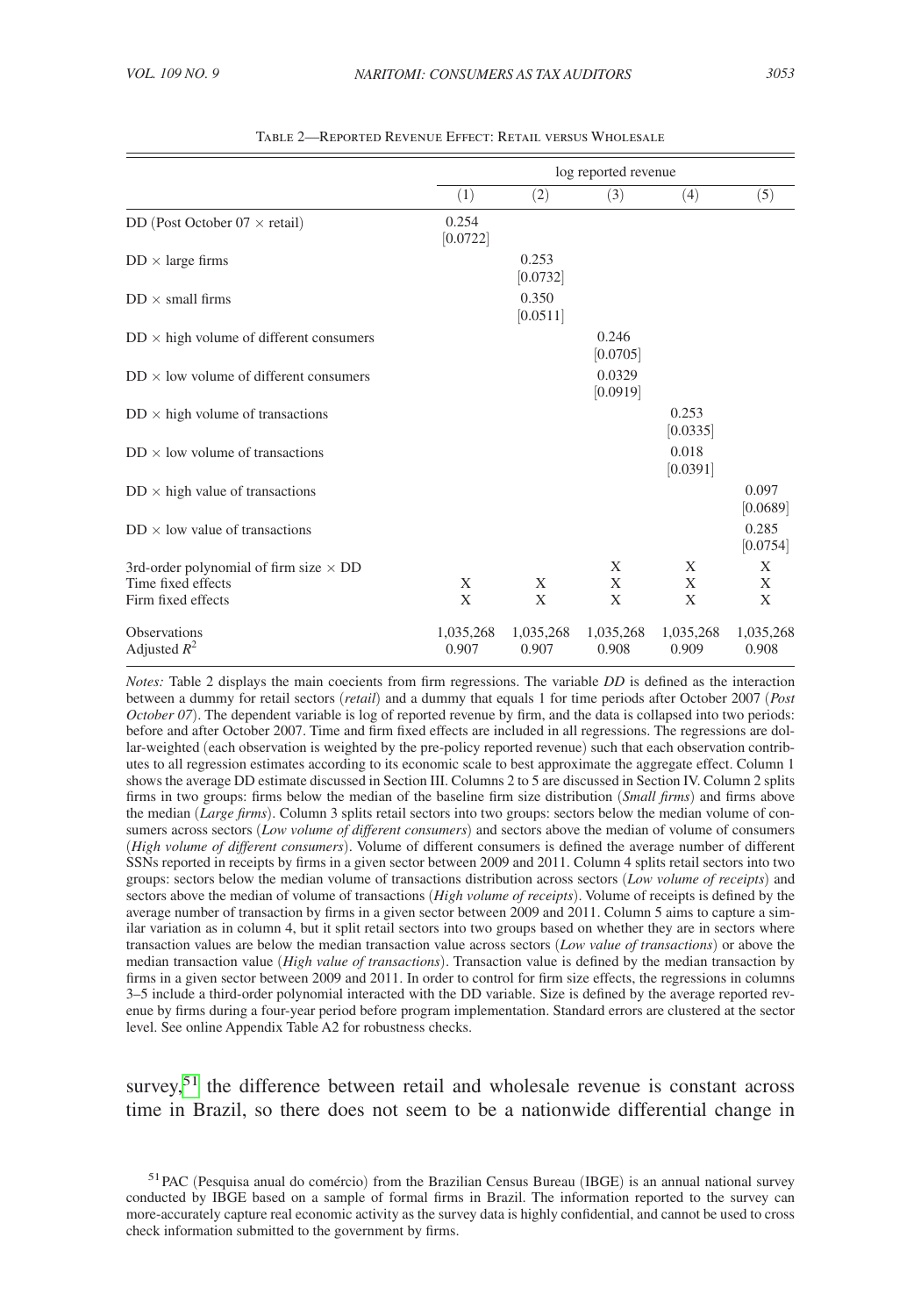Table 2—Reported Revenue Effect: Retail versus Wholesale

| | log reported revenue | | | | |
|---|---|---|---|---|---|
| | (1) | (2) | (3) | (4) | (5) |
| DD (Post October 07 × retail) | 0.254 [0.0722] | | | | |
| DD × large firms | | 0.253 [0.0732] | | | |
| DD × small firms | | 0.350 [0.0511] | | | |
| DD × high volume of different consumers | | | 0.246 [0.0705] | | |
| DD × low volume of different consumers | | | 0.0329 [0.0919] | | |
| DD × high volume of transactions | | | | 0.253 [0.0335] | |
| DD × low volume of transactions | | | | 0.018 [0.0391] | |
| DD × high value of transactions | | | | | 0.097 [0.0689] |
| DD × low value of transactions | | | | | 0.285 [0.0754] |
| 3rd-order polynomial of firm size × DD | | | X | X | X |
| Time fixed effects | X | X | X | X | X |
| Firm fixed effects | X | X | X | X | X |
| Observations | 1,035,268 | 1,035,268 | 1,035,268 | 1,035,268 | 1,035,268 |
| Adjusted $R^2$ | 0.907 | 0.907 | 0.908 | 0.909 | 0.908 |

*Notes:* Table 2 displays the main coecients from firm regressions. The variable *DD* is defined as the interaction between a dummy for retail sectors (*retail*) and a dummy that equals 1 for time periods after October 2007 (*Post October 07*). The dependent variable is log of reported revenue by firm, and the data is collapsed into two periods: before and after October 2007. Time and firm fixed effects are included in all regressions. The regressions are dollar-weighted (each observation is weighted by the pre-policy reported revenue) such that each observation contributes to all regression estimates according to its economic scale to best approximate the aggregate effect. Column 1 shows the average DD estimate discussed in Section III. Columns 2 to 5 are discussed in Section IV. Column 2 splits firms in two groups: firms below the median of the baseline firm size distribution (*Small firms*) and firms above the median (*Large firms*). Column 3 splits retail sectors into two groups: sectors below the median volume of consumers across sectors (*Low volume of different consumers*) and sectors above the median of volume of consumers (*High volume of different consumers*). Volume of different consumers is defined the average number of different SSNs reported in receipts by firms in a given sector between 2009 and 2011. Column 4 splits retail sectors into two groups: sectors below the median volume of transactions distribution across sectors (*Low volume of receipts*) and sectors above the median of volume of transactions (*High volume of receipts*). Volume of receipts is defined by the average number of transaction by firms in a given sector between 2009 and 2011. Column 5 aims to capture a similar variation as in column 4, but it split retail sectors into two groups based on whether they are in sectors where transaction values are below the median transaction value across sectors (*Low value of transactions*) or above the median transaction value (*High value of transactions*). Transaction value is defined by the median transaction by firms in a given sector between 2009 and 2011. In order to control for firm size effects, the regressions in columns 3–5 include a third-order polynomial interacted with the DD variable. Size is defined by the average reported revenue by firms during a four-year period before program implementation. Standard errors are clustered at the sector level. See online Appendix Table A2 for robustness checks.

survey,[51] the difference between retail and wholesale revenue is constant across time in Brazil, so there does not seem to be a nationwide differential change in

[51] PAC (Pesquisa anual do comércio) from the Brazilian Census Bureau (IBGE) is an annual national survey conducted by IBGE based on a sample of formal firms in Brazil. The information reported to the survey can more-accurately capture real economic activity as the survey data is highly confidential, and cannot be used to cross check information submitted to the government by firms.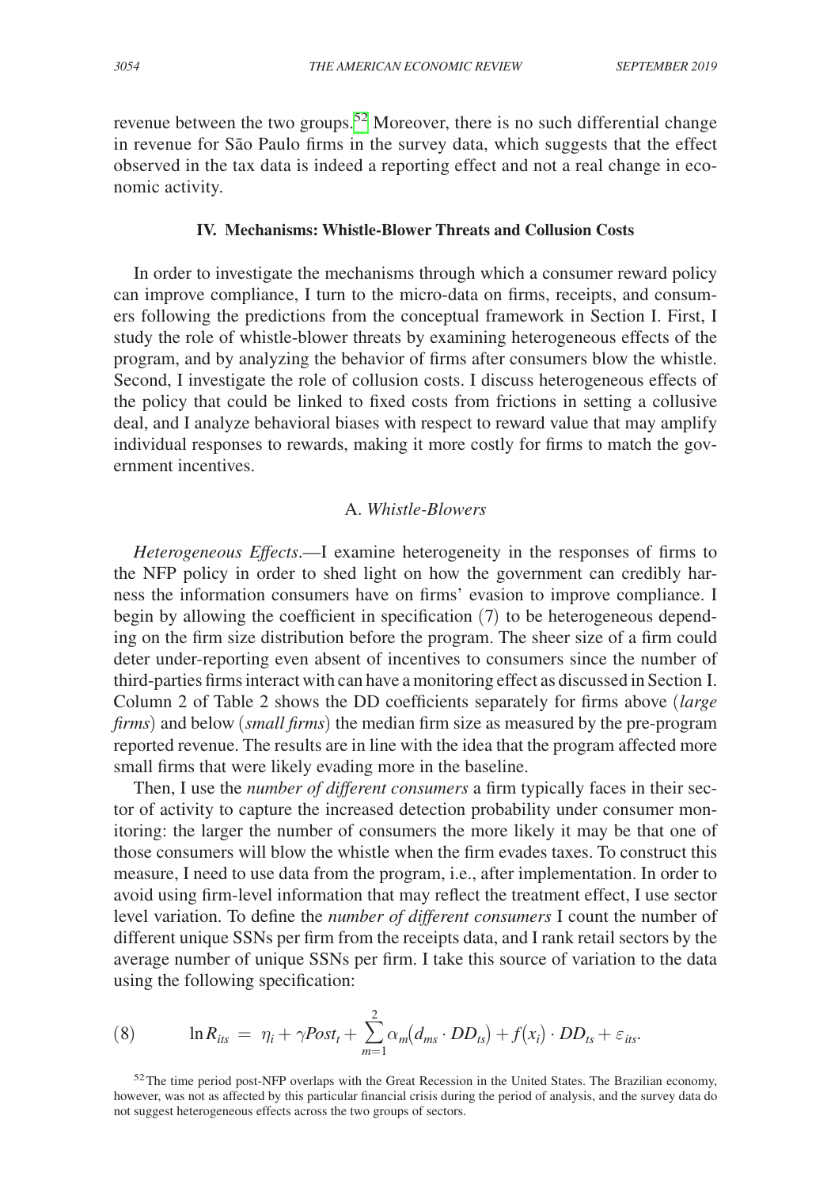revenue between the two groups.[52] Moreover, there is no such differential change in revenue for São Paulo firms in the survey data, which suggests that the effect observed in the tax data is indeed a reporting effect and not a real change in economic activity.

## IV. Mechanisms: Whistle-Blower Threats and Collusion Costs

In order to investigate the mechanisms through which a consumer reward policy can improve compliance, I turn to the micro-data on firms, receipts, and consumers following the predictions from the conceptual framework in Section I. First, I study the role of whistle-blower threats by examining heterogeneous effects of the program, and by analyzing the behavior of firms after consumers blow the whistle. Second, I investigate the role of collusion costs. I discuss heterogeneous effects of the policy that could be linked to fixed costs from frictions in setting a collusive deal, and I analyze behavioral biases with respect to reward value that may amplify individual responses to rewards, making it more costly for firms to match the government incentives.

### A. *Whistle-Blowers*

*Heterogeneous Effects*.—I examine heterogeneity in the responses of firms to the NFP policy in order to shed light on how the government can credibly harness the information consumers have on firms' evasion to improve compliance. I begin by allowing the coefficient in specification (7) to be heterogeneous depending on the firm size distribution before the program. The sheer size of a firm could deter under-reporting even absent of incentives to consumers since the number of third-parties firms interact with can have a monitoring effect as discussed in Section I. Column 2 of Table 2 shows the DD coefficients separately for firms above (*large firms*) and below (*small firms*) the median firm size as measured by the pre-program reported revenue. The results are in line with the idea that the program affected more small firms that were likely evading more in the baseline.

Then, I use the *number of different consumers* a firm typically faces in their sector of activity to capture the increased detection probability under consumer monitoring: the larger the number of consumers the more likely it may be that one of those consumers will blow the whistle when the firm evades taxes. To construct this measure, I need to use data from the program, i.e., after implementation. In order to avoid using firm-level information that may reflect the treatment effect, I use sector level variation. To define the *number of different consumers* I count the number of different unique SSNs per firm from the receipts data, and I rank retail sectors by the average number of unique SSNs per firm. I take this source of variation to the data using the following specification:

$$\ln R_{its} = \eta_i + \gamma Post_t + \sum_{m=1}^{2} \alpha_m \left(d_{ms} \cdot DD_{ts}\right) + f\left(x_i\right) \cdot DD_{ts} + \varepsilon_{its}. \tag{8}$$

[52] The time period post-NFP overlaps with the Great Recession in the United States. The Brazilian economy, however, was not as affected by this particular financial crisis during the period of analysis, and the survey data do not suggest heterogeneous effects across the two groups of sectors.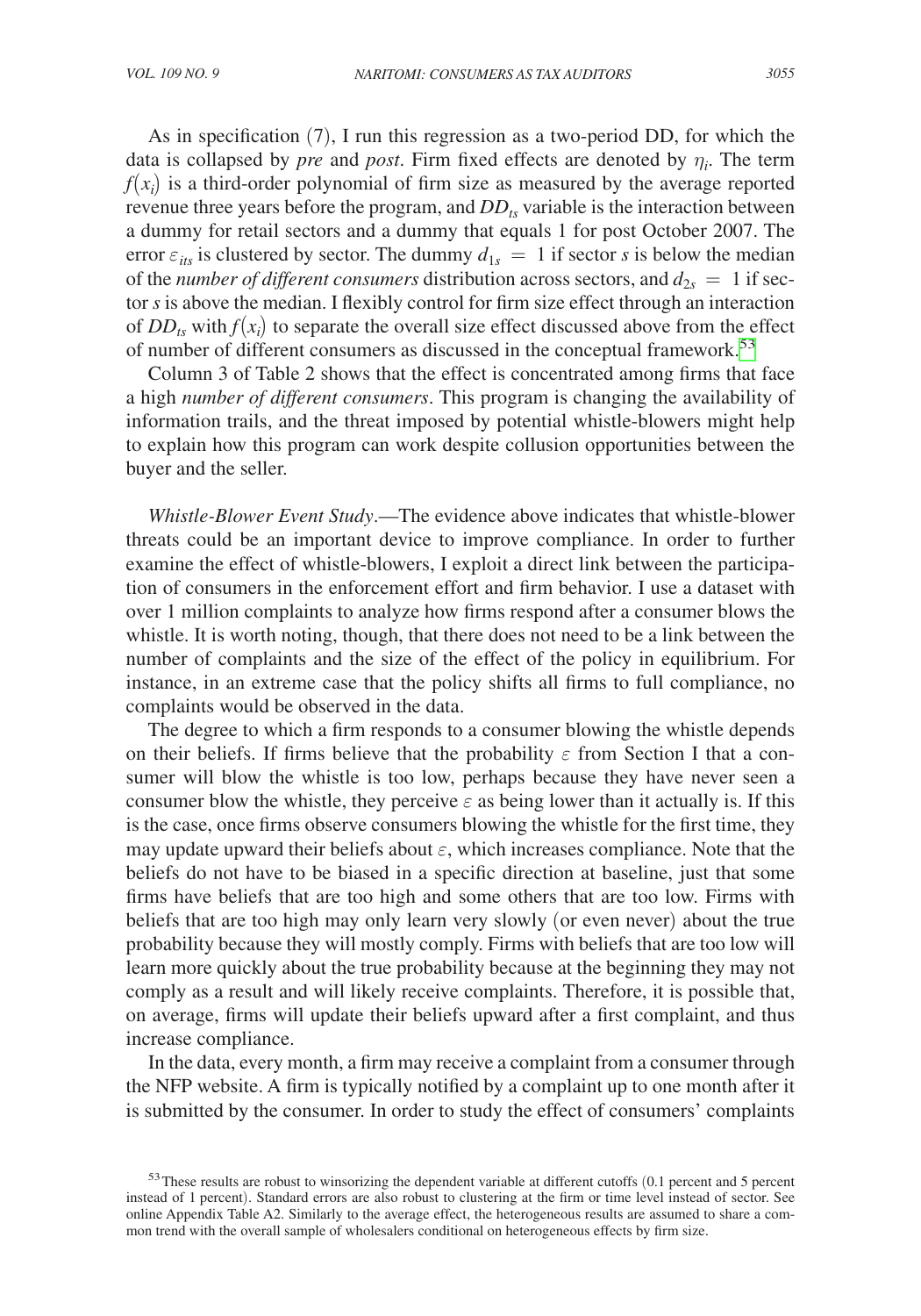As in specification (7), I run this regression as a two-period DD, for which the data is collapsed by *pre* and *post*. Firm fixed effects are denoted by $\eta_i$. The term $f(x_i)$ is a third-order polynomial of firm size as measured by the average reported revenue three years before the program, and $DD_{ts}$ variable is the interaction between a dummy for retail sectors and a dummy that equals 1 for post October 2007. The error $\varepsilon_{its}$ is clustered by sector. The dummy $d_{1s} = 1$ if sector $s$ is below the median of the *number of different consumers* distribution across sectors, and $d_{2s} = 1$ if sector $s$ is above the median. I flexibly control for firm size effect through an interaction of $DD_{ts}$ with $f(x_i)$ to separate the overall size effect discussed above from the effect of number of different consumers as discussed in the conceptual framework.[53]

Column 3 of Table 2 shows that the effect is concentrated among firms that face a high *number of different consumers*. This program is changing the availability of information trails, and the threat imposed by potential whistle-blowers might help to explain how this program can work despite collusion opportunities between the buyer and the seller.

*Whistle-Blower Event Study*.—The evidence above indicates that whistle-blower threats could be an important device to improve compliance. In order to further examine the effect of whistle-blowers, I exploit a direct link between the participation of consumers in the enforcement effort and firm behavior. I use a dataset with over 1 million complaints to analyze how firms respond after a consumer blows the whistle. It is worth noting, though, that there does not need to be a link between the number of complaints and the size of the effect of the policy in equilibrium. For instance, in an extreme case that the policy shifts all firms to full compliance, no complaints would be observed in the data.

The degree to which a firm responds to a consumer blowing the whistle depends on their beliefs. If firms believe that the probability $\varepsilon$ from Section I that a consumer will blow the whistle is too low, perhaps because they have never seen a consumer blow the whistle, they perceive $\varepsilon$ as being lower than it actually is. If this is the case, once firms observe consumers blowing the whistle for the first time, they may update upward their beliefs about $\varepsilon$, which increases compliance. Note that the beliefs do not have to be biased in a specific direction at baseline, just that some firms have beliefs that are too high and some others that are too low. Firms with beliefs that are too high may only learn very slowly (or even never) about the true probability because they will mostly comply. Firms with beliefs that are too low will learn more quickly about the true probability because at the beginning they may not comply as a result and will likely receive complaints. Therefore, it is possible that, on average, firms will update their beliefs upward after a first complaint, and thus increase compliance.

In the data, every month, a firm may receive a complaint from a consumer through the NFP website. A firm is typically notified by a complaint up to one month after it is submitted by the consumer. In order to study the effect of consumers' complaints

[53] These results are robust to winsorizing the dependent variable at different cutoffs (0.1 percent and 5 percent instead of 1 percent). Standard errors are also robust to clustering at the firm or time level instead of sector. See online Appendix Table A2. Similarly to the average effect, the heterogeneous results are assumed to share a common trend with the overall sample of wholesalers conditional on heterogeneous effects by firm size.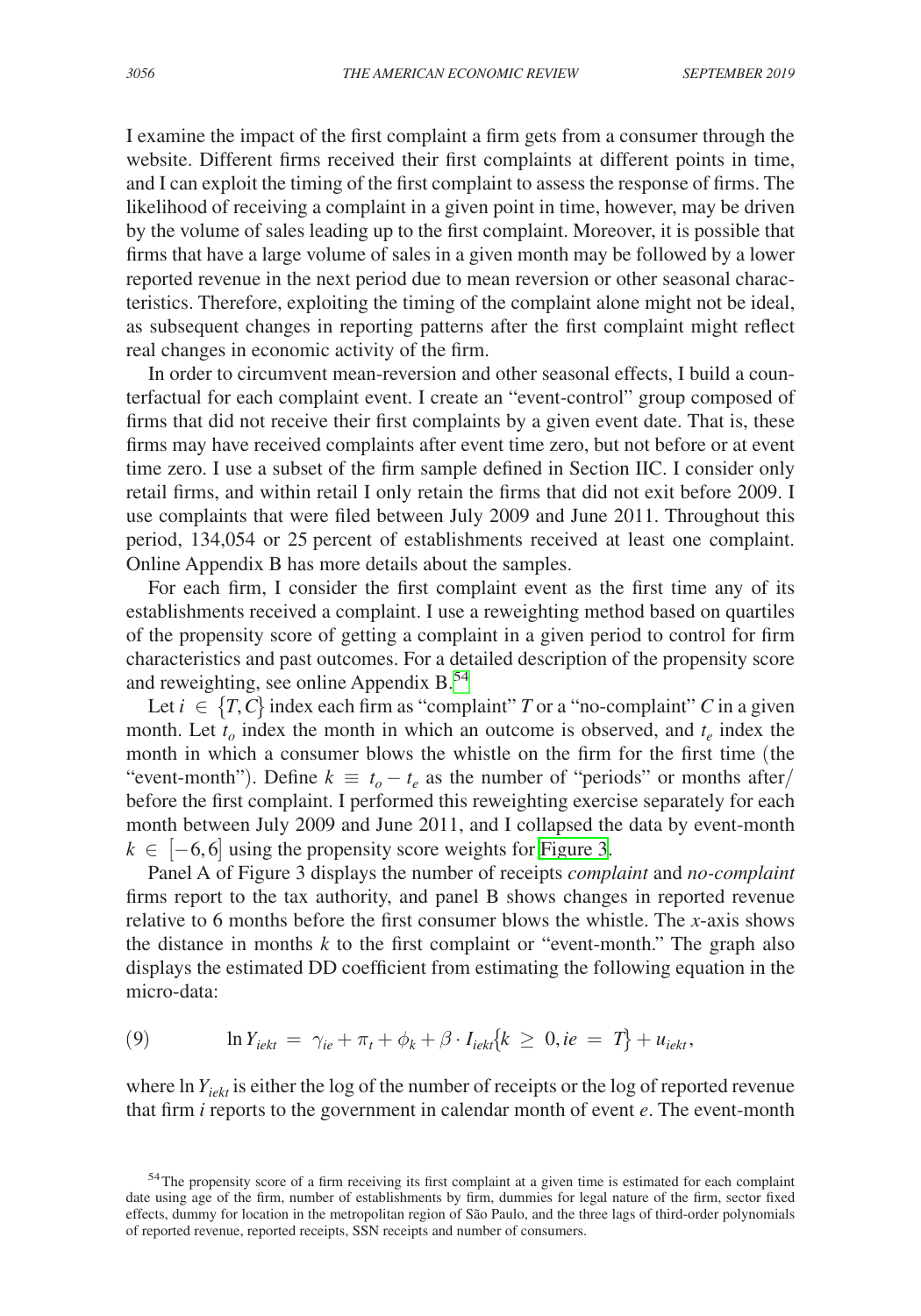I examine the impact of the first complaint a firm gets from a consumer through the website. Different firms received their first complaints at different points in time, and I can exploit the timing of the first complaint to assess the response of firms. The likelihood of receiving a complaint in a given point in time, however, may be driven by the volume of sales leading up to the first complaint. Moreover, it is possible that firms that have a large volume of sales in a given month may be followed by a lower reported revenue in the next period due to mean reversion or other seasonal characteristics. Therefore, exploiting the timing of the complaint alone might not be ideal, as subsequent changes in reporting patterns after the first complaint might reflect real changes in economic activity of the firm.

In order to circumvent mean-reversion and other seasonal effects, I build a counterfactual for each complaint event. I create an "event-control" group composed of firms that did not receive their first complaints by a given event date. That is, these firms may have received complaints after event time zero, but not before or at event time zero. I use a subset of the firm sample defined in Section IIC. I consider only retail firms, and within retail I only retain the firms that did not exit before 2009. I use complaints that were filed between July 2009 and June 2011. Throughout this period, 134,054 or 25 percent of establishments received at least one complaint. Online Appendix B has more details about the samples.

For each firm, I consider the first complaint event as the first time any of its establishments received a complaint. I use a reweighting method based on quartiles of the propensity score of getting a complaint in a given period to control for firm characteristics and past outcomes. For a detailed description of the propensity score and reweighting, see online Appendix B.[54]

Let $i \in \{T, C\}$ index each firm as "complaint" $T$ or a "no-complaint" $C$ in a given month. Let $t_o$ index the month in which an outcome is observed, and $t_e$ index the month in which a consumer blows the whistle on the firm for the first time (the "event-month"). Define $k \equiv t_o - t_e$ as the number of "periods" or months after/before the first complaint. I performed this reweighting exercise separately for each month between July 2009 and June 2011, and I collapsed the data by event-month $k \in [-6, 6]$ using the propensity score weights for Figure 3.

Panel A of Figure 3 displays the number of receipts *complaint* and *no-complaint* firms report to the tax authority, and panel B shows changes in reported revenue relative to 6 months before the first consumer blows the whistle. The $x$-axis shows the distance in months $k$ to the first complaint or "event-month." The graph also displays the estimated DD coefficient from estimating the following equation in the micro-data:

$$\ln Y_{iekt} = \gamma_{ie} + \pi_t + \phi_k + \beta \cdot I_{iekt}\{k \geq 0, ie = T\} + u_{iekt}, \tag{9}$$

where $\ln Y_{iekt}$ is either the log of the number of receipts or the log of reported revenue that firm $i$ reports to the government in calendar month of event $e$. The event-month

[54] The propensity score of a firm receiving its first complaint at a given time is estimated for each complaint date using age of the firm, number of establishments by firm, dummies for legal nature of the firm, sector fixed effects, dummy for location in the metropolitan region of São Paulo, and the three lags of third-order polynomials of reported revenue, reported receipts, SSN receipts and number of consumers.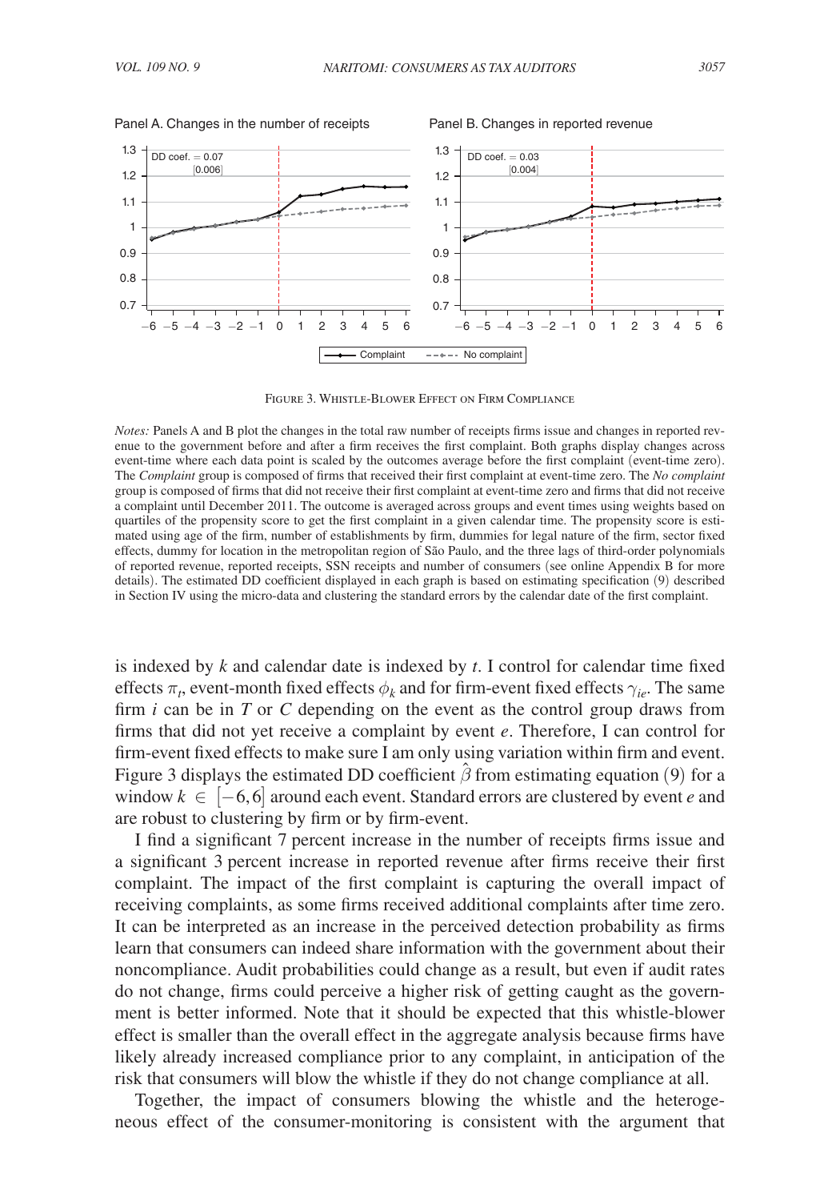Panel A. Changes in the number of receipts

Panel B. Changes in reported revenue

Figure 3. Whistle-Blower Effect on Firm Compliance

*Notes:* Panels A and B plot the changes in the total raw number of receipts firms issue and changes in reported revenue to the government before and after a firm receives the first complaint. Both graphs display changes across event-time where each data point is scaled by the outcomes average before the first complaint (event-time zero). The *Complaint* group is composed of firms that received their first complaint at event-time zero. The *No complaint* group is composed of firms that did not receive their first complaint at event-time zero and firms that did not receive a complaint until December 2011. The outcome is averaged across groups and event times using weights based on quartiles of the propensity score to get the first complaint in a given calendar time. The propensity score is estimated using age of the firm, number of establishments by firm, dummies for legal nature of the firm, sector fixed effects, dummy for location in the metropolitan region of São Paulo, and the three lags of third-order polynomials of reported revenue, reported receipts, SSN receipts and number of consumers (see online Appendix B for more details). The estimated DD coefficient displayed in each graph is based on estimating specification (9) described in Section IV using the micro-data and clustering the standard errors by the calendar date of the first complaint.

is indexed by $k$ and calendar date is indexed by $t$. I control for calendar time fixed effects $\pi_t$, event-month fixed effects $\phi_k$ and for firm-event fixed effects $\gamma_{ie}$. The same firm $i$ can be in $T$ or $C$ depending on the event as the control group draws from firms that did not yet receive a complaint by event $e$. Therefore, I can control for firm-event fixed effects to make sure I am only using variation within firm and event. Figure 3 displays the estimated DD coefficient $\hat{\beta}$ from estimating equation (9) for a window $k \in [-6,6]$ around each event. Standard errors are clustered by event $e$ and are robust to clustering by firm or by firm-event.

I find a significant 7 percent increase in the number of receipts firms issue and a significant 3 percent increase in reported revenue after firms receive their first complaint. The impact of the first complaint is capturing the overall impact of receiving complaints, as some firms received additional complaints after time zero. It can be interpreted as an increase in the perceived detection probability as firms learn that consumers can indeed share information with the government about their noncompliance. Audit probabilities could change as a result, but even if audit rates do not change, firms could perceive a higher risk of getting caught as the government is better informed. Note that it should be expected that this whistle-blower effect is smaller than the overall effect in the aggregate analysis because firms have likely already increased compliance prior to any complaint, in anticipation of the risk that consumers will blow the whistle if they do not change compliance at all.

Together, the impact of consumers blowing the whistle and the heterogeneous effect of the consumer-monitoring is consistent with the argument that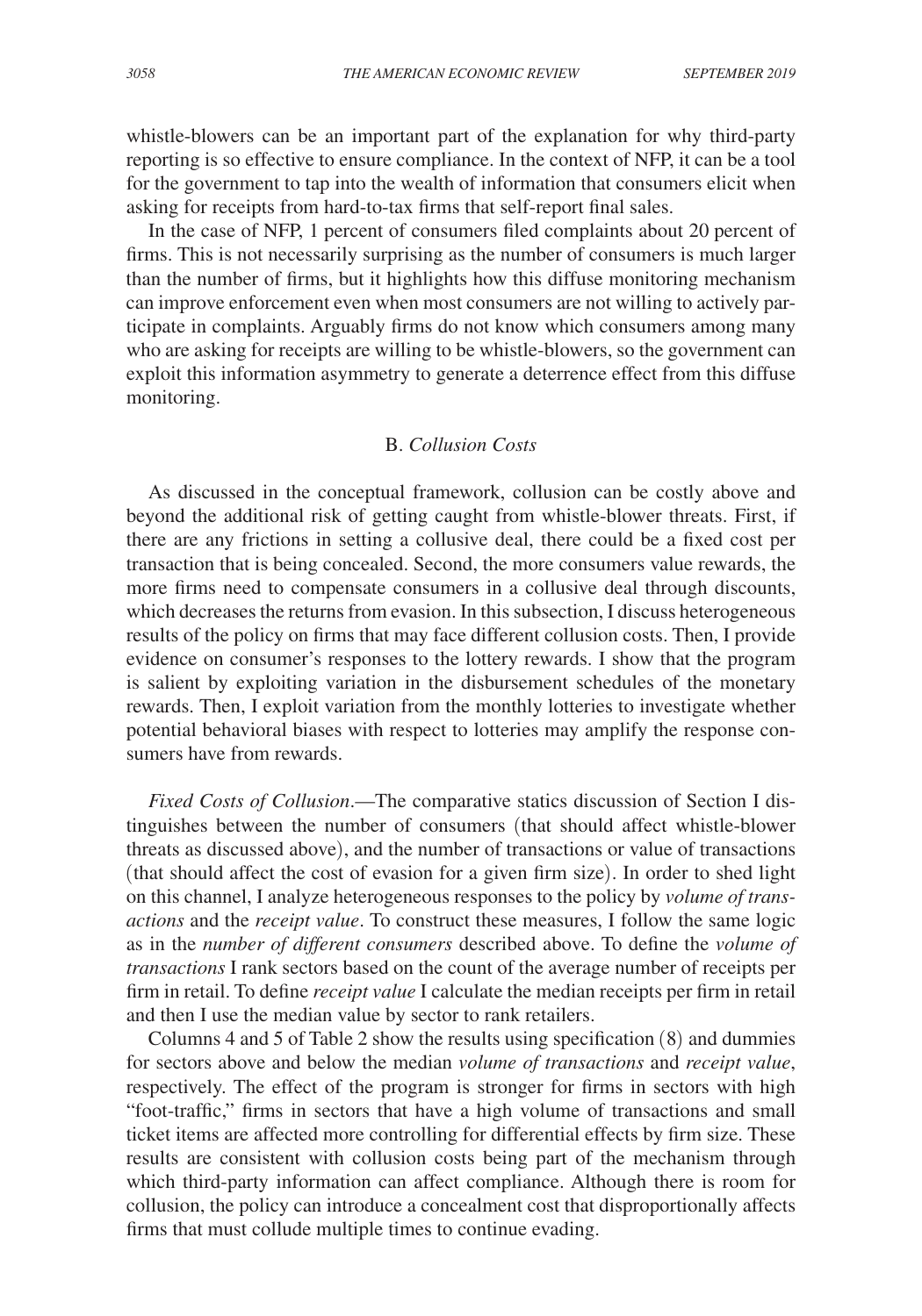whistle-blowers can be an important part of the explanation for why third-party reporting is so effective to ensure compliance. In the context of NFP, it can be a tool for the government to tap into the wealth of information that consumers elicit when asking for receipts from hard-to-tax firms that self-report final sales.

In the case of NFP, 1 percent of consumers filed complaints about 20 percent of firms. This is not necessarily surprising as the number of consumers is much larger than the number of firms, but it highlights how this diffuse monitoring mechanism can improve enforcement even when most consumers are not willing to actively participate in complaints. Arguably firms do not know which consumers among many who are asking for receipts are willing to be whistle-blowers, so the government can exploit this information asymmetry to generate a deterrence effect from this diffuse monitoring.

### B. *Collusion Costs*

As discussed in the conceptual framework, collusion can be costly above and beyond the additional risk of getting caught from whistle-blower threats. First, if there are any frictions in setting a collusive deal, there could be a fixed cost per transaction that is being concealed. Second, the more consumers value rewards, the more firms need to compensate consumers in a collusive deal through discounts, which decreases the returns from evasion. In this subsection, I discuss heterogeneous results of the policy on firms that may face different collusion costs. Then, I provide evidence on consumer's responses to the lottery rewards. I show that the program is salient by exploiting variation in the disbursement schedules of the monetary rewards. Then, I exploit variation from the monthly lotteries to investigate whether potential behavioral biases with respect to lotteries may amplify the response consumers have from rewards.

*Fixed Costs of Collusion*.—The comparative statics discussion of Section I distinguishes between the number of consumers (that should affect whistle-blower threats as discussed above), and the number of transactions or value of transactions (that should affect the cost of evasion for a given firm size). In order to shed light on this channel, I analyze heterogeneous responses to the policy by *volume of transactions* and the *receipt value*. To construct these measures, I follow the same logic as in the *number of different consumers* described above. To define the *volume of transactions* I rank sectors based on the count of the average number of receipts per firm in retail. To define *receipt value* I calculate the median receipts per firm in retail and then I use the median value by sector to rank retailers.

Columns 4 and 5 of Table 2 show the results using specification (8) and dummies for sectors above and below the median *volume of transactions* and *receipt value*, respectively. The effect of the program is stronger for firms in sectors with high "foot-traffic," firms in sectors that have a high volume of transactions and small ticket items are affected more controlling for differential effects by firm size. These results are consistent with collusion costs being part of the mechanism through which third-party information can affect compliance. Although there is room for collusion, the policy can introduce a concealment cost that disproportionally affects firms that must collude multiple times to continue evading.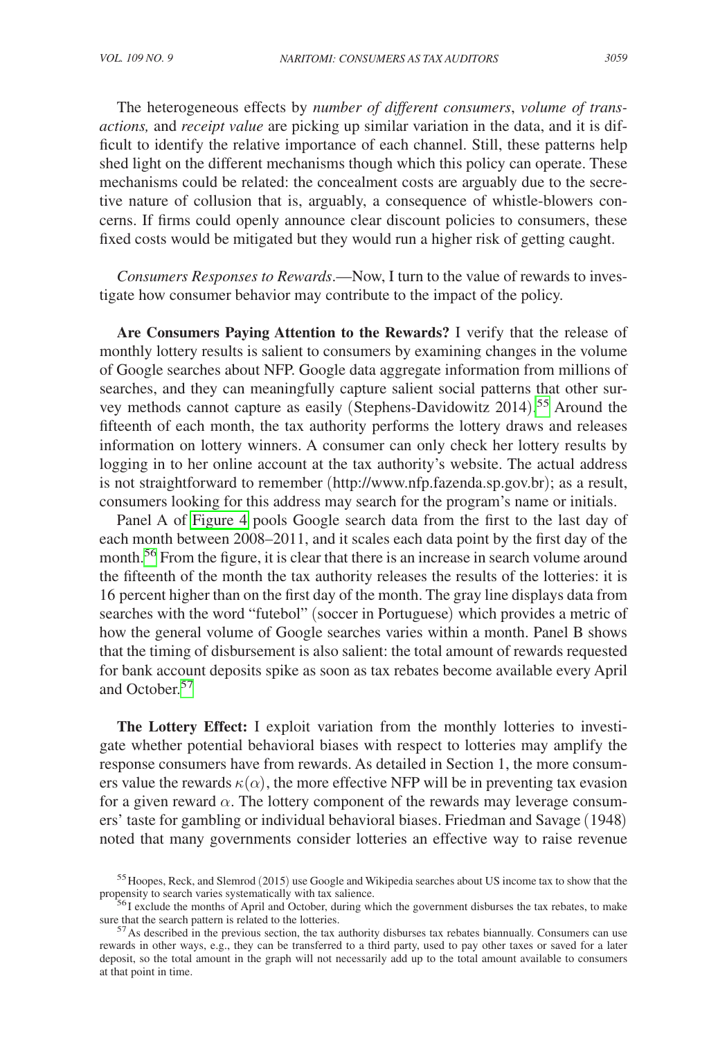The heterogeneous effects by *number of different consumers*, *volume of transactions,* and *receipt value* are picking up similar variation in the data, and it is difficult to identify the relative importance of each channel. Still, these patterns help shed light on the different mechanisms though which this policy can operate. These mechanisms could be related: the concealment costs are arguably due to the secretive nature of collusion that is, arguably, a consequence of whistle-blowers concerns. If firms could openly announce clear discount policies to consumers, these fixed costs would be mitigated but they would run a higher risk of getting caught.

*Consumers Responses to Rewards*.—Now, I turn to the value of rewards to investigate how consumer behavior may contribute to the impact of the policy.

**Are Consumers Paying Attention to the Rewards?** I verify that the release of monthly lottery results is salient to consumers by examining changes in the volume of Google searches about NFP. Google data aggregate information from millions of searches, and they can meaningfully capture salient social patterns that other survey methods cannot capture as easily (Stephens-Davidowitz 2014).[55] Around the fifteenth of each month, the tax authority performs the lottery draws and releases information on lottery winners. A consumer can only check her lottery results by logging in to her online account at the tax authority's website. The actual address is not straightforward to remember (http://www.nfp.fazenda.sp.gov.br); as a result, consumers looking for this address may search for the program's name or initials.

Panel A of Figure 4 pools Google search data from the first to the last day of each month between 2008–2011, and it scales each data point by the first day of the month.[56] From the figure, it is clear that there is an increase in search volume around the fifteenth of the month the tax authority releases the results of the lotteries: it is 16 percent higher than on the first day of the month. The gray line displays data from searches with the word "futebol" (soccer in Portuguese) which provides a metric of how the general volume of Google searches varies within a month. Panel B shows that the timing of disbursement is also salient: the total amount of rewards requested for bank account deposits spike as soon as tax rebates become available every April and October.[57]

**The Lottery Effect:** I exploit variation from the monthly lotteries to investigate whether potential behavioral biases with respect to lotteries may amplify the response consumers have from rewards. As detailed in Section 1, the more consumers value the rewards $\kappa(\alpha)$, the more effective NFP will be in preventing tax evasion for a given reward $\alpha$. The lottery component of the rewards may leverage consumers' taste for gambling or individual behavioral biases. Friedman and Savage (1948) noted that many governments consider lotteries an effective way to raise revenue

[55] Hoopes, Reck, and Slemrod (2015) use Google and Wikipedia searches about US income tax to show that the propensity to search varies systematically with tax salience.

[56] I exclude the months of April and October, during which the government disburses the tax rebates, to make sure that the search pattern is related to the lotteries.

[57] As described in the previous section, the tax authority disburses tax rebates biannually. Consumers can use rewards in other ways, e.g., they can be transferred to a third party, used to pay other taxes or saved for a later deposit, so the total amount in the graph will not necessarily add up to the total amount available to consumers at that point in time.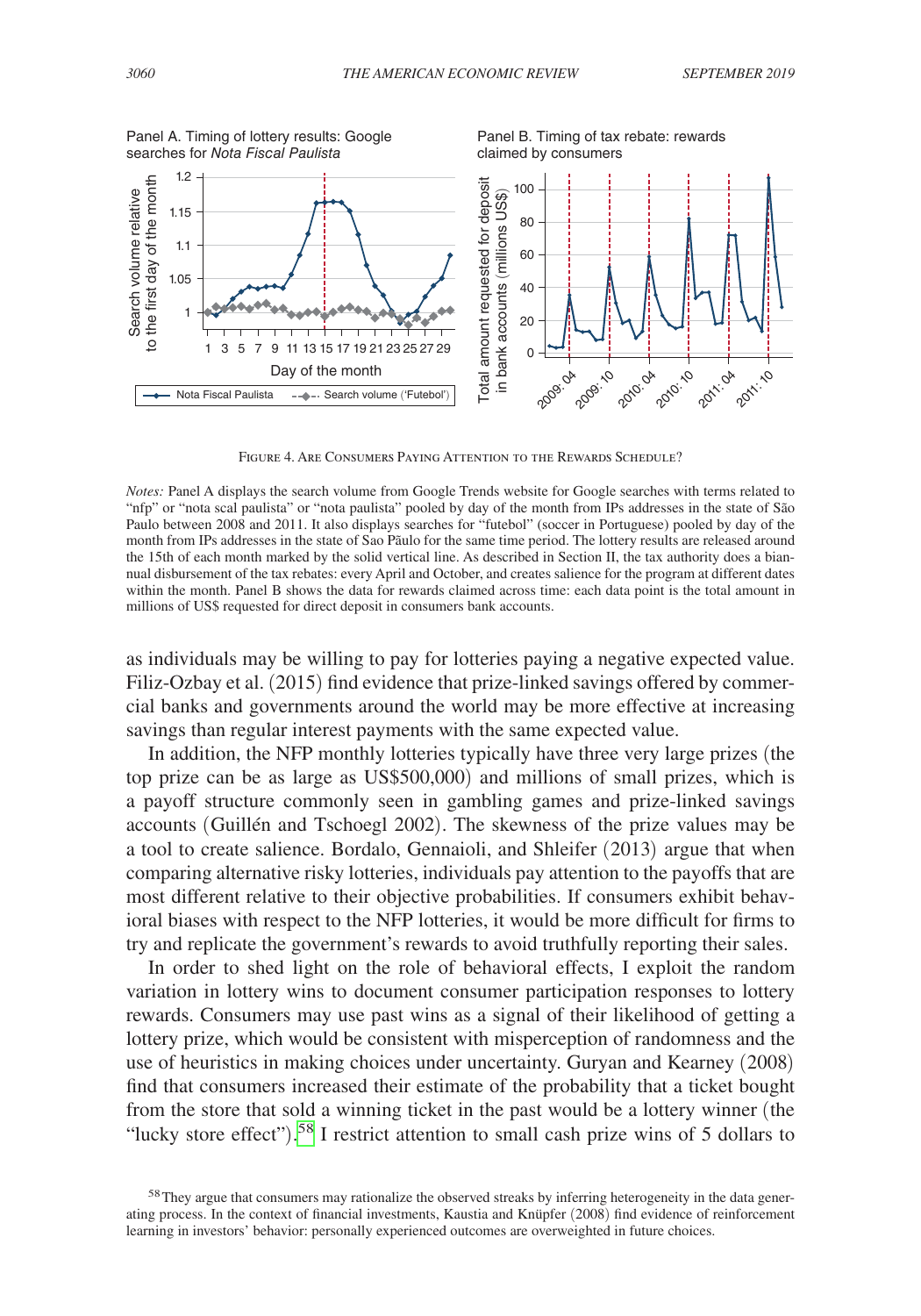Panel A. Timing of lottery results: Google searches for *Nota Fiscal Paulista*

Panel B. Timing of tax rebate: rewards claimed by consumers

Figure 4. Are Consumers Paying Attention to the Rewards Schedule?

*Notes:* Panel A displays the search volume from Google Trends website for Google searches with terms related to "nfp" or "nota scal paulista" or "nota paulista" pooled by day of the month from IPs addresses in the state of São Paulo between 2008 and 2011. It also displays searches for "futebol" (soccer in Portuguese) pooled by day of the month from IPs addresses in the state of Sao Pãulo for the same time period. The lottery results are released around the 15th of each month marked by the solid vertical line. As described in Section II, the tax authority does a biannual disbursement of the tax rebates: every April and October, and creates salience for the program at different dates within the month. Panel B shows the data for rewards claimed across time: each data point is the total amount in millions of US$ requested for direct deposit in consumers bank accounts.

as individuals may be willing to pay for lotteries paying a negative expected value. Filiz-Ozbay et al. (2015) find evidence that prize-linked savings offered by commercial banks and governments around the world may be more effective at increasing savings than regular interest payments with the same expected value.

In addition, the NFP monthly lotteries typically have three very large prizes (the top prize can be as large as US$500,000) and millions of small prizes, which is a payoff structure commonly seen in gambling games and prize-linked savings accounts (Guillén and Tschoegl 2002). The skewness of the prize values may be a tool to create salience. Bordalo, Gennaioli, and Shleifer (2013) argue that when comparing alternative risky lotteries, individuals pay attention to the payoffs that are most different relative to their objective probabilities. If consumers exhibit behavioral biases with respect to the NFP lotteries, it would be more difficult for firms to try and replicate the government's rewards to avoid truthfully reporting their sales.

In order to shed light on the role of behavioral effects, I exploit the random variation in lottery wins to document consumer participation responses to lottery rewards. Consumers may use past wins as a signal of their likelihood of getting a lottery prize, which would be consistent with misperception of randomness and the use of heuristics in making choices under uncertainty. Guryan and Kearney (2008) find that consumers increased their estimate of the probability that a ticket bought from the store that sold a winning ticket in the past would be a lottery winner (the "lucky store effect").[58] I restrict attention to small cash prize wins of 5 dollars to

[58] They argue that consumers may rationalize the observed streaks by inferring heterogeneity in the data generating process. In the context of financial investments, Kaustia and Knüpfer (2008) find evidence of reinforcement learning in investors' behavior: personally experienced outcomes are overweighted in future choices.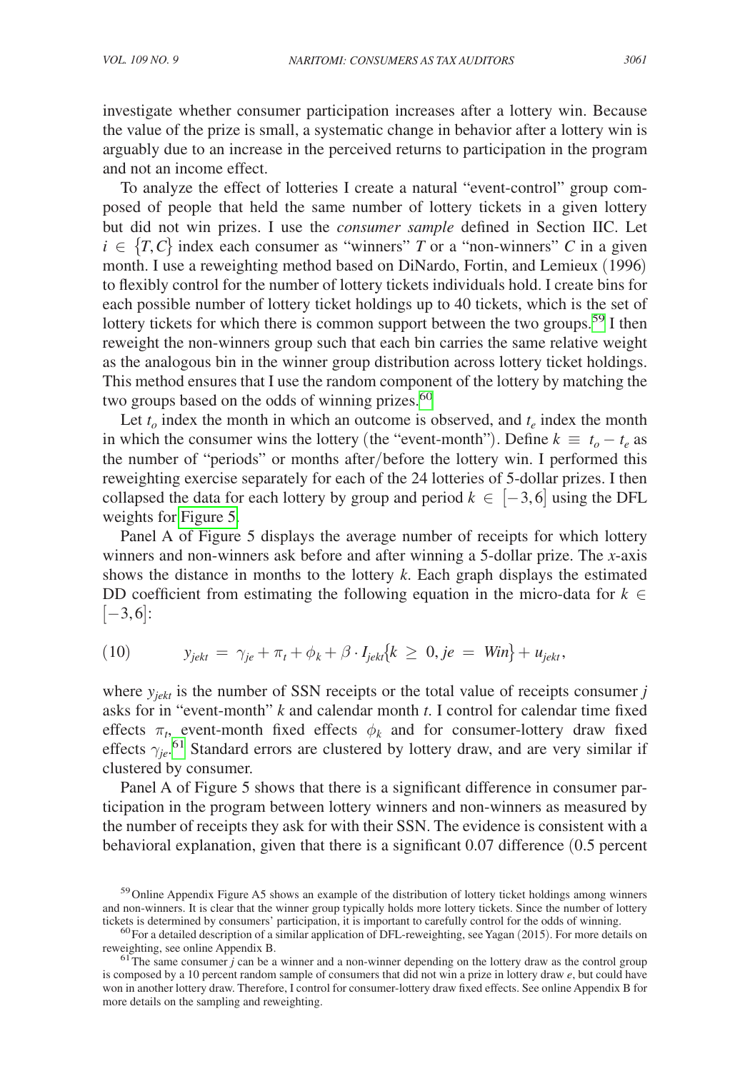investigate whether consumer participation increases after a lottery win. Because the value of the prize is small, a systematic change in behavior after a lottery win is arguably due to an increase in the perceived returns to participation in the program and not an income effect.

To analyze the effect of lotteries I create a natural "event-control" group composed of people that held the same number of lottery tickets in a given lottery but did not win prizes. I use the *consumer sample* defined in Section IIC. Let $i \in \{T, C\}$ index each consumer as "winners" $T$ or a "non-winners" $C$ in a given month. I use a reweighting method based on DiNardo, Fortin, and Lemieux (1996) to flexibly control for the number of lottery tickets individuals hold. I create bins for each possible number of lottery ticket holdings up to 40 tickets, which is the set of lottery tickets for which there is common support between the two groups.[59] I then reweight the non-winners group such that each bin carries the same relative weight as the analogous bin in the winner group distribution across lottery ticket holdings. This method ensures that I use the random component of the lottery by matching the two groups based on the odds of winning prizes.[60]

Let $t_o$ index the month in which an outcome is observed, and $t_e$ index the month in which the consumer wins the lottery (the "event-month"). Define $k \equiv t_o - t_e$ as the number of "periods" or months after/before the lottery win. I performed this reweighting exercise separately for each of the 24 lotteries of 5-dollar prizes. I then collapsed the data for each lottery by group and period $k \in [-3, 6]$ using the DFL weights for Figure 5.

Panel A of Figure 5 displays the average number of receipts for which lottery winners and non-winners ask before and after winning a 5-dollar prize. The $x$-axis shows the distance in months to the lottery $k$. Each graph displays the estimated DD coefficient from estimating the following equation in the micro-data for $k \in [-3, 6]$:

$$(10) \qquad y_{jekt} = \gamma_{je} + \pi_t + \phi_k + \beta \cdot I_{jekt}\{k \geq 0, je = Win\} + u_{jekt},$$

where $y_{jekt}$ is the number of SSN receipts or the total value of receipts consumer $j$ asks for in "event-month" $k$ and calendar month $t$. I control for calendar time fixed effects $\pi_t$, event-month fixed effects $\phi_k$ and for consumer-lottery draw fixed effects $\gamma_{je}$.[61] Standard errors are clustered by lottery draw, and are very similar if clustered by consumer.

Panel A of Figure 5 shows that there is a significant difference in consumer participation in the program between lottery winners and non-winners as measured by the number of receipts they ask for with their SSN. The evidence is consistent with a behavioral explanation, given that there is a significant 0.07 difference (0.5 percent

[59] Online Appendix Figure A5 shows an example of the distribution of lottery ticket holdings among winners and non-winners. It is clear that the winner group typically holds more lottery tickets. Since the number of lottery tickets is determined by consumers' participation, it is important to carefully control for the odds of winning.

[60] For a detailed description of a similar application of DFL-reweighting, see Yagan (2015). For more details on reweighting, see online Appendix B.

[61] The same consumer $j$ can be a winner and a non-winner depending on the lottery draw as the control group is composed by a 10 percent random sample of consumers that did not win a prize in lottery draw $e$, but could have won in another lottery draw. Therefore, I control for consumer-lottery draw fixed effects. See online Appendix B for more details on the sampling and reweighting.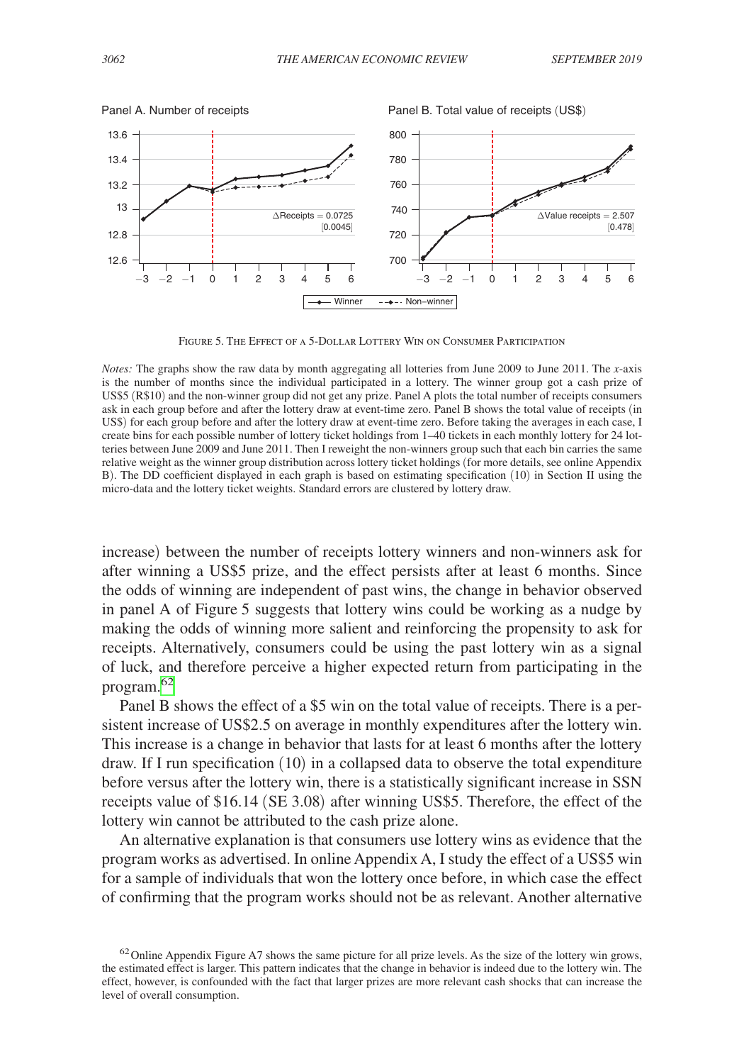Panel A. Number of receipts

Panel B. Total value of receipts (US$)

Figure 5. The Effect of a 5-Dollar Lottery Win on Consumer Participation

*Notes:* The graphs show the raw data by month aggregating all lotteries from June 2009 to June 2011. The *x*-axis is the number of months since the individual participated in a lottery. The winner group got a cash prize of US$5 (R$10) and the non-winner group did not get any prize. Panel A plots the total number of receipts consumers ask in each group before and after the lottery draw at event-time zero. Panel B shows the total value of receipts (in US$) for each group before and after the lottery draw at event-time zero. Before taking the averages in each case, I create bins for each possible number of lottery ticket holdings from 1–40 tickets in each monthly lottery for 24 lotteries between June 2009 and June 2011. Then I reweight the non-winners group such that each bin carries the same relative weight as the winner group distribution across lottery ticket holdings (for more details, see online Appendix B). The DD coefficient displayed in each graph is based on estimating specification (10) in Section II using the micro-data and the lottery ticket weights. Standard errors are clustered by lottery draw.

increase) between the number of receipts lottery winners and non-winners ask for after winning a US$5 prize, and the effect persists after at least 6 months. Since the odds of winning are independent of past wins, the change in behavior observed in panel A of Figure 5 suggests that lottery wins could be working as a nudge by making the odds of winning more salient and reinforcing the propensity to ask for receipts. Alternatively, consumers could be using the past lottery win as a signal of luck, and therefore perceive a higher expected return from participating in the program.[62]

Panel B shows the effect of a $5 win on the total value of receipts. There is a persistent increase of US$2.5 on average in monthly expenditures after the lottery win. This increase is a change in behavior that lasts for at least 6 months after the lottery draw. If I run specification (10) in a collapsed data to observe the total expenditure before versus after the lottery win, there is a statistically significant increase in SSN receipts value of $16.14 (SE 3.08) after winning US$5. Therefore, the effect of the lottery win cannot be attributed to the cash prize alone.

An alternative explanation is that consumers use lottery wins as evidence that the program works as advertised. In online Appendix A, I study the effect of a US$5 win for a sample of individuals that won the lottery once before, in which case the effect of confirming that the program works should not be as relevant. Another alternative

[62] Online Appendix Figure A7 shows the same picture for all prize levels. As the size of the lottery win grows, the estimated effect is larger. This pattern indicates that the change in behavior is indeed due to the lottery win. The effect, however, is confounded with the fact that larger prizes are more relevant cash shocks that can increase the level of overall consumption.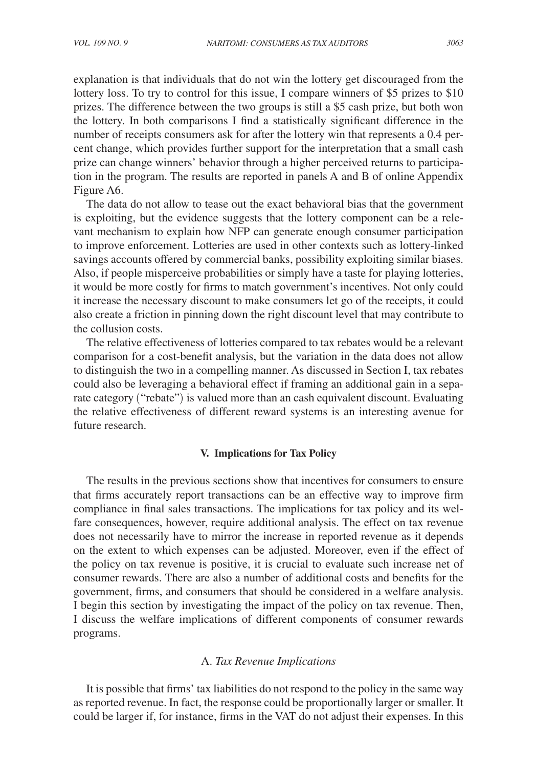explanation is that individuals that do not win the lottery get discouraged from the lottery loss. To try to control for this issue, I compare winners of \$5 prizes to \$10 prizes. The difference between the two groups is still a \$5 cash prize, but both won the lottery. In both comparisons I find a statistically significant difference in the number of receipts consumers ask for after the lottery win that represents a 0.4 percent change, which provides further support for the interpretation that a small cash prize can change winners' behavior through a higher perceived returns to participation in the program. The results are reported in panels A and B of online Appendix Figure A6.

The data do not allow to tease out the exact behavioral bias that the government is exploiting, but the evidence suggests that the lottery component can be a relevant mechanism to explain how NFP can generate enough consumer participation to improve enforcement. Lotteries are used in other contexts such as lottery-linked savings accounts offered by commercial banks, possibility exploiting similar biases. Also, if people misperceive probabilities or simply have a taste for playing lotteries, it would be more costly for firms to match government's incentives. Not only could it increase the necessary discount to make consumers let go of the receipts, it could also create a friction in pinning down the right discount level that may contribute to the collusion costs.

The relative effectiveness of lotteries compared to tax rebates would be a relevant comparison for a cost-benefit analysis, but the variation in the data does not allow to distinguish the two in a compelling manner. As discussed in Section I, tax rebates could also be leveraging a behavioral effect if framing an additional gain in a separate category ("rebate") is valued more than an cash equivalent discount. Evaluating the relative effectiveness of different reward systems is an interesting avenue for future research.

## V. Implications for Tax Policy

The results in the previous sections show that incentives for consumers to ensure that firms accurately report transactions can be an effective way to improve firm compliance in final sales transactions. The implications for tax policy and its welfare consequences, however, require additional analysis. The effect on tax revenue does not necessarily have to mirror the increase in reported revenue as it depends on the extent to which expenses can be adjusted. Moreover, even if the effect of the policy on tax revenue is positive, it is crucial to evaluate such increase net of consumer rewards. There are also a number of additional costs and benefits for the government, firms, and consumers that should be considered in a welfare analysis. I begin this section by investigating the impact of the policy on tax revenue. Then, I discuss the welfare implications of different components of consumer rewards programs.

### A. *Tax Revenue Implications*

It is possible that firms' tax liabilities do not respond to the policy in the same way as reported revenue. In fact, the response could be proportionally larger or smaller. It could be larger if, for instance, firms in the VAT do not adjust their expenses. In this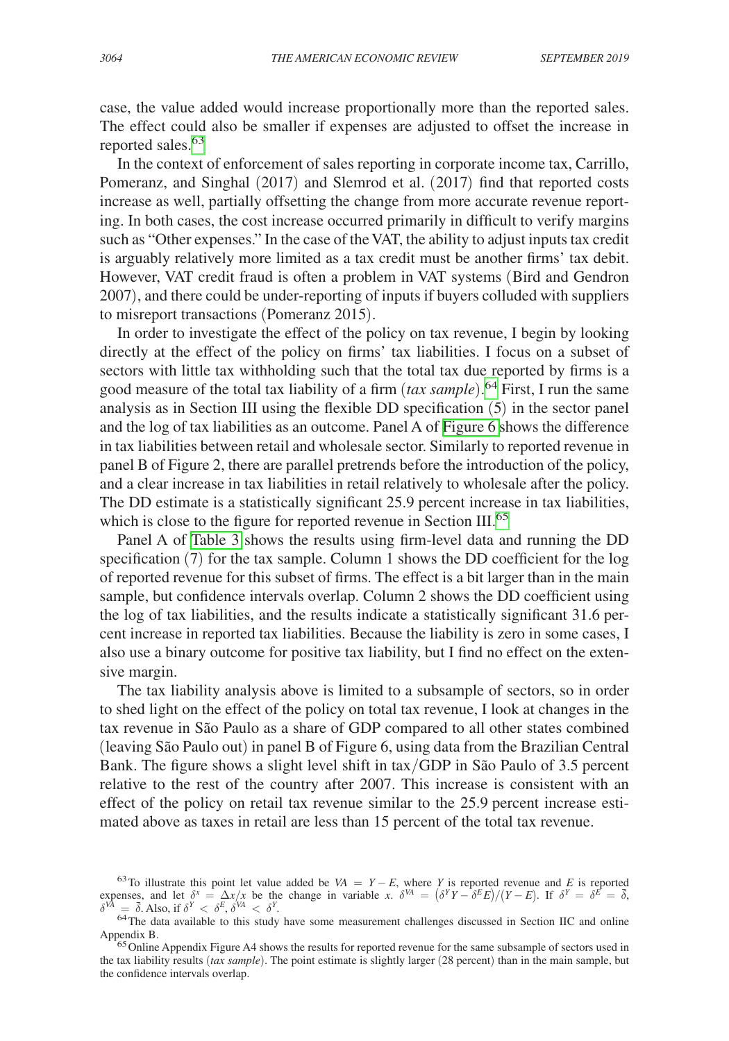case, the value added would increase proportionally more than the reported sales. The effect could also be smaller if expenses are adjusted to offset the increase in reported sales.[63]

In the context of enforcement of sales reporting in corporate income tax, Carrillo, Pomeranz, and Singhal (2017) and Slemrod et al. (2017) find that reported costs increase as well, partially offsetting the change from more accurate revenue reporting. In both cases, the cost increase occurred primarily in difficult to verify margins such as "Other expenses." In the case of the VAT, the ability to adjust inputs tax credit is arguably relatively more limited as a tax credit must be another firms' tax debit. However, VAT credit fraud is often a problem in VAT systems (Bird and Gendron 2007), and there could be under-reporting of inputs if buyers colluded with suppliers to misreport transactions (Pomeranz 2015).

In order to investigate the effect of the policy on tax revenue, I begin by looking directly at the effect of the policy on firms' tax liabilities. I focus on a subset of sectors with little tax withholding such that the total tax due reported by firms is a good measure of the total tax liability of a firm (*tax sample*).[64] First, I run the same analysis as in Section III using the flexible DD specification (5) in the sector panel and the log of tax liabilities as an outcome. Panel A of Figure 6 shows the difference in tax liabilities between retail and wholesale sector. Similarly to reported revenue in panel B of Figure 2, there are parallel pretrends before the introduction of the policy, and a clear increase in tax liabilities in retail relatively to wholesale after the policy. The DD estimate is a statistically significant 25.9 percent increase in tax liabilities, which is close to the figure for reported revenue in Section III.[65]

Panel A of Table 3 shows the results using firm-level data and running the DD specification (7) for the tax sample. Column 1 shows the DD coefficient for the log of reported revenue for this subset of firms. The effect is a bit larger than in the main sample, but confidence intervals overlap. Column 2 shows the DD coefficient using the log of tax liabilities, and the results indicate a statistically significant 31.6 percent increase in reported tax liabilities. Because the liability is zero in some cases, I also use a binary outcome for positive tax liability, but I find no effect on the extensive margin.

The tax liability analysis above is limited to a subsample of sectors, so in order to shed light on the effect of the policy on total tax revenue, I look at changes in the tax revenue in São Paulo as a share of GDP compared to all other states combined (leaving São Paulo out) in panel B of Figure 6, using data from the Brazilian Central Bank. The figure shows a slight level shift in tax/GDP in São Paulo of 3.5 percent relative to the rest of the country after 2007. This increase is consistent with an effect of the policy on retail tax revenue similar to the 25.9 percent increase estimated above as taxes in retail are less than 15 percent of the total tax revenue.

---

[63] To illustrate this point let value added be $VA = Y - E$, where $Y$ is reported revenue and $E$ is reported expenses, and let $\delta^x = \Delta x / x$ be the change in variable $x$. $\delta^{VA} = (\delta^Y Y - \delta^E E)/(Y - E)$. If $\delta^Y = \delta^E = \bar{\delta}$, $\delta^{VA} = \bar{\delta}$. Also, if $\delta^Y < \delta^E$, $\delta^{VA} < \delta^Y$.

[64] The data available to this study have some measurement challenges discussed in Section IIC and online Appendix B.

[65] Online Appendix Figure A4 shows the results for reported revenue for the same subsample of sectors used in the tax liability results (*tax sample*). The point estimate is slightly larger (28 percent) than in the main sample, but the confidence intervals overlap.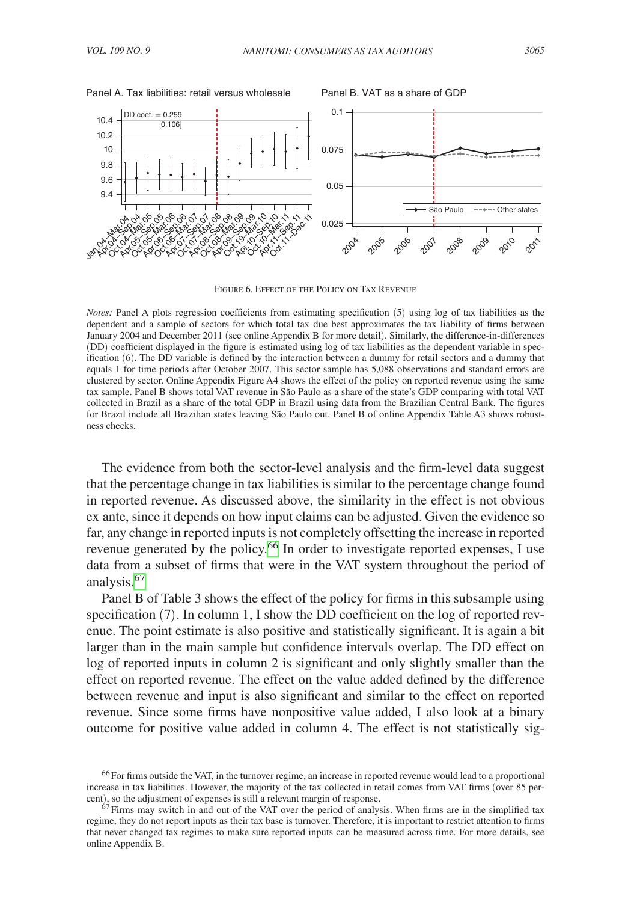Panel A. Tax liabilities: retail versus wholesale

Panel B. VAT as a share of GDP

Figure 6. Effect of the Policy on Tax Revenue

*Notes:* Panel A plots regression coefficients from estimating specification (5) using log of tax liabilities as the dependent and a sample of sectors for which total tax due best approximates the tax liability of firms between January 2004 and December 2011 (see online Appendix B for more detail). Similarly, the difference-in-differences (DD) coefficient displayed in the figure is estimated using log of tax liabilities as the dependent variable in specification (6). The DD variable is defined by the interaction between a dummy for retail sectors and a dummy that equals 1 for time periods after October 2007. This sector sample has 5,088 observations and standard errors are clustered by sector. Online Appendix Figure A4 shows the effect of the policy on reported revenue using the same tax sample. Panel B shows total VAT revenue in São Paulo as a share of the state's GDP comparing with total VAT collected in Brazil as a share of the total GDP in Brazil using data from the Brazilian Central Bank. The figures for Brazil include all Brazilian states leaving São Paulo out. Panel B of online Appendix Table A3 shows robustness checks.

The evidence from both the sector-level analysis and the firm-level data suggest that the percentage change in tax liabilities is similar to the percentage change found in reported revenue. As discussed above, the similarity in the effect is not obvious ex ante, since it depends on how input claims can be adjusted. Given the evidence so far, any change in reported inputs is not completely offsetting the increase in reported revenue generated by the policy.[66] In order to investigate reported expenses, I use data from a subset of firms that were in the VAT system throughout the period of analysis.[67]

Panel B of Table 3 shows the effect of the policy for firms in this subsample using specification (7). In column 1, I show the DD coefficient on the log of reported revenue. The point estimate is also positive and statistically significant. It is again a bit larger than in the main sample but confidence intervals overlap. The DD effect on log of reported inputs in column 2 is significant and only slightly smaller than the effect on reported revenue. The effect on the value added defined by the difference between revenue and input is also significant and similar to the effect on reported revenue. Since some firms have nonpositive value added, I also look at a binary outcome for positive value added in column 4. The effect is not statistically sig-

[66] For firms outside the VAT, in the turnover regime, an increase in reported revenue would lead to a proportional increase in tax liabilities. However, the majority of the tax collected in retail comes from VAT firms (over 85 percent), so the adjustment of expenses is still a relevant margin of response.

[67] Firms may switch in and out of the VAT over the period of analysis. When firms are in the simplified tax regime, they do not report inputs as their tax base is turnover. Therefore, it is important to restrict attention to firms that never changed tax regimes to make sure reported inputs can be measured across time. For more details, see online Appendix B.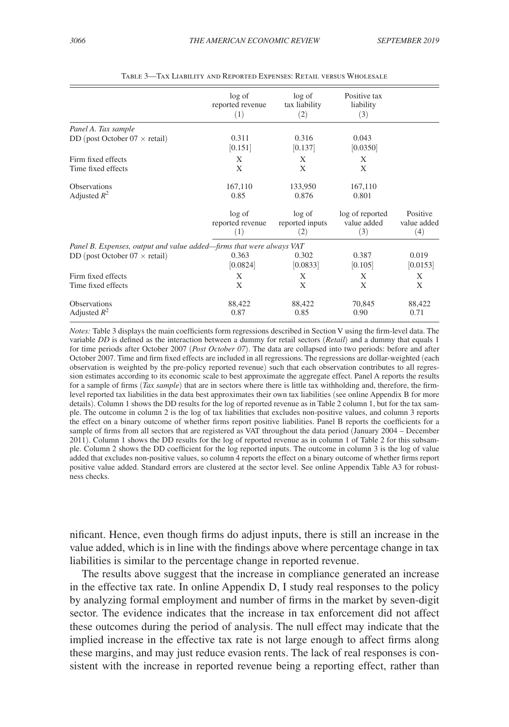Table 3—Tax Liability and Reported Expenses: Retail versus Wholesale

| | log of reported revenue (1) | log of tax liability (2) | Positive tax liability (3) | |
|---|---|---|---|---|
| *Panel A. Tax sample* | | | | |
| DD (post October 07 × retail) | 0.311 | 0.316 | 0.043 | |
| | [0.151] | [0.137] | [0.0350] | |
| Firm fixed effects | X | X | X | |
| Time fixed effects | X | X | X | |
| Observations | 167,110 | 133,950 | 167,110 | |
| Adjusted $R^2$ | 0.85 | 0.876 | 0.801 | |
| | log of reported revenue (1) | log of reported inputs (2) | log of reported value added (3) | Positive value added (4) |
| *Panel B. Expenses, output and value added—firms that were always VAT* | | | | |
| DD (post October 07 × retail) | 0.363 | 0.302 | 0.387 | 0.019 |
| | [0.0824] | [0.0833] | [0.105] | [0.0153] |
| Firm fixed effects | X | X | X | X |
| Time fixed effects | X | X | X | X |
| Observations | 88,422 | 88,422 | 70,845 | 88,422 |
| Adjusted $R^2$ | 0.87 | 0.85 | 0.90 | 0.71 |

*Notes:* Table 3 displays the main coefficients form regressions described in Section V using the firm-level data. The variable *DD* is defined as the interaction between a dummy for retail sectors (*Retail*) and a dummy that equals 1 for time periods after October 2007 (*Post October 07*). The data are collapsed into two periods: before and after October 2007. Time and firm fixed effects are included in all regressions. The regressions are dollar-weighted (each observation is weighted by the pre-policy reported revenue) such that each observation contributes to all regression estimates according to its economic scale to best approximate the aggregate effect. Panel A reports the results for a sample of firms (*Tax sample*) that are in sectors where there is little tax withholding and, therefore, the firm-level reported tax liabilities in the data best approximates their own tax liabilities (see online Appendix B for more details). Column 1 shows the DD results for the log of reported revenue as in Table 2 column 1, but for the tax sample. The outcome in column 2 is the log of tax liabilities that excludes non-positive values, and column 3 reports the effect on a binary outcome of whether firms report positive liabilities. Panel B reports the coefficients for a sample of firms from all sectors that are registered as VAT throughout the data period (January 2004 – December 2011). Column 1 shows the DD results for the log of reported revenue as in column 1 of Table 2 for this subsample. Column 2 shows the DD coefficient for the log reported inputs. The outcome in column 3 is the log of value added that excludes non-positive values, so column 4 reports the effect on a binary outcome of whether firms report positive value added. Standard errors are clustered at the sector level. See online Appendix Table A3 for robustness checks.

nificant. Hence, even though firms do adjust inputs, there is still an increase in the value added, which is in line with the findings above where percentage change in tax liabilities is similar to the percentage change in reported revenue.

The results above suggest that the increase in compliance generated an increase in the effective tax rate. In online Appendix D, I study real responses to the policy by analyzing formal employment and number of firms in the market by seven-digit sector. The evidence indicates that the increase in tax enforcement did not affect these outcomes during the period of analysis. The null effect may indicate that the implied increase in the effective tax rate is not large enough to affect firms along these margins, and may just reduce evasion rents. The lack of real responses is consistent with the increase in reported revenue being a reporting effect, rather than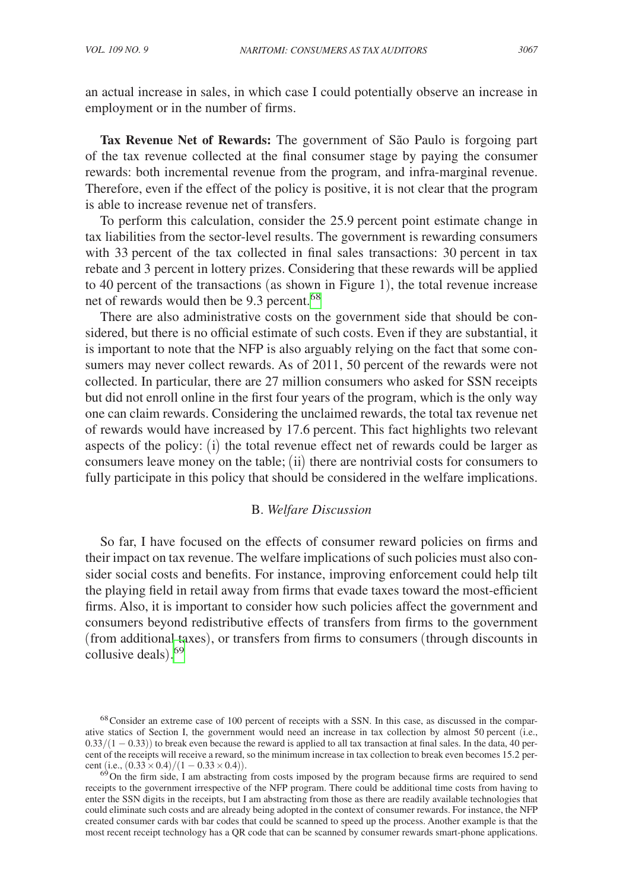an actual increase in sales, in which case I could potentially observe an increase in employment or in the number of firms.

**Tax Revenue Net of Rewards:** The government of São Paulo is forgoing part of the tax revenue collected at the final consumer stage by paying the consumer rewards: both incremental revenue from the program, and infra-marginal revenue. Therefore, even if the effect of the policy is positive, it is not clear that the program is able to increase revenue net of transfers.

To perform this calculation, consider the 25.9 percent point estimate change in tax liabilities from the sector-level results. The government is rewarding consumers with 33 percent of the tax collected in final sales transactions: 30 percent in tax rebate and 3 percent in lottery prizes. Considering that these rewards will be applied to 40 percent of the transactions (as shown in Figure 1), the total revenue increase net of rewards would then be 9.3 percent.[68]

There are also administrative costs on the government side that should be considered, but there is no official estimate of such costs. Even if they are substantial, it is important to note that the NFP is also arguably relying on the fact that some consumers may never collect rewards. As of 2011, 50 percent of the rewards were not collected. In particular, there are 27 million consumers who asked for SSN receipts but did not enroll online in the first four years of the program, which is the only way one can claim rewards. Considering the unclaimed rewards, the total tax revenue net of rewards would have increased by 17.6 percent. This fact highlights two relevant aspects of the policy: (i) the total revenue effect net of rewards could be larger as consumers leave money on the table; (ii) there are nontrivial costs for consumers to fully participate in this policy that should be considered in the welfare implications.

## B. *Welfare Discussion*

So far, I have focused on the effects of consumer reward policies on firms and their impact on tax revenue. The welfare implications of such policies must also consider social costs and benefits. For instance, improving enforcement could help tilt the playing field in retail away from firms that evade taxes toward the most-efficient firms. Also, it is important to consider how such policies affect the government and consumers beyond redistributive effects of transfers from firms to the government (from additional taxes), or transfers from firms to consumers (through discounts in collusive deals).[69]

---

[68] Consider an extreme case of 100 percent of receipts with a SSN. In this case, as discussed in the comparative statics of Section I, the government would need an increase in tax collection by almost 50 percent (i.e., $0.33/(1-0.33)$) to break even because the reward is applied to all tax transaction at final sales. In the data, 40 percent of the receipts will receive a reward, so the minimum increase in tax collection to break even becomes 15.2 percent (i.e., $(0.33 \times 0.4)/(1-0.33 \times 0.4)$).

[69] On the firm side, I am abstracting from costs imposed by the program because firms are required to send receipts to the government irrespective of the NFP program. There could be additional time costs from having to enter the SSN digits in the receipts, but I am abstracting from those as there are readily available technologies that could eliminate such costs and are already being adopted in the context of consumer rewards. For instance, the NFP created consumer cards with bar codes that could be scanned to speed up the process. Another example is that the most recent receipt technology has a QR code that can be scanned by consumer rewards smart-phone applications.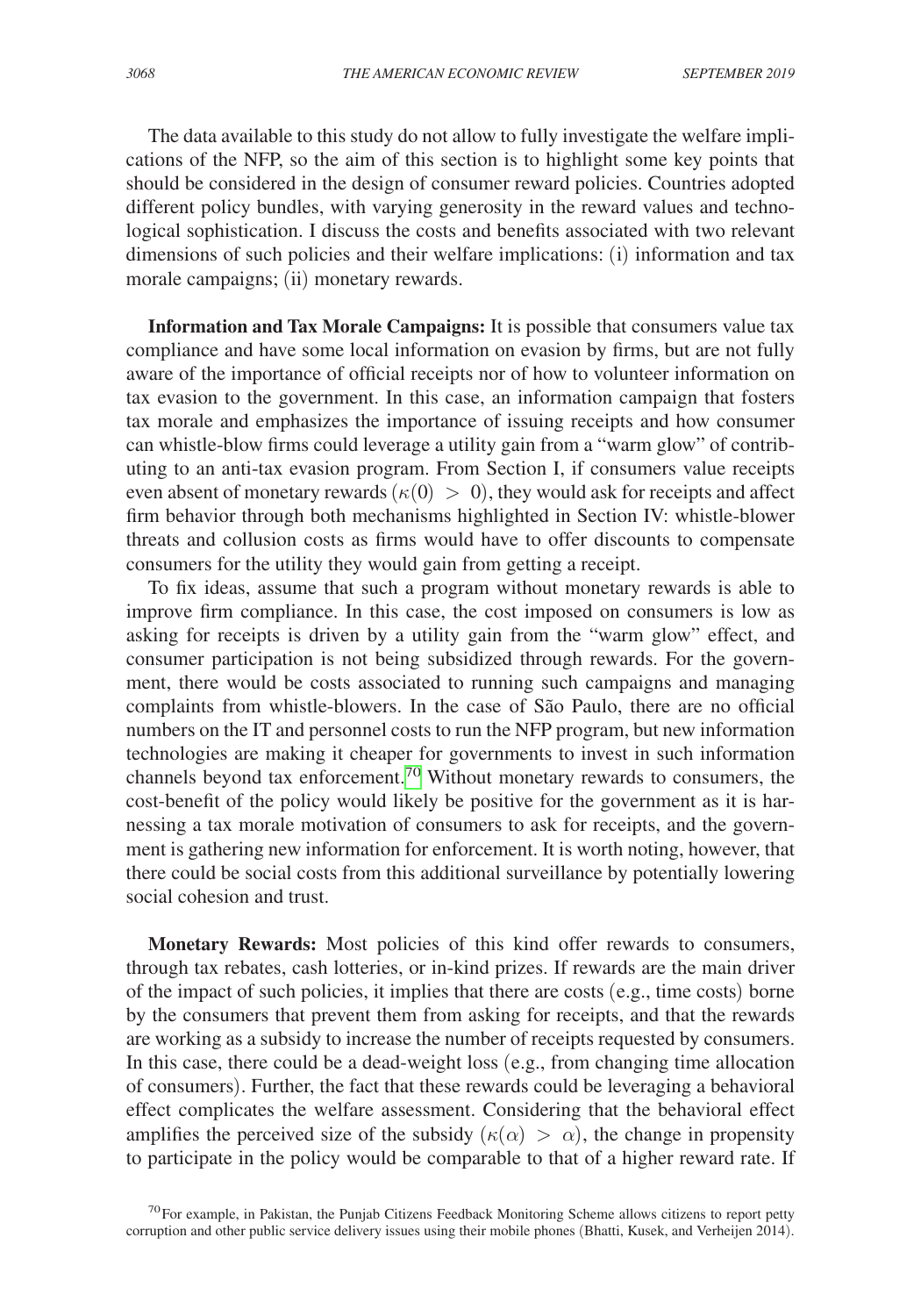The data available to this study do not allow to fully investigate the welfare implications of the NFP, so the aim of this section is to highlight some key points that should be considered in the design of consumer reward policies. Countries adopted different policy bundles, with varying generosity in the reward values and technological sophistication. I discuss the costs and benefits associated with two relevant dimensions of such policies and their welfare implications: (i) information and tax morale campaigns; (ii) monetary rewards.

**Information and Tax Morale Campaigns:** It is possible that consumers value tax compliance and have some local information on evasion by firms, but are not fully aware of the importance of official receipts nor of how to volunteer information on tax evasion to the government. In this case, an information campaign that fosters tax morale and emphasizes the importance of issuing receipts and how consumer can whistle-blow firms could leverage a utility gain from a "warm glow" of contributing to an anti-tax evasion program. From Section I, if consumers value receipts even absent of monetary rewards ($\kappa(0) > 0$), they would ask for receipts and affect firm behavior through both mechanisms highlighted in Section IV: whistle-blower threats and collusion costs as firms would have to offer discounts to compensate consumers for the utility they would gain from getting a receipt.

To fix ideas, assume that such a program without monetary rewards is able to improve firm compliance. In this case, the cost imposed on consumers is low as asking for receipts is driven by a utility gain from the "warm glow" effect, and consumer participation is not being subsidized through rewards. For the government, there would be costs associated to running such campaigns and managing complaints from whistle-blowers. In the case of São Paulo, there are no official numbers on the IT and personnel costs to run the NFP program, but new information technologies are making it cheaper for governments to invest in such information channels beyond tax enforcement.[70] Without monetary rewards to consumers, the cost-benefit of the policy would likely be positive for the government as it is harnessing a tax morale motivation of consumers to ask for receipts, and the government is gathering new information for enforcement. It is worth noting, however, that there could be social costs from this additional surveillance by potentially lowering social cohesion and trust.

**Monetary Rewards:** Most policies of this kind offer rewards to consumers, through tax rebates, cash lotteries, or in-kind prizes. If rewards are the main driver of the impact of such policies, it implies that there are costs (e.g., time costs) borne by the consumers that prevent them from asking for receipts, and that the rewards are working as a subsidy to increase the number of receipts requested by consumers. In this case, there could be a dead-weight loss (e.g., from changing time allocation of consumers). Further, the fact that these rewards could be leveraging a behavioral effect complicates the welfare assessment. Considering that the behavioral effect amplifies the perceived size of the subsidy ($\kappa(\alpha) > \alpha$), the change in propensity to participate in the policy would be comparable to that of a higher reward rate. If

[70] For example, in Pakistan, the Punjab Citizens Feedback Monitoring Scheme allows citizens to report petty corruption and other public service delivery issues using their mobile phones (Bhatti, Kusek, and Verheijen 2014).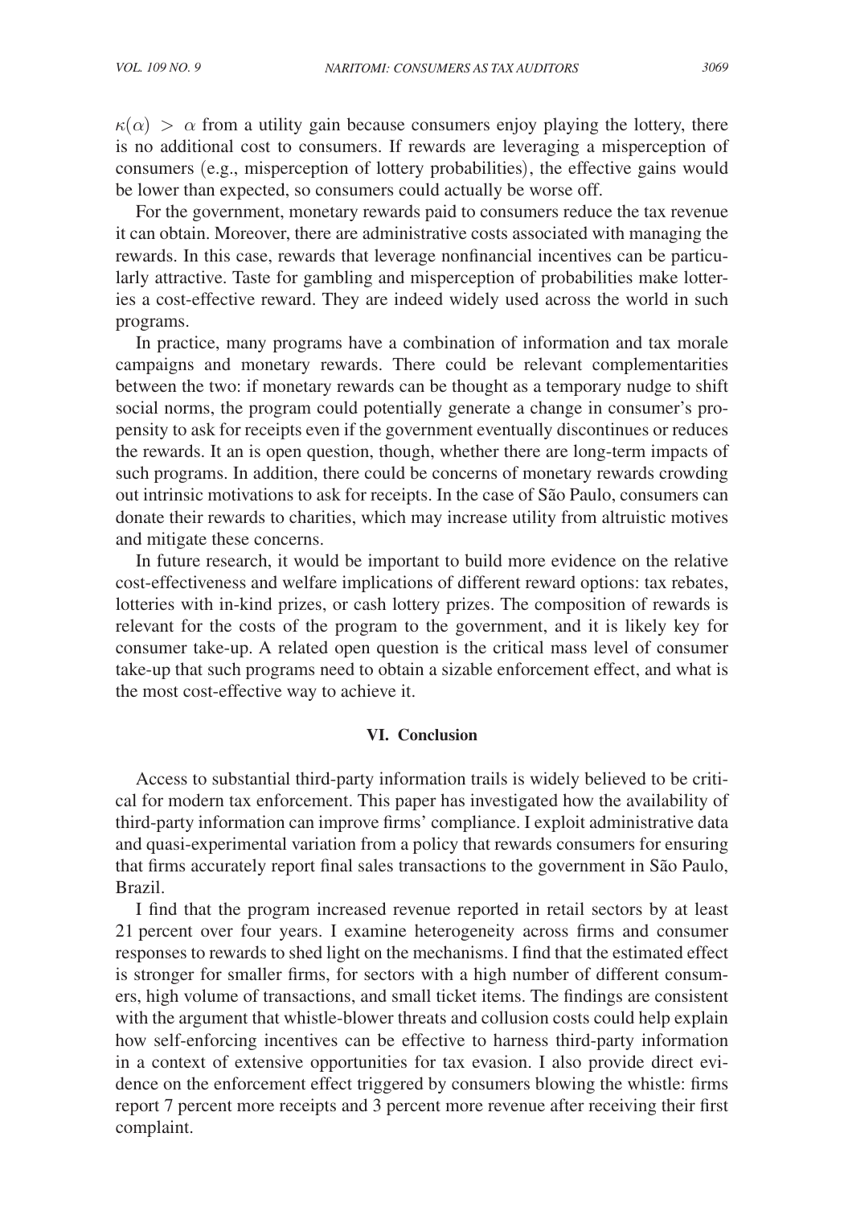$\kappa(\alpha) > \alpha$ from a utility gain because consumers enjoy playing the lottery, there is no additional cost to consumers. If rewards are leveraging a misperception of consumers (e.g., misperception of lottery probabilities), the effective gains would be lower than expected, so consumers could actually be worse off.

For the government, monetary rewards paid to consumers reduce the tax revenue it can obtain. Moreover, there are administrative costs associated with managing the rewards. In this case, rewards that leverage nonfinancial incentives can be particularly attractive. Taste for gambling and misperception of probabilities make lotteries a cost-effective reward. They are indeed widely used across the world in such programs.

In practice, many programs have a combination of information and tax morale campaigns and monetary rewards. There could be relevant complementarities between the two: if monetary rewards can be thought as a temporary nudge to shift social norms, the program could potentially generate a change in consumer's propensity to ask for receipts even if the government eventually discontinues or reduces the rewards. It an is open question, though, whether there are long-term impacts of such programs. In addition, there could be concerns of monetary rewards crowding out intrinsic motivations to ask for receipts. In the case of São Paulo, consumers can donate their rewards to charities, which may increase utility from altruistic motives and mitigate these concerns.

In future research, it would be important to build more evidence on the relative cost-effectiveness and welfare implications of different reward options: tax rebates, lotteries with in-kind prizes, or cash lottery prizes. The composition of rewards is relevant for the costs of the program to the government, and it is likely key for consumer take-up. A related open question is the critical mass level of consumer take-up that such programs need to obtain a sizable enforcement effect, and what is the most cost-effective way to achieve it.

## VI. Conclusion

Access to substantial third-party information trails is widely believed to be critical for modern tax enforcement. This paper has investigated how the availability of third-party information can improve firms' compliance. I exploit administrative data and quasi-experimental variation from a policy that rewards consumers for ensuring that firms accurately report final sales transactions to the government in São Paulo, Brazil.

I find that the program increased revenue reported in retail sectors by at least 21 percent over four years. I examine heterogeneity across firms and consumer responses to rewards to shed light on the mechanisms. I find that the estimated effect is stronger for smaller firms, for sectors with a high number of different consumers, high volume of transactions, and small ticket items. The findings are consistent with the argument that whistle-blower threats and collusion costs could help explain how self-enforcing incentives can be effective to harness third-party information in a context of extensive opportunities for tax evasion. I also provide direct evidence on the enforcement effect triggered by consumers blowing the whistle: firms report 7 percent more receipts and 3 percent more revenue after receiving their first complaint.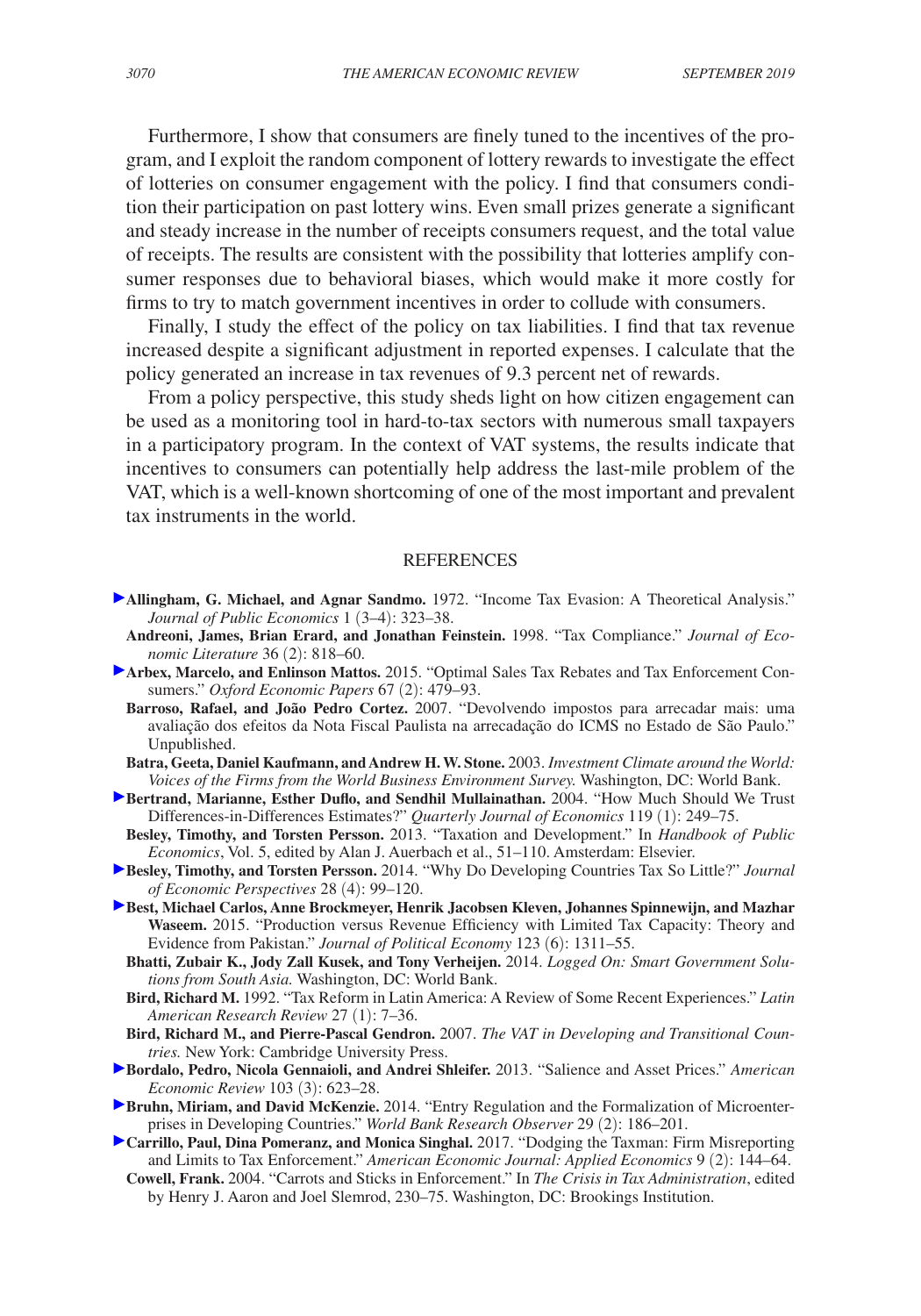Furthermore, I show that consumers are finely tuned to the incentives of the program, and I exploit the random component of lottery rewards to investigate the effect of lotteries on consumer engagement with the policy. I find that consumers condition their participation on past lottery wins. Even small prizes generate a significant and steady increase in the number of receipts consumers request, and the total value of receipts. The results are consistent with the possibility that lotteries amplify consumer responses due to behavioral biases, which would make it more costly for firms to try to match government incentives in order to collude with consumers.

Finally, I study the effect of the policy on tax liabilities. I find that tax revenue increased despite a significant adjustment in reported expenses. I calculate that the policy generated an increase in tax revenues of 9.3 percent net of rewards.

From a policy perspective, this study sheds light on how citizen engagement can be used as a monitoring tool in hard-to-tax sectors with numerous small taxpayers in a participatory program. In the context of VAT systems, the results indicate that incentives to consumers can potentially help address the last-mile problem of the VAT, which is a well-known shortcoming of one of the most important and prevalent tax instruments in the world.

## REFERENCES

**Allingham, G. Michael, and Agnar Sandmo.** 1972. "Income Tax Evasion: A Theoretical Analysis." *Journal of Public Economics* 1 (3–4): 323–38.

**Andreoni, James, Brian Erard, and Jonathan Feinstein.** 1998. "Tax Compliance." *Journal of Economic Literature* 36 (2): 818–60.

**Arbex, Marcelo, and Enlinson Mattos.** 2015. "Optimal Sales Tax Rebates and Tax Enforcement Consumers." *Oxford Economic Papers* 67 (2): 479–93.

**Barroso, Rafael, and João Pedro Cortez.** 2007. "Devolvendo impostos para arrecadar mais: uma avaliação dos efeitos da Nota Fiscal Paulista na arrecadação do ICMS no Estado de São Paulo." Unpublished.

**Batra, Geeta, Daniel Kaufmann, and Andrew H. W. Stone.** 2003. *Investment Climate around the World: Voices of the Firms from the World Business Environment Survey.* Washington, DC: World Bank.

**Bertrand, Marianne, Esther Duflo, and Sendhil Mullainathan.** 2004. "How Much Should We Trust Differences-in-Differences Estimates?" *Quarterly Journal of Economics* 119 (1): 249–75.

**Besley, Timothy, and Torsten Persson.** 2013. "Taxation and Development." In *Handbook of Public Economics*, Vol. 5, edited by Alan J. Auerbach et al., 51–110. Amsterdam: Elsevier.

**Besley, Timothy, and Torsten Persson.** 2014. "Why Do Developing Countries Tax So Little?" *Journal of Economic Perspectives* 28 (4): 99–120.

**Best, Michael Carlos, Anne Brockmeyer, Henrik Jacobsen Kleven, Johannes Spinnewijn, and Mazhar Waseem.** 2015. "Production versus Revenue Efficiency with Limited Tax Capacity: Theory and Evidence from Pakistan." *Journal of Political Economy* 123 (6): 1311–55.

**Bhatti, Zubair K., Jody Zall Kusek, and Tony Verheijen.** 2014. *Logged On: Smart Government Solutions from South Asia.* Washington, DC: World Bank.

**Bird, Richard M.** 1992. "Tax Reform in Latin America: A Review of Some Recent Experiences." *Latin American Research Review* 27 (1): 7–36.

**Bird, Richard M., and Pierre-Pascal Gendron.** 2007. *The VAT in Developing and Transitional Countries.* New York: Cambridge University Press.

**Bordalo, Pedro, Nicola Gennaioli, and Andrei Shleifer.** 2013. "Salience and Asset Prices." *American Economic Review* 103 (3): 623–28.

**Bruhn, Miriam, and David McKenzie.** 2014. "Entry Regulation and the Formalization of Microenterprises in Developing Countries." *World Bank Research Observer* 29 (2): 186–201.

**Carrillo, Paul, Dina Pomeranz, and Monica Singhal.** 2017. "Dodging the Taxman: Firm Misreporting and Limits to Tax Enforcement." *American Economic Journal: Applied Economics* 9 (2): 144–64.

**Cowell, Frank.** 2004. "Carrots and Sticks in Enforcement." In *The Crisis in Tax Administration*, edited by Henry J. Aaron and Joel Slemrod, 230–75. Washington, DC: Brookings Institution.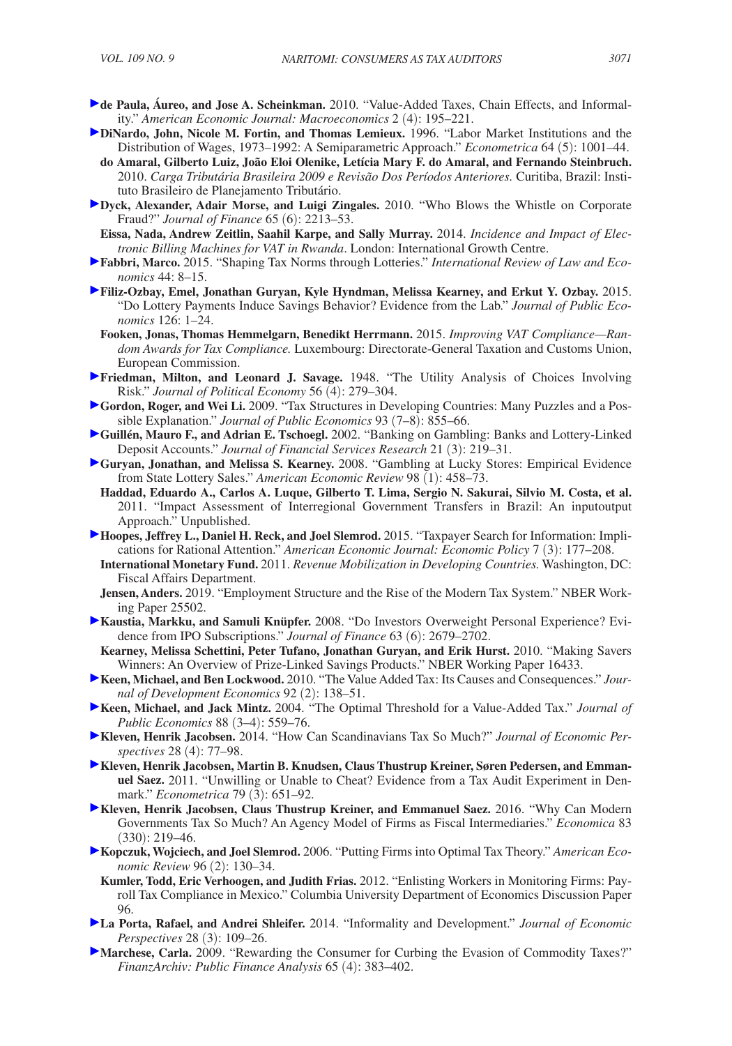**de Paula, Áureo, and Jose A. Scheinkman.** 2010. "Value-Added Taxes, Chain Effects, and Informality." *American Economic Journal: Macroeconomics* 2 (4): 195–221.

**DiNardo, John, Nicole M. Fortin, and Thomas Lemieux.** 1996. "Labor Market Institutions and the Distribution of Wages, 1973–1992: A Semiparametric Approach." *Econometrica* 64 (5): 1001–44.

**do Amaral, Gilberto Luiz, João Eloi Olenike, Letícia Mary F. do Amaral, and Fernando Steinbruch.** 2010. *Carga Tributária Brasileira 2009 e Revisão Dos Períodos Anteriores.* Curitiba, Brazil: Instituto Brasileiro de Planejamento Tributário.

**Dyck, Alexander, Adair Morse, and Luigi Zingales.** 2010. "Who Blows the Whistle on Corporate Fraud?" *Journal of Finance* 65 (6): 2213–53.

**Eissa, Nada, Andrew Zeitlin, Saahil Karpe, and Sally Murray.** 2014. *Incidence and Impact of Electronic Billing Machines for VAT in Rwanda*. London: International Growth Centre.

**Fabbri, Marco.** 2015. "Shaping Tax Norms through Lotteries." *International Review of Law and Economics* 44: 8–15.

**Filiz-Ozbay, Emel, Jonathan Guryan, Kyle Hyndman, Melissa Kearney, and Erkut Y. Ozbay.** 2015. "Do Lottery Payments Induce Savings Behavior? Evidence from the Lab." *Journal of Public Economics* 126: 1–24.

**Fooken, Jonas, Thomas Hemmelgarn, Benedikt Herrmann.** 2015. *Improving VAT Compliance—Random Awards for Tax Compliance.* Luxembourg: Directorate-General Taxation and Customs Union, European Commission.

**Friedman, Milton, and Leonard J. Savage.** 1948. "The Utility Analysis of Choices Involving Risk." *Journal of Political Economy* 56 (4): 279–304.

**Gordon, Roger, and Wei Li.** 2009. "Tax Structures in Developing Countries: Many Puzzles and a Possible Explanation." *Journal of Public Economics* 93 (7–8): 855–66.

**Guillén, Mauro F., and Adrian E. Tschoegl.** 2002. "Banking on Gambling: Banks and Lottery-Linked Deposit Accounts." *Journal of Financial Services Research* 21 (3): 219–31.

**Guryan, Jonathan, and Melissa S. Kearney.** 2008. "Gambling at Lucky Stores: Empirical Evidence from State Lottery Sales." *American Economic Review* 98 (1): 458–73.

**Haddad, Eduardo A., Carlos A. Luque, Gilberto T. Lima, Sergio N. Sakurai, Silvio M. Costa, et al.** 2011. "Impact Assessment of Interregional Government Transfers in Brazil: An inputoutput Approach." Unpublished.

**Hoopes, Jeffrey L., Daniel H. Reck, and Joel Slemrod.** 2015. "Taxpayer Search for Information: Implications for Rational Attention." *American Economic Journal: Economic Policy* 7 (3): 177–208.

**International Monetary Fund.** 2011. *Revenue Mobilization in Developing Countries.* Washington, DC: Fiscal Affairs Department.

**Jensen, Anders.** 2019. "Employment Structure and the Rise of the Modern Tax System." NBER Working Paper 25502.

**Kaustia, Markku, and Samuli Knüpfer.** 2008. "Do Investors Overweight Personal Experience? Evidence from IPO Subscriptions." *Journal of Finance* 63 (6): 2679–2702.

**Kearney, Melissa Schettini, Peter Tufano, Jonathan Guryan, and Erik Hurst.** 2010. "Making Savers Winners: An Overview of Prize-Linked Savings Products." NBER Working Paper 16433.

**Keen, Michael, and Ben Lockwood.** 2010. "The Value Added Tax: Its Causes and Consequences." *Journal of Development Economics* 92 (2): 138–51.

**Keen, Michael, and Jack Mintz.** 2004. "The Optimal Threshold for a Value-Added Tax." *Journal of Public Economics* 88 (3–4): 559–76.

**Kleven, Henrik Jacobsen.** 2014. "How Can Scandinavians Tax So Much?" *Journal of Economic Perspectives* 28 (4): 77–98.

**Kleven, Henrik Jacobsen, Martin B. Knudsen, Claus Thustrup Kreiner, Søren Pedersen, and Emmanuel Saez.** 2011. "Unwilling or Unable to Cheat? Evidence from a Tax Audit Experiment in Denmark." *Econometrica* 79 (3): 651–92.

**Kleven, Henrik Jacobsen, Claus Thustrup Kreiner, and Emmanuel Saez.** 2016. "Why Can Modern Governments Tax So Much? An Agency Model of Firms as Fiscal Intermediaries." *Economica* 83 (330): 219–46.

**Kopczuk, Wojciech, and Joel Slemrod.** 2006. "Putting Firms into Optimal Tax Theory." *American Economic Review* 96 (2): 130–34.

**Kumler, Todd, Eric Verhoogen, and Judith Frias.** 2012. "Enlisting Workers in Monitoring Firms: Payroll Tax Compliance in Mexico." Columbia University Department of Economics Discussion Paper 96.

**La Porta, Rafael, and Andrei Shleifer.** 2014. "Informality and Development." *Journal of Economic Perspectives* 28 (3): 109–26.

**Marchese, Carla.** 2009. "Rewarding the Consumer for Curbing the Evasion of Commodity Taxes?" *FinanzArchiv: Public Finance Analysis* 65 (4): 383–402.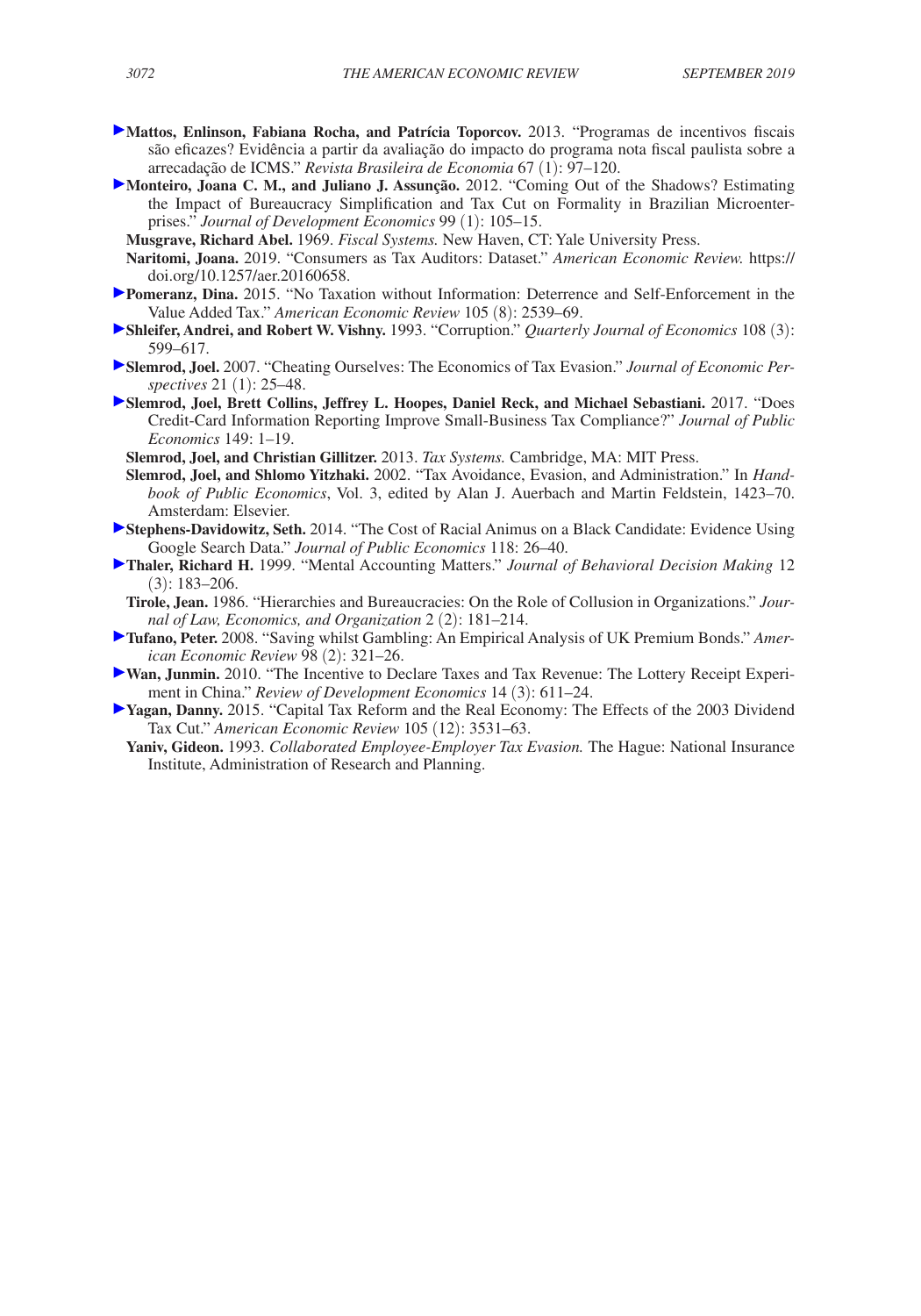**Mattos, Enlinson, Fabiana Rocha, and Patrícia Toporcov.** 2013. "Programas de incentivos fiscais são eficazes? Evidência a partir da avaliação do impacto do programa nota fiscal paulista sobre a arrecadação de ICMS." *Revista Brasileira de Economia* 67 (1): 97–120.

**Monteiro, Joana C. M., and Juliano J. Assunção.** 2012. "Coming Out of the Shadows? Estimating the Impact of Bureaucracy Simplification and Tax Cut on Formality in Brazilian Microenterprises." *Journal of Development Economics* 99 (1): 105–15.

**Musgrave, Richard Abel.** 1969. *Fiscal Systems.* New Haven, CT: Yale University Press.

**Naritomi, Joana.** 2019. "Consumers as Tax Auditors: Dataset." *American Economic Review.* https://doi.org/10.1257/aer.20160658.

**Pomeranz, Dina.** 2015. "No Taxation without Information: Deterrence and Self-Enforcement in the Value Added Tax." *American Economic Review* 105 (8): 2539–69.

**Shleifer, Andrei, and Robert W. Vishny.** 1993. "Corruption." *Quarterly Journal of Economics* 108 (3): 599–617.

**Slemrod, Joel.** 2007. "Cheating Ourselves: The Economics of Tax Evasion." *Journal of Economic Perspectives* 21 (1): 25–48.

**Slemrod, Joel, Brett Collins, Jeffrey L. Hoopes, Daniel Reck, and Michael Sebastiani.** 2017. "Does Credit-Card Information Reporting Improve Small-Business Tax Compliance?" *Journal of Public Economics* 149: 1–19.

**Slemrod, Joel, and Christian Gillitzer.** 2013. *Tax Systems.* Cambridge, MA: MIT Press.

**Slemrod, Joel, and Shlomo Yitzhaki.** 2002. "Tax Avoidance, Evasion, and Administration." In *Handbook of Public Economics*, Vol. 3, edited by Alan J. Auerbach and Martin Feldstein, 1423–70. Amsterdam: Elsevier.

**Stephens-Davidowitz, Seth.** 2014. "The Cost of Racial Animus on a Black Candidate: Evidence Using Google Search Data." *Journal of Public Economics* 118: 26–40.

**Thaler, Richard H.** 1999. "Mental Accounting Matters." *Journal of Behavioral Decision Making* 12 (3): 183–206.

**Tirole, Jean.** 1986. "Hierarchies and Bureaucracies: On the Role of Collusion in Organizations." *Journal of Law, Economics, and Organization* 2 (2): 181–214.

**Tufano, Peter.** 2008. "Saving whilst Gambling: An Empirical Analysis of UK Premium Bonds." *American Economic Review* 98 (2): 321–26.

**Wan, Junmin.** 2010. "The Incentive to Declare Taxes and Tax Revenue: The Lottery Receipt Experiment in China." *Review of Development Economics* 14 (3): 611–24.

**Yagan, Danny.** 2015. "Capital Tax Reform and the Real Economy: The Effects of the 2003 Dividend Tax Cut." *American Economic Review* 105 (12): 3531–63.

**Yaniv, Gideon.** 1993. *Collaborated Employee-Employer Tax Evasion.* The Hague: National Insurance Institute, Administration of Research and Planning.